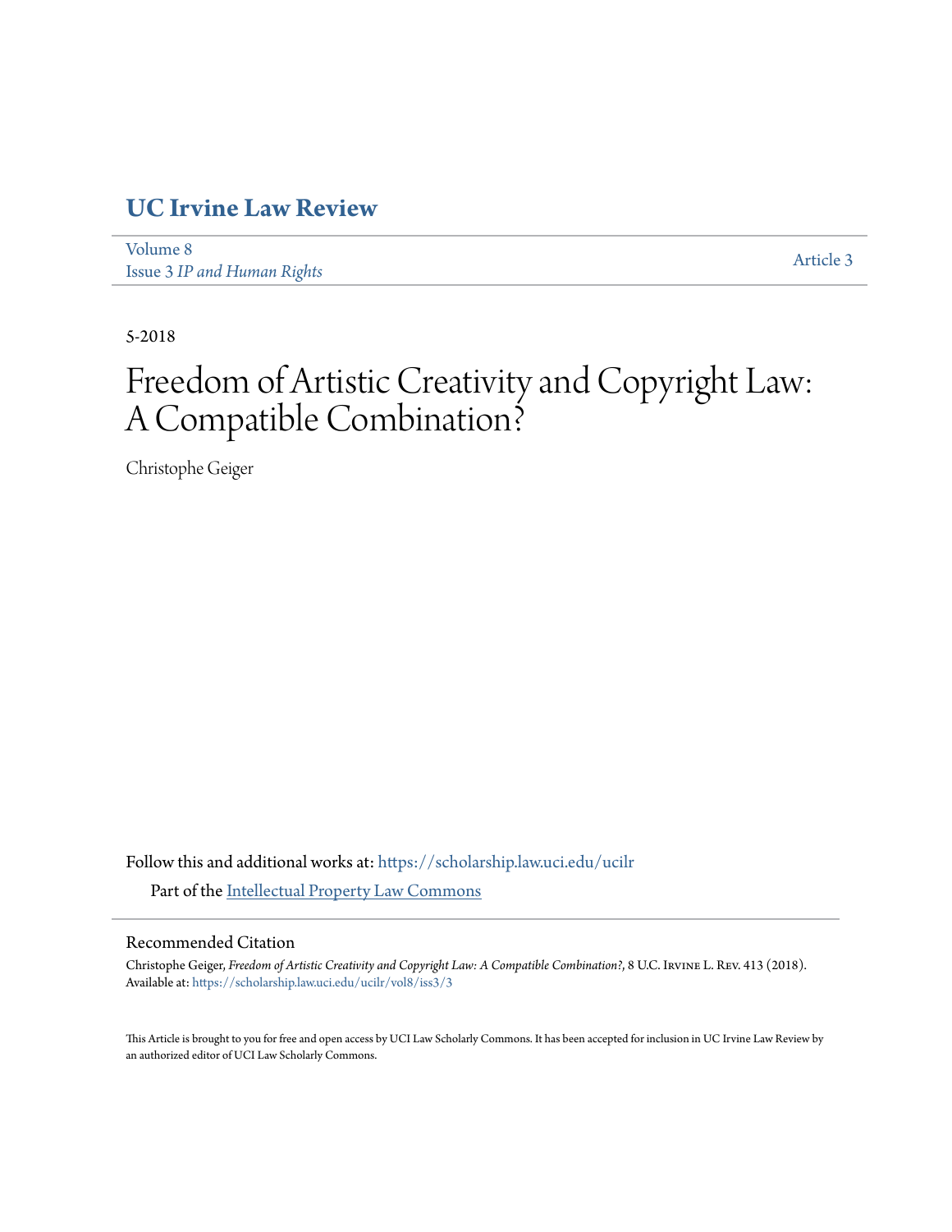# UC Irvine Law Review

Volume 8
Issue 3 *IP and Human Rights*

Article 3

5-2018

# Freedom of Artistic Creativity and Copyright Law: A Compatible Combination?

Christophe Geiger

Follow this and additional works at: https://scholarship.law.uci.edu/ucilr

Part of the Intellectual Property Law Commons

## Recommended Citation

Christophe Geiger, *Freedom of Artistic Creativity and Copyright Law: A Compatible Combination?*, 8 U.C. Irvine L. Rev. 413 (2018).
Available at: https://scholarship.law.uci.edu/ucilr/vol8/iss3/3

This Article is brought to you for free and open access by UCI Law Scholarly Commons. It has been accepted for inclusion in UC Irvine Law Review by an authorized editor of UCI Law Scholarly Commons.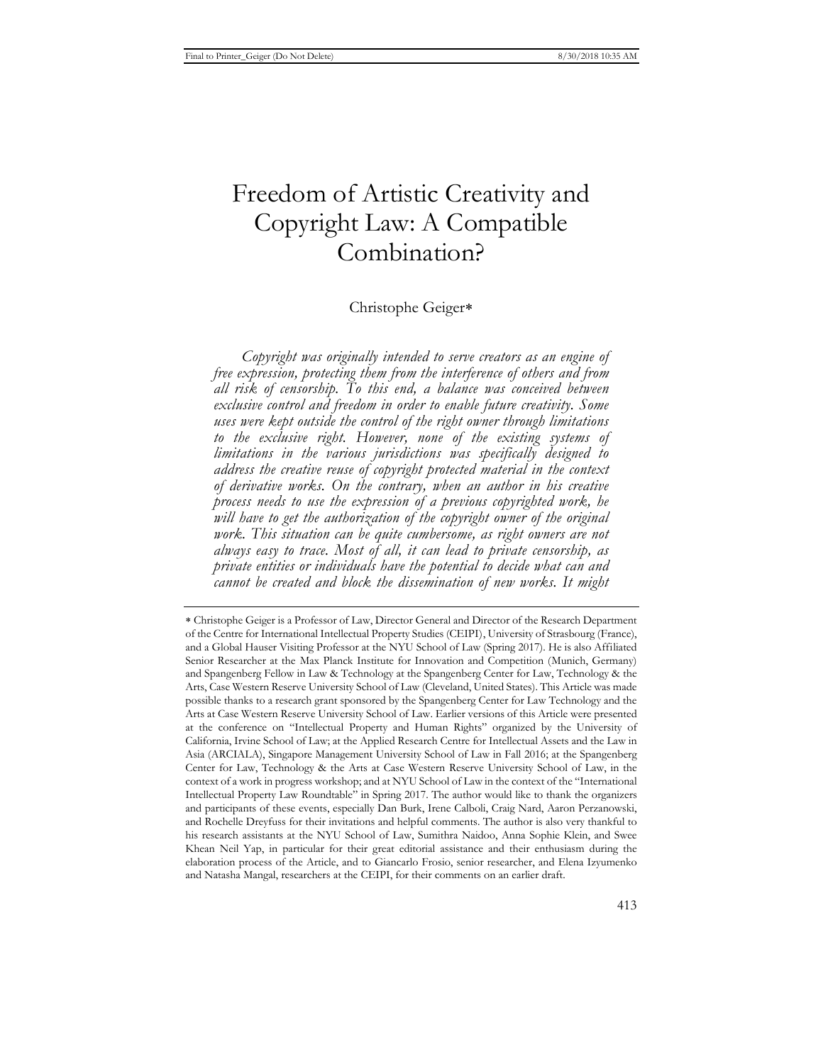# Freedom of Artistic Creativity and Copyright Law: A Compatible Combination?

Christophe Geiger*

*Copyright was originally intended to serve creators as an engine of free expression, protecting them from the interference of others and from all risk of censorship. To this end, a balance was conceived between exclusive control and freedom in order to enable future creativity. Some uses were kept outside the control of the right owner through limitations to the exclusive right. However, none of the existing systems of limitations in the various jurisdictions was specifically designed to address the creative reuse of copyright protected material in the context of derivative works. On the contrary, when an author in his creative process needs to use the expression of a previous copyrighted work, he will have to get the authorization of the copyright owner of the original work. This situation can be quite cumbersome, as right owners are not always easy to trace. Most of all, it can lead to private censorship, as private entities or individuals have the potential to decide what can and cannot be created and block the dissemination of new works. It might*

---

* Christophe Geiger is a Professor of Law, Director General and Director of the Research Department of the Centre for International Intellectual Property Studies (CEIPI), University of Strasbourg (France), and a Global Hauser Visiting Professor at the NYU School of Law (Spring 2017). He is also Affiliated Senior Researcher at the Max Planck Institute for Innovation and Competition (Munich, Germany) and Spangenberg Fellow in Law & Technology at the Spangenberg Center for Law, Technology & the Arts, Case Western Reserve University School of Law (Cleveland, United States). This Article was made possible thanks to a research grant sponsored by the Spangenberg Center for Law Technology and the Arts at Case Western Reserve University School of Law. Earlier versions of this Article were presented at the conference on "Intellectual Property and Human Rights" organized by the University of California, Irvine School of Law; at the Applied Research Centre for Intellectual Assets and the Law in Asia (ARCIALA), Singapore Management University School of Law in Fall 2016; at the Spangenberg Center for Law, Technology & the Arts at Case Western Reserve University School of Law, in the context of a work in progress workshop; and at NYU School of Law in the context of the "International Intellectual Property Law Roundtable" in Spring 2017. The author would like to thank the organizers and participants of these events, especially Dan Burk, Irene Calboli, Craig Nard, Aaron Perzanowski, and Rochelle Dreyfuss for their invitations and helpful comments. The author is also very thankful to his research assistants at the NYU School of Law, Sumithra Naidoo, Anna Sophie Klein, and Swee Khean Neil Yap, in particular for their great editorial assistance and their enthusiasm during the elaboration process of the Article, and to Giancarlo Frosio, senior researcher, and Elena Izyumenko and Natasha Mangal, researchers at the CEIPI, for their comments on an earlier draft.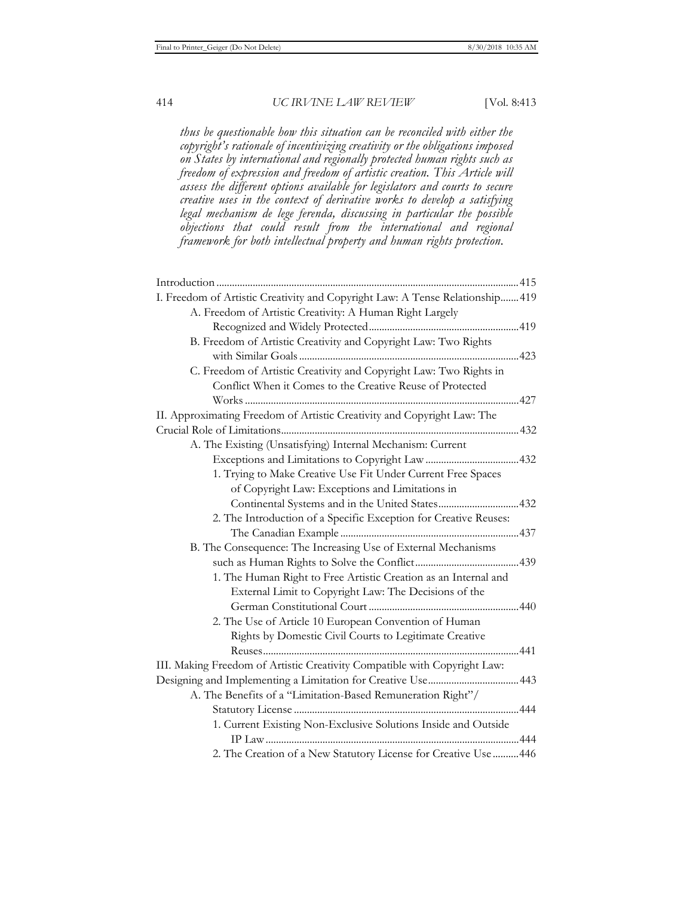*thus be questionable how this situation can be reconciled with either the copyright's rationale of incentivizing creativity or the obligations imposed on States by international and regionally protected human rights such as freedom of expression and freedom of artistic creation. This Article will assess the different options available for legislators and courts to secure creative uses in the context of derivative works to develop a satisfying legal mechanism de lege ferenda, discussing in particular the possible objections that could result from the international and regional framework for both intellectual property and human rights protection.*

Introduction .......... 415

I. Freedom of Artistic Creativity and Copyright Law: A Tense Relationship .......... 419

- A. Freedom of Artistic Creativity: A Human Right Largely Recognized and Widely Protected .......... 419
- B. Freedom of Artistic Creativity and Copyright Law: Two Rights with Similar Goals .......... 423
- C. Freedom of Artistic Creativity and Copyright Law: Two Rights in Conflict When it Comes to the Creative Reuse of Protected Works .......... 427

II. Approximating Freedom of Artistic Creativity and Copyright Law: The Crucial Role of Limitations .......... 432

- A. The Existing (Unsatisfying) Internal Mechanism: Current Exceptions and Limitations to Copyright Law .......... 432
  - 1. Trying to Make Creative Use Fit Under Current Free Spaces of Copyright Law: Exceptions and Limitations in Continental Systems and in the United States .......... 432
  - 2. The Introduction of a Specific Exception for Creative Reuses: The Canadian Example .......... 437
- B. The Consequence: The Increasing Use of External Mechanisms such as Human Rights to Solve the Conflict .......... 439
  - 1. The Human Right to Free Artistic Creation as an Internal and External Limit to Copyright Law: The Decisions of the German Constitutional Court .......... 440
  - 2. The Use of Article 10 European Convention of Human Rights by Domestic Civil Courts to Legitimate Creative Reuses .......... 441

III. Making Freedom of Artistic Creativity Compatible with Copyright Law: Designing and Implementing a Limitation for Creative Use .......... 443

- A. The Benefits of a "Limitation-Based Remuneration Right"/ Statutory License .......... 444
  - 1. Current Existing Non-Exclusive Solutions Inside and Outside IP Law .......... 444
  - 2. The Creation of a New Statutory License for Creative Use .......... 446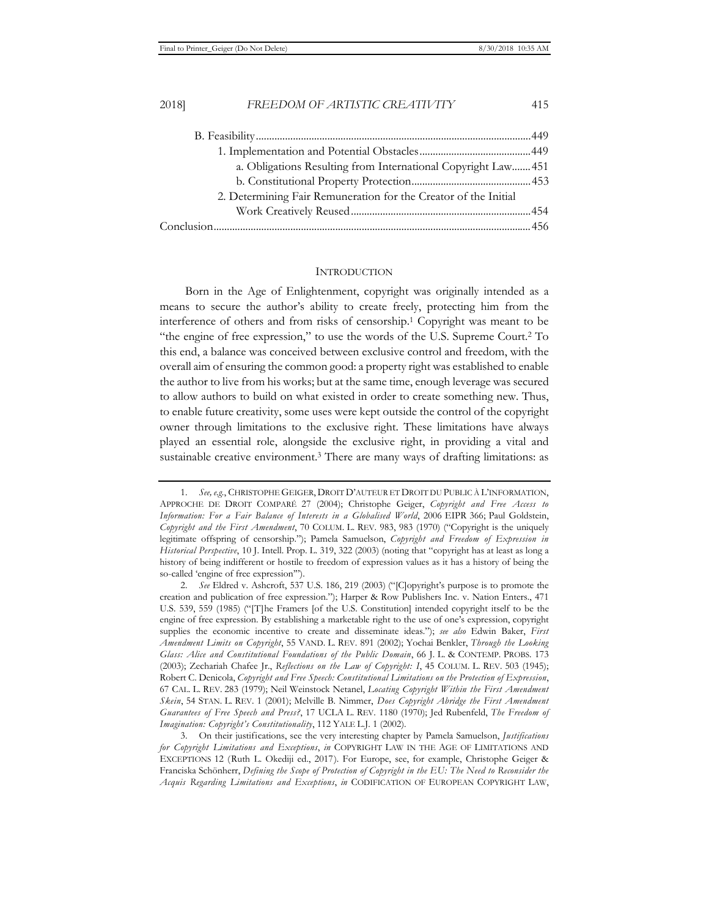B. Feasibility ....................................................................................................449

1. Implementation and Potential Obstacles ..........................................449

a. Obligations Resulting from International Copyright Law.......451

b. Constitutional Property Protection............................................453

2. Determining Fair Remuneration for the Creator of the Initial Work Creatively Reused...................................................................454

Conclusion.......................................................................................................456

## INTRODUCTION

Born in the Age of Enlightenment, copyright was originally intended as a means to secure the author's ability to create freely, protecting him from the interference of others and from risks of censorship.[1] Copyright was meant to be "the engine of free expression," to use the words of the U.S. Supreme Court.[2] To this end, a balance was conceived between exclusive control and freedom, with the overall aim of ensuring the common good: a property right was established to enable the author to live from his works; but at the same time, enough leverage was secured to allow authors to build on what existed in order to create something new. Thus, to enable future creativity, some uses were kept outside the control of the copyright owner through limitations to the exclusive right. These limitations have always played an essential role, alongside the exclusive right, in providing a vital and sustainable creative environment.[3] There are many ways of drafting limitations: as

---

1. *See, e.g.*, CHRISTOPHE GEIGER, DROIT D'AUTEUR ET DROIT DU PUBLIC À L'INFORMATION, APPROCHE DE DROIT COMPARÉ 27 (2004); Christophe Geiger, *Copyright and Free Access to Information: For a Fair Balance of Interests in a Globalised World*, 2006 EIPR 366; Paul Goldstein, *Copyright and the First Amendment*, 70 COLUM. L. REV. 983, 983 (1970) ("Copyright is the uniquely legitimate offspring of censorship."); Pamela Samuelson, *Copyright and Freedom of Expression in Historical Perspective*, 10 J. Intell. Prop. L. 319, 322 (2003) (noting that "copyright has at least as long a history of being indifferent or hostile to freedom of expression values as it has a history of being the so-called 'engine of free expression'").

2. *See* Eldred v. Ashcroft, 537 U.S. 186, 219 (2003) ("[C]opyright's purpose is to promote the creation and publication of free expression."); Harper & Row Publishers Inc. v. Nation Enters., 471 U.S. 539, 559 (1985) ("[T]he Framers [of the U.S. Constitution] intended copyright itself to be the engine of free expression. By establishing a marketable right to the use of one's expression, copyright supplies the economic incentive to create and disseminate ideas."); *see also* Edwin Baker, *First Amendment Limits on Copyright*, 55 VAND. L. REV. 891 (2002); Yochai Benkler, *Through the Looking Glass: Alice and Constitutional Foundations of the Public Domain*, 66 J. L. & CONTEMP. PROBS. 173 (2003); Zechariah Chafee Jr., *Reflections on the Law of Copyright: I*, 45 COLUM. L. REV. 503 (1945); Robert C. Denicola, *Copyright and Free Speech: Constitutional Limitations on the Protection of Expression*, 67 CAL. L. REV. 283 (1979); Neil Weinstock Netanel, *Locating Copyright Within the First Amendment Skein*, 54 STAN. L. REV. 1 (2001); Melville B. Nimmer, *Does Copyright Abridge the First Amendment Guarantees of Free Speech and Press?*, 17 UCLA L. REV. 1180 (1970); Jed Rubenfeld, *The Freedom of Imagination: Copyright's Constitutionality*, 112 YALE L.J. 1 (2002).

3. On their justifications, see the very interesting chapter by Pamela Samuelson, *Justifications for Copyright Limitations and Exceptions*, *in* COPYRIGHT LAW IN THE AGE OF LIMITATIONS AND EXCEPTIONS 12 (Ruth L. Okediji ed., 2017). For Europe, see, for example, Christophe Geiger & Franciska Schönherr, *Defining the Scope of Protection of Copyright in the EU: The Need to Reconsider the Acquis Regarding Limitations and Exceptions*, *in* CODIFICATION OF EUROPEAN COPYRIGHT LAW,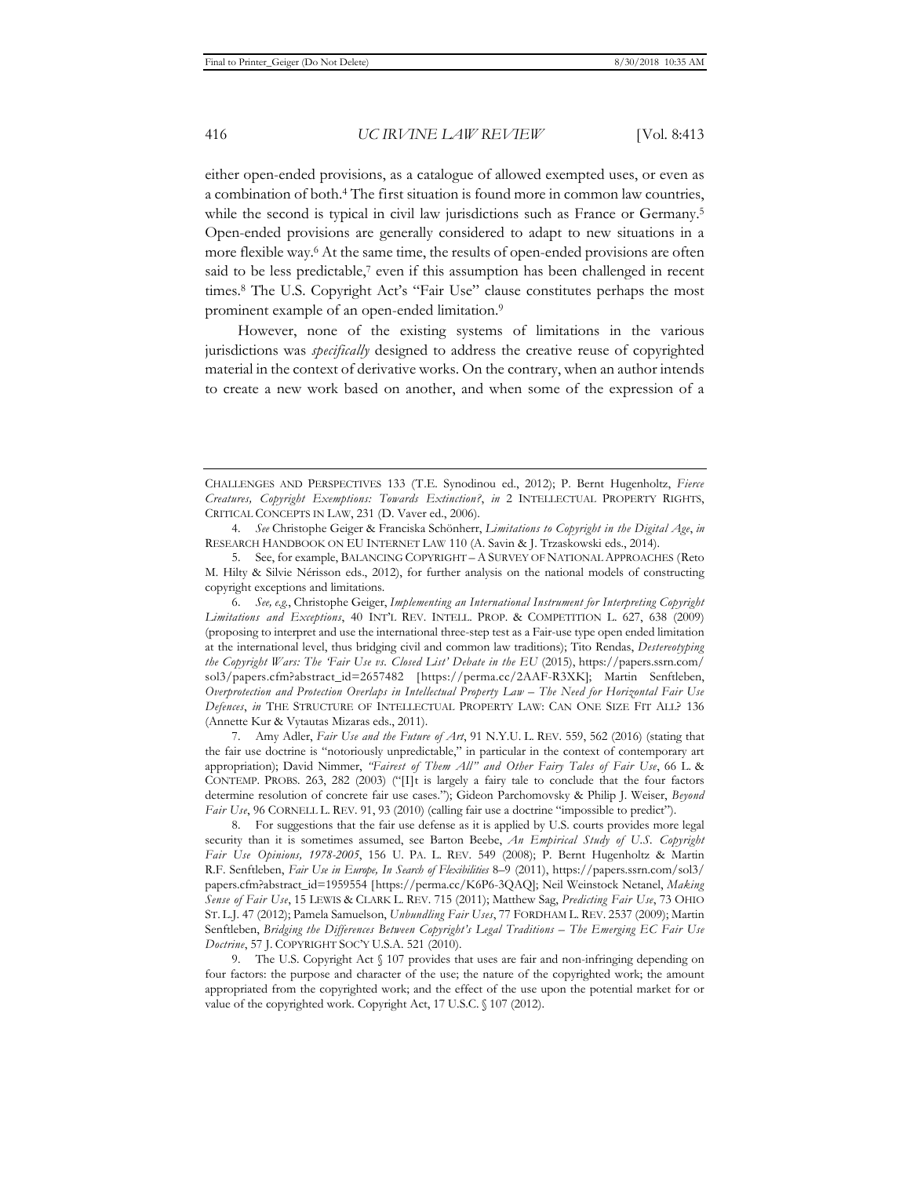either open-ended provisions, as a catalogue of allowed exempted uses, or even as a combination of both.[4] The first situation is found more in common law countries, while the second is typical in civil law jurisdictions such as France or Germany.[5] Open-ended provisions are generally considered to adapt to new situations in a more flexible way.[6] At the same time, the results of open-ended provisions are often said to be less predictable,[7] even if this assumption has been challenged in recent times.[8] The U.S. Copyright Act's "Fair Use" clause constitutes perhaps the most prominent example of an open-ended limitation.[9]

However, none of the existing systems of limitations in the various jurisdictions was *specifically* designed to address the creative reuse of copyrighted material in the context of derivative works. On the contrary, when an author intends to create a new work based on another, and when some of the expression of a

---

CHALLENGES AND PERSPECTIVES 133 (T.E. Synodinou ed., 2012); P. Bernt Hugenholtz, *Fierce Creatures, Copyright Exemptions: Towards Extinction?*, *in* 2 INTELLECTUAL PROPERTY RIGHTS, CRITICAL CONCEPTS IN LAW, 231 (D. Vaver ed., 2006).

4. *See* Christophe Geiger & Franciska Schönherr, *Limitations to Copyright in the Digital Age*, *in* RESEARCH HANDBOOK ON EU INTERNET LAW 110 (A. Savin & J. Trzaskowski eds., 2014).

5. See, for example, BALANCING COPYRIGHT – A SURVEY OF NATIONAL APPROACHES (Reto M. Hilty & Silvie Nérisson eds., 2012), for further analysis on the national models of constructing copyright exceptions and limitations.

6. *See, e.g.*, Christophe Geiger, *Implementing an International Instrument for Interpreting Copyright Limitations and Exceptions*, 40 INT'L REV. INTELL. PROP. & COMPETITION L. 627, 638 (2009) (proposing to interpret and use the international three-step test as a Fair-use type open ended limitation at the international level, thus bridging civil and common law traditions); Tito Rendas, *Destereotyping the Copyright Wars: The 'Fair Use vs. Closed List' Debate in the EU* (2015), https://papers.ssrn.com/sol3/papers.cfm?abstract_id=2657482 [https://perma.cc/2AAF-R3XK]; Martin Senftleben, *Overprotection and Protection Overlaps in Intellectual Property Law – The Need for Horizontal Fair Use Defences*, *in* THE STRUCTURE OF INTELLECTUAL PROPERTY LAW: CAN ONE SIZE FIT ALL? 136 (Annette Kur & Vytautas Mizaras eds., 2011).

7. Amy Adler, *Fair Use and the Future of Art*, 91 N.Y.U. L. REV. 559, 562 (2016) (stating that the fair use doctrine is "notoriously unpredictable," in particular in the context of contemporary art appropriation); David Nimmer, *"Fairest of Them All" and Other Fairy Tales of Fair Use*, 66 L. & CONTEMP. PROBS. 263, 282 (2003) ("[I]t is largely a fairy tale to conclude that the four factors determine resolution of concrete fair use cases."); Gideon Parchomovsky & Philip J. Weiser, *Beyond Fair Use*, 96 CORNELL L. REV. 91, 93 (2010) (calling fair use a doctrine "impossible to predict").

8. For suggestions that the fair use defense as it is applied by U.S. courts provides more legal security than it is sometimes assumed, see Barton Beebe, *An Empirical Study of U.S. Copyright Fair Use Opinions, 1978-2005*, 156 U. PA. L. REV. 549 (2008); P. Bernt Hugenholtz & Martin R.F. Senftleben, *Fair Use in Europe, In Search of Flexibilities* 8–9 (2011), https://papers.ssrn.com/sol3/papers.cfm?abstract_id=1959554 [https://perma.cc/K6P6-3QAQ]; Neil Weinstock Netanel, *Making Sense of Fair Use*, 15 LEWIS & CLARK L. REV. 715 (2011); Matthew Sag, *Predicting Fair Use*, 73 OHIO ST. L.J. 47 (2012); Pamela Samuelson, *Unbundling Fair Uses*, 77 FORDHAM L. REV. 2537 (2009); Martin Senftleben, *Bridging the Differences Between Copyright's Legal Traditions – The Emerging EC Fair Use Doctrine*, 57 J. COPYRIGHT SOC'Y U.S.A. 521 (2010).

9. The U.S. Copyright Act § 107 provides that uses are fair and non-infringing depending on four factors: the purpose and character of the use; the nature of the copyrighted work; the amount appropriated from the copyrighted work; and the effect of the use upon the potential market for or value of the copyrighted work. Copyright Act, 17 U.S.C. § 107 (2012).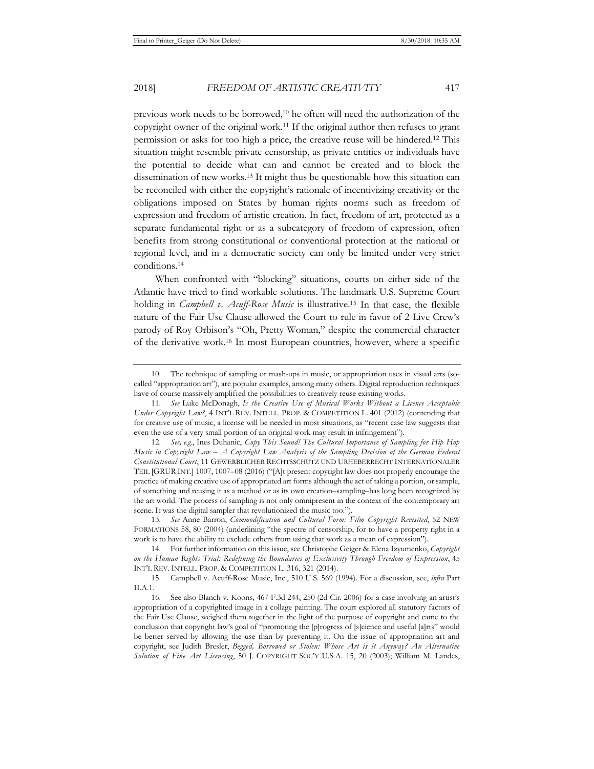previous work needs to be borrowed,[10] he often will need the authorization of the copyright owner of the original work.[11] If the original author then refuses to grant permission or asks for too high a price, the creative reuse will be hindered.[12] This situation might resemble private censorship, as private entities or individuals have the potential to decide what can and cannot be created and to block the dissemination of new works.[13] It might thus be questionable how this situation can be reconciled with either the copyright's rationale of incentivizing creativity or the obligations imposed on States by human rights norms such as freedom of expression and freedom of artistic creation. In fact, freedom of art, protected as a separate fundamental right or as a subcategory of freedom of expression, often benefits from strong constitutional or conventional protection at the national or regional level, and in a democratic society can only be limited under very strict conditions.[14]

When confronted with "blocking" situations, courts on either side of the Atlantic have tried to find workable solutions. The landmark U.S. Supreme Court holding in *Campbell v. Acuff-Rose Music* is illustrative.[15] In that case, the flexible nature of the Fair Use Clause allowed the Court to rule in favor of 2 Live Crew's parody of Roy Orbison's "Oh, Pretty Woman," despite the commercial character of the derivative work.[16] In most European countries, however, where a specific

10. The technique of sampling or mash-ups in music, or appropriation uses in visual arts (so-called "appropriation art"), are popular examples, among many others. Digital reproduction techniques have of course massively amplified the possibilities to creatively reuse existing works.

11. *See* Luke McDonagh, *Is the Creative Use of Musical Works Without a Licence Acceptable Under Copyright Law?*, 4 INT'L REV. INTELL. PROP. & COMPETITION L. 401 (2012) (contending that for creative use of music, a license will be needed in most situations, as "recent case law suggests that even the use of a very small portion of an original work may result in infringement").

12. *See, e.g.*, Ines Duhanic, *Copy This Sound! The Cultural Importance of Sampling for Hip Hop Music in Copyright Law – A Copyright Law Analysis of the Sampling Decision of the German Federal Constitutional Court*, 11 GEWERBLICHER RECHTSSCHUTZ UND URHEBERRECHT INTERNATIONALER TEIL [GRUR INT.] 1007, 1007–08 (2016) ("[A]t present copyright law does not properly encourage the practice of making creative use of appropriated art forms although the act of taking a portion, or sample, of something and reusing it as a method or as its own creation–sampling–has long been recognized by the art world. The process of sampling is not only omnipresent in the context of the contemporary art scene. It was the digital sampler that revolutionized the music too.").

13. *See* Anne Barron, *Commodification and Cultural Form: Film Copyright Revisited*, 52 NEW FORMATIONS 58, 80 (2004) (underlining "the spectre of censorship, for to have a property right in a work is to have the ability to exclude others from using that work as a mean of expression").

14. For further information on this issue, see Christophe Geiger & Elena Izyumenko, *Copyright on the Human Rights Trial: Redefining the Boundaries of Exclusivity Through Freedom of Expression*, 45 INT'L REV. INTELL. PROP. & COMPETITION L. 316, 321 (2014).

15. Campbell v. Acuff-Rose Music, Inc., 510 U.S. 569 (1994). For a discussion, see, *infra* Part II.A.1.

16. See also Blanch v. Koons, 467 F.3d 244, 250 (2d Cir. 2006) for a case involving an artist's appropriation of a copyrighted image in a collage painting. The court explored all statutory factors of the Fair Use Clause, weighed them together in the light of the purpose of copyright and came to the conclusion that copyright law's goal of "promoting the [p]rogress of [s]cience and useful [a]rts" would be better served by allowing the use than by preventing it. On the issue of appropriation art and copyright, see Judith Bresler, *Begged, Borrowed or Stolen: Whose Art is it Anyway? An Alternative Solution of Fine Art Licensing*, 50 J. COPYRIGHT SOC'Y U.S.A. 15, 20 (2003); William M. Landes,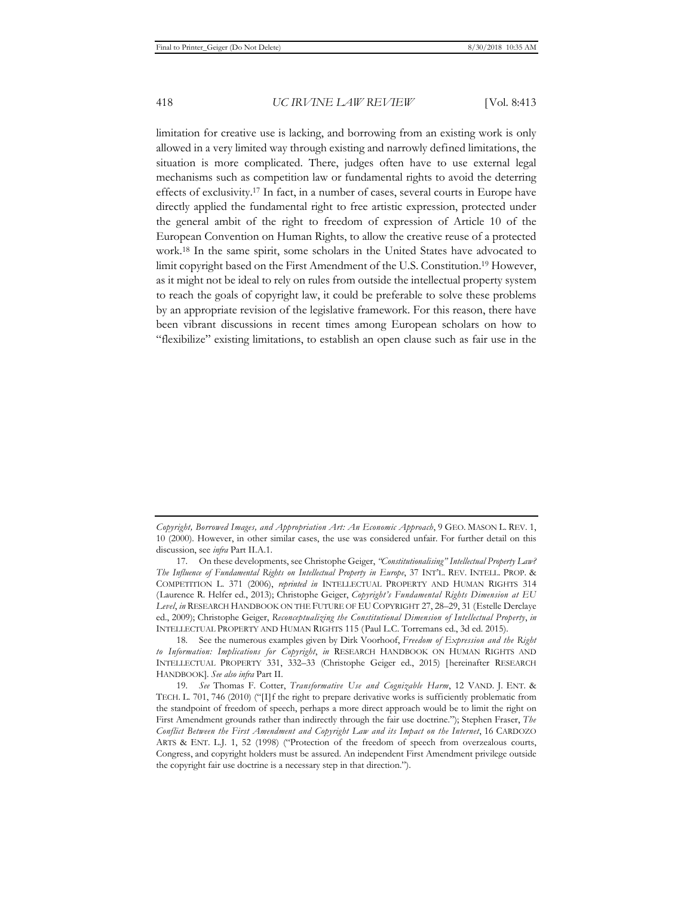limitation for creative use is lacking, and borrowing from an existing work is only allowed in a very limited way through existing and narrowly defined limitations, the situation is more complicated. There, judges often have to use external legal mechanisms such as competition law or fundamental rights to avoid the deterring effects of exclusivity.[17] In fact, in a number of cases, several courts in Europe have directly applied the fundamental right to free artistic expression, protected under the general ambit of the right to freedom of expression of Article 10 of the European Convention on Human Rights, to allow the creative reuse of a protected work.[18] In the same spirit, some scholars in the United States have advocated to limit copyright based on the First Amendment of the U.S. Constitution.[19] However, as it might not be ideal to rely on rules from outside the intellectual property system to reach the goals of copyright law, it could be preferable to solve these problems by an appropriate revision of the legislative framework. For this reason, there have been vibrant discussions in recent times among European scholars on how to "flexibilize" existing limitations, to establish an open clause such as fair use in the

---

*Copyright, Borrowed Images, and Appropriation Art: An Economic Approach*, 9 GEO. MASON L. REV. 1, 10 (2000). However, in other similar cases, the use was considered unfair. For further detail on this discussion, see *infra* Part II.A.1.

17. On these developments, see Christophe Geiger, *"Constitutionalising" Intellectual Property Law? The Influence of Fundamental Rights on Intellectual Property in Europe*, 37 INT'L. REV. INTELL. PROP. & COMPETITION L. 371 (2006), *reprinted in* INTELLECTUAL PROPERTY AND HUMAN RIGHTS 314 (Laurence R. Helfer ed., 2013); Christophe Geiger, *Copyright's Fundamental Rights Dimension at EU Level*, *in* RESEARCH HANDBOOK ON THE FUTURE OF EU COPYRIGHT 27, 28–29, 31 (Estelle Derclaye ed., 2009); Christophe Geiger, *Reconceptualizing the Constitutional Dimension of Intellectual Property*, *in* INTELLECTUAL PROPERTY AND HUMAN RIGHTS 115 (Paul L.C. Torremans ed., 3d ed. 2015).

18. See the numerous examples given by Dirk Voorhoof, *Freedom of Expression and the Right to Information: Implications for Copyright*, *in* RESEARCH HANDBOOK ON HUMAN RIGHTS AND INTELLECTUAL PROPERTY 331, 332–33 (Christophe Geiger ed., 2015) [hereinafter RESEARCH HANDBOOK]. *See also infra* Part II.

19. *See* Thomas F. Cotter, *Transformative Use and Cognizable Harm*, 12 VAND. J. ENT. & TECH. L. 701, 746 (2010) ("[I]f the right to prepare derivative works is sufficiently problematic from the standpoint of freedom of speech, perhaps a more direct approach would be to limit the right on First Amendment grounds rather than indirectly through the fair use doctrine."); Stephen Fraser, *The Conflict Between the First Amendment and Copyright Law and its Impact on the Internet*, 16 CARDOZO ARTS & ENT. L.J. 1, 52 (1998) ("Protection of the freedom of speech from overzealous courts, Congress, and copyright holders must be assured. An independent First Amendment privilege outside the copyright fair use doctrine is a necessary step in that direction.").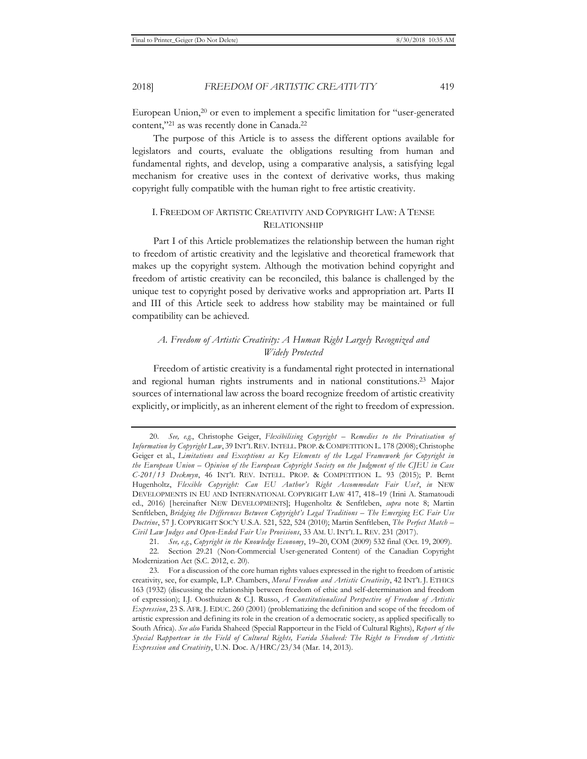European Union,[20] or even to implement a specific limitation for "user-generated content,"[21] as was recently done in Canada.[22]

The purpose of this Article is to assess the different options available for legislators and courts, evaluate the obligations resulting from human and fundamental rights, and develop, using a comparative analysis, a satisfying legal mechanism for creative uses in the context of derivative works, thus making copyright fully compatible with the human right to free artistic creativity.

## I. FREEDOM OF ARTISTIC CREATIVITY AND COPYRIGHT LAW: A TENSE RELATIONSHIP

Part I of this Article problematizes the relationship between the human right to freedom of artistic creativity and the legislative and theoretical framework that makes up the copyright system. Although the motivation behind copyright and freedom of artistic creativity can be reconciled, this balance is challenged by the unique test to copyright posed by derivative works and appropriation art. Parts II and III of this Article seek to address how stability may be maintained or full compatibility can be achieved.

### *A. Freedom of Artistic Creativity: A Human Right Largely Recognized and Widely Protected*

Freedom of artistic creativity is a fundamental right protected in international and regional human rights instruments and in national constitutions.[23] Major sources of international law across the board recognize freedom of artistic creativity explicitly, or implicitly, as an inherent element of the right to freedom of expression.

---

20. *See, e.g.*, Christophe Geiger, *Flexibilising Copyright – Remedies to the Privatisation of Information by Copyright Law*, 39 INT'L REV. INTELL. PROP. & COMPETITION L. 178 (2008); Christophe Geiger et al., *Limitations and Exceptions as Key Elements of the Legal Framework for Copyright in the European Union – Opinion of the European Copyright Society on the Judgment of the CJEU in Case C-201/13 Deckmyn*, 46 INT'L REV. INTELL. PROP. & COMPETITION L. 93 (2015); P. Bernt Hugenholtz, *Flexible Copyright: Can EU Author's Right Accommodate Fair Use?*, *in* NEW DEVELOPMENTS IN EU AND INTERNATIONAL COPYRIGHT LAW 417, 418–19 (Irini A. Stamatoudi ed., 2016) [hereinafter NEW DEVELOPMENTS]; Hugenholtz & Senftleben, *supra* note 8; Martin Senftleben, *Bridging the Differences Between Copyright's Legal Traditions – The Emerging EC Fair Use Doctrine*, 57 J. COPYRIGHT SOC'Y U.S.A. 521, 522, 524 (2010); Martin Senftleben, *The Perfect Match – Civil Law Judges and Open-Ended Fair Use Provisions*, 33 AM. U. INT'L L. REV. 231 (2017).

21. *See, e.g.*, *Copyright in the Knowledge Economy*, 19–20, COM (2009) 532 final (Oct. 19, 2009).

22. Section 29.21 (Non-Commercial User-generated Content) of the Canadian Copyright Modernization Act (S.C. 2012, c. 20).

23. For a discussion of the core human rights values expressed in the right to freedom of artistic creativity, see, for example, L.P. Chambers, *Moral Freedom and Artistic Creativity*, 42 INT'L J. ETHICS 163 (1932) (discussing the relationship between freedom of ethic and self-determination and freedom of expression); I.J. Oosthuizen & C.J. Russo, *A Constitutionalised Perspective of Freedom of Artistic Expression*, 23 S. AFR. J. EDUC. 260 (2001) (problematizing the definition and scope of the freedom of artistic expression and defining its role in the creation of a democratic society, as applied specifically to South Africa). *See also* Farida Shaheed (Special Rapporteur in the Field of Cultural Rights), *Report of the Special Rapporteur in the Field of Cultural Rights, Farida Shaheed: The Right to Freedom of Artistic Expression and Creativity*, U.N. Doc. A/HRC/23/34 (Mar. 14, 2013).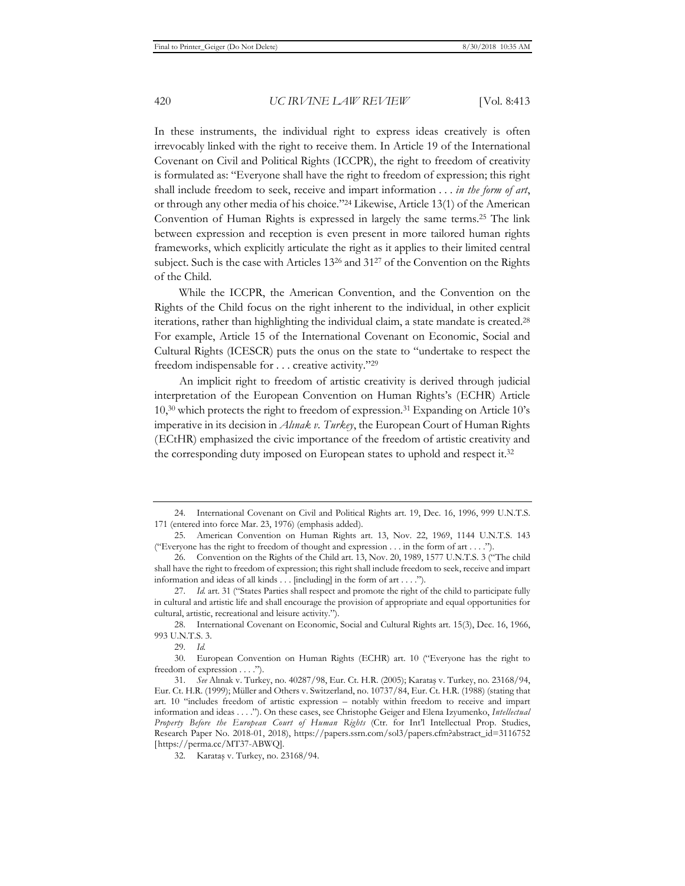In these instruments, the individual right to express ideas creatively is often irrevocably linked with the right to receive them. In Article 19 of the International Covenant on Civil and Political Rights (ICCPR), the right to freedom of creativity is formulated as: "Everyone shall have the right to freedom of expression; this right shall include freedom to seek, receive and impart information . . . *in the form of art*, or through any other media of his choice."[24] Likewise, Article 13(1) of the American Convention of Human Rights is expressed in largely the same terms.[25] The link between expression and reception is even present in more tailored human rights frameworks, which explicitly articulate the right as it applies to their limited central subject. Such is the case with Articles 13[26] and 31[27] of the Convention on the Rights of the Child.

While the ICCPR, the American Convention, and the Convention on the Rights of the Child focus on the right inherent to the individual, in other explicit iterations, rather than highlighting the individual claim, a state mandate is created.[28] For example, Article 15 of the International Covenant on Economic, Social and Cultural Rights (ICESCR) puts the onus on the state to "undertake to respect the freedom indispensable for . . . creative activity."[29]

An implicit right to freedom of artistic creativity is derived through judicial interpretation of the European Convention on Human Rights's (ECHR) Article 10,[30] which protects the right to freedom of expression.[31] Expanding on Article 10's imperative in its decision in *Alınak v. Turkey*, the European Court of Human Rights (ECtHR) emphasized the civic importance of the freedom of artistic creativity and the corresponding duty imposed on European states to uphold and respect it.[32]

---

24. International Covenant on Civil and Political Rights art. 19, Dec. 16, 1996, 999 U.N.T.S. 171 (entered into force Mar. 23, 1976) (emphasis added).

25. American Convention on Human Rights art. 13, Nov. 22, 1969, 1144 U.N.T.S. 143 ("Everyone has the right to freedom of thought and expression . . . in the form of art . . . .").

26. Convention on the Rights of the Child art. 13, Nov. 20, 1989, 1577 U.N.T.S. 3 ("The child shall have the right to freedom of expression; this right shall include freedom to seek, receive and impart information and ideas of all kinds . . . [including] in the form of art . . . .").

27. *Id.* art. 31 ("States Parties shall respect and promote the right of the child to participate fully in cultural and artistic life and shall encourage the provision of appropriate and equal opportunities for cultural, artistic, recreational and leisure activity.").

28. International Covenant on Economic, Social and Cultural Rights art. 15(3), Dec. 16, 1966, 993 U.N.T.S. 3.

29. *Id.*

30. European Convention on Human Rights (ECHR) art. 10 ("Everyone has the right to freedom of expression . . . .").

31. *See* Alınak v. Turkey, no. 40287/98, Eur. Ct. H.R. (2005); Karataş v. Turkey, no. 23168/94, Eur. Ct. H.R. (1999); Müller and Others v. Switzerland, no. 10737/84, Eur. Ct. H.R. (1988) (stating that art. 10 "includes freedom of artistic expression – notably within freedom to receive and impart information and ideas . . . ."). On these cases, see Christophe Geiger and Elena Izyumenko, *Intellectual Property Before the European Court of Human Rights* (Ctr. for Int'l Intellectual Prop. Studies, Research Paper No. 2018-01, 2018), https://papers.ssrn.com/sol3/papers.cfm?abstract_id=3116752 [https://perma.cc/MT37-ABWQ].

32. Karataş v. Turkey, no. 23168/94.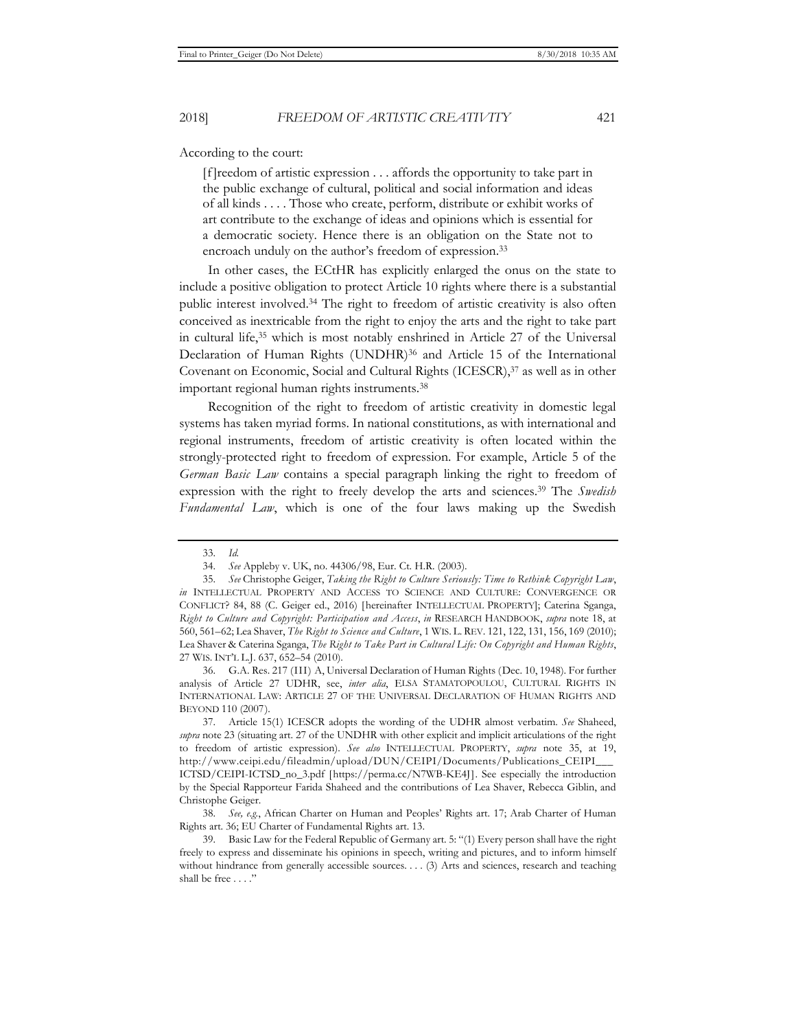According to the court:

> [f]reedom of artistic expression . . . affords the opportunity to take part in the public exchange of cultural, political and social information and ideas of all kinds . . . . Those who create, perform, distribute or exhibit works of art contribute to the exchange of ideas and opinions which is essential for a democratic society. Hence there is an obligation on the State not to encroach unduly on the author's freedom of expression.[33]

In other cases, the ECtHR has explicitly enlarged the onus on the state to include a positive obligation to protect Article 10 rights where there is a substantial public interest involved.[34] The right to freedom of artistic creativity is also often conceived as inextricable from the right to enjoy the arts and the right to take part in cultural life,[35] which is most notably enshrined in Article 27 of the Universal Declaration of Human Rights (UNDHR)[36] and Article 15 of the International Covenant on Economic, Social and Cultural Rights (ICESCR),[37] as well as in other important regional human rights instruments.[38]

Recognition of the right to freedom of artistic creativity in domestic legal systems has taken myriad forms. In national constitutions, as with international and regional instruments, freedom of artistic creativity is often located within the strongly-protected right to freedom of expression. For example, Article 5 of the *German Basic Law* contains a special paragraph linking the right to freedom of expression with the right to freely develop the arts and sciences.[39] The *Swedish Fundamental Law*, which is one of the four laws making up the Swedish

---

33. *Id.*

34. *See* Appleby v. UK, no. 44306/98, Eur. Ct. H.R. (2003).

35. *See* Christophe Geiger, *Taking the Right to Culture Seriously: Time to Rethink Copyright Law*, *in* INTELLECTUAL PROPERTY AND ACCESS TO SCIENCE AND CULTURE: CONVERGENCE OR CONFLICT? 84, 88 (C. Geiger ed., 2016) [hereinafter INTELLECTUAL PROPERTY]; Caterina Sganga, *Right to Culture and Copyright: Participation and Access*, *in* RESEARCH HANDBOOK, *supra* note 18, at 560, 561–62; Lea Shaver, *The Right to Science and Culture*, 1 WIS. L. REV. 121, 122, 131, 156, 169 (2010); Lea Shaver & Caterina Sganga, *The Right to Take Part in Cultural Life: On Copyright and Human Rights*, 27 WIS. INT'L L.J. 637, 652–54 (2010).

36. G.A. Res. 217 (III) A, Universal Declaration of Human Rights (Dec. 10, 1948). For further analysis of Article 27 UDHR, see, *inter alia*, ELSA STAMATOPOULOU, CULTURAL RIGHTS IN INTERNATIONAL LAW: ARTICLE 27 OF THE UNIVERSAL DECLARATION OF HUMAN RIGHTS AND BEYOND 110 (2007).

37. Article 15(1) ICESCR adopts the wording of the UDHR almost verbatim. *See* Shaheed, *supra* note 23 (situating art. 27 of the UNDHR with other explicit and implicit articulations of the right to freedom of artistic expression). *See also* INTELLECTUAL PROPERTY, *supra* note 35, at 19, http://www.ceipi.edu/fileadmin/upload/DUN/CEIPI/Documents/Publications_CEIPI___ICTSD/CEIPI-ICTSD_no_3.pdf [https://perma.cc/N7WB-KE4J]. See especially the introduction by the Special Rapporteur Farida Shaheed and the contributions of Lea Shaver, Rebecca Giblin, and Christophe Geiger.

38. *See, e.g.*, African Charter on Human and Peoples' Rights art. 17; Arab Charter of Human Rights art. 36; EU Charter of Fundamental Rights art. 13.

39. Basic Law for the Federal Republic of Germany art. 5: "(1) Every person shall have the right freely to express and disseminate his opinions in speech, writing and pictures, and to inform himself without hindrance from generally accessible sources. . . . (3) Arts and sciences, research and teaching shall be free . . . ."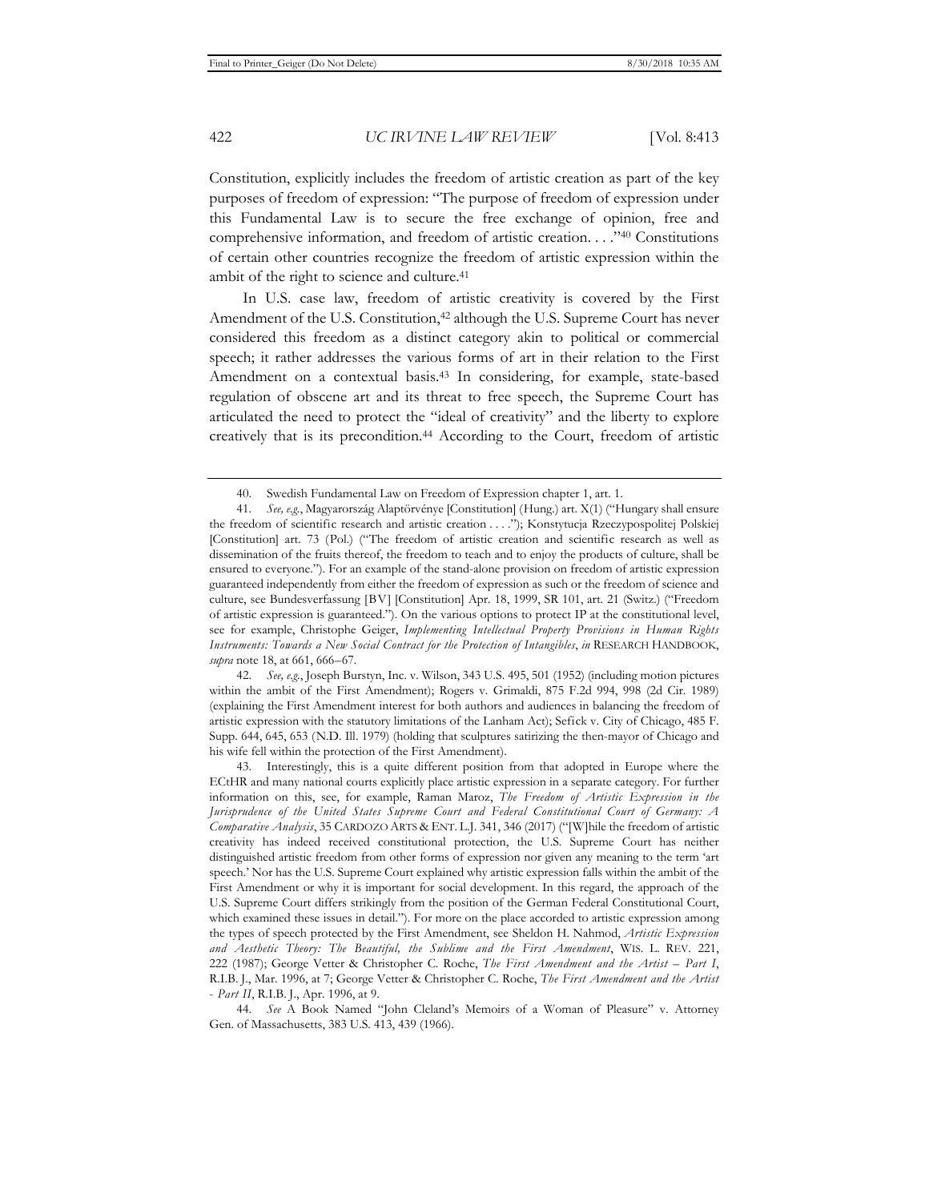Constitution, explicitly includes the freedom of artistic creation as part of the key purposes of freedom of expression: "The purpose of freedom of expression under this Fundamental Law is to secure the free exchange of opinion, free and comprehensive information, and freedom of artistic creation. . . ."[40] Constitutions of certain other countries recognize the freedom of artistic expression within the ambit of the right to science and culture.[41]

In U.S. case law, freedom of artistic creativity is covered by the First Amendment of the U.S. Constitution,[42] although the U.S. Supreme Court has never considered this freedom as a distinct category akin to political or commercial speech; it rather addresses the various forms of art in their relation to the First Amendment on a contextual basis.[43] In considering, for example, state-based regulation of obscene art and its threat to free speech, the Supreme Court has articulated the need to protect the "ideal of creativity" and the liberty to explore creatively that is its precondition.[44] According to the Court, freedom of artistic

---

40. Swedish Fundamental Law on Freedom of Expression chapter 1, art. 1.

41. *See, e.g.*, Magyarország Alaptörvénye [Constitution] (Hung.) art. X(1) ("Hungary shall ensure the freedom of scientific research and artistic creation . . . ."); Konstytucja Rzeczypospolitej Polskiej [Constitution] art. 73 (Pol.) ("The freedom of artistic creation and scientific research as well as dissemination of the fruits thereof, the freedom to teach and to enjoy the products of culture, shall be ensured to everyone."). For an example of the stand-alone provision on freedom of artistic expression guaranteed independently from either the freedom of expression as such or the freedom of science and culture, see Bundesverfassung [BV] [Constitution] Apr. 18, 1999, SR 101, art. 21 (Switz.) ("Freedom of artistic expression is guaranteed."). On the various options to protect IP at the constitutional level, see for example, Christophe Geiger, *Implementing Intellectual Property Provisions in Human Rights Instruments: Towards a New Social Contract for the Protection of Intangibles*, *in* RESEARCH HANDBOOK, *supra* note 18, at 661, 666–67.

42. *See, e.g.*, Joseph Burstyn, Inc. v. Wilson, 343 U.S. 495, 501 (1952) (including motion pictures within the ambit of the First Amendment); Rogers v. Grimaldi, 875 F.2d 994, 998 (2d Cir. 1989) (explaining the First Amendment interest for both authors and audiences in balancing the freedom of artistic expression with the statutory limitations of the Lanham Act); Sefick v. City of Chicago, 485 F. Supp. 644, 645, 653 (N.D. Ill. 1979) (holding that sculptures satirizing the then-mayor of Chicago and his wife fell within the protection of the First Amendment).

43. Interestingly, this is a quite different position from that adopted in Europe where the ECtHR and many national courts explicitly place artistic expression in a separate category. For further information on this, see, for example, Raman Maroz, *The Freedom of Artistic Expression in the Jurisprudence of the United States Supreme Court and Federal Constitutional Court of Germany: A Comparative Analysis*, 35 CARDOZO ARTS & ENT. L.J. 341, 346 (2017) ("[W]hile the freedom of artistic creativity has indeed received constitutional protection, the U.S. Supreme Court has neither distinguished artistic freedom from other forms of expression nor given any meaning to the term 'art speech.' Nor has the U.S. Supreme Court explained why artistic expression falls within the ambit of the First Amendment or why it is important for social development. In this regard, the approach of the U.S. Supreme Court differs strikingly from the position of the German Federal Constitutional Court, which examined these issues in detail."). For more on the place accorded to artistic expression among the types of speech protected by the First Amendment, see Sheldon H. Nahmod, *Artistic Expression and Aesthetic Theory: The Beautiful, the Sublime and the First Amendment*, WIS. L. REV. 221, 222 (1987); George Vetter & Christopher C. Roche, *The First Amendment and the Artist – Part I*, R.I.B. J., Mar. 1996, at 7; George Vetter & Christopher C. Roche, *The First Amendment and the Artist - Part II*, R.I.B. J., Apr. 1996, at 9.

44. *See* A Book Named "John Cleland's Memoirs of a Woman of Pleasure" v. Attorney Gen. of Massachusetts, 383 U.S. 413, 439 (1966).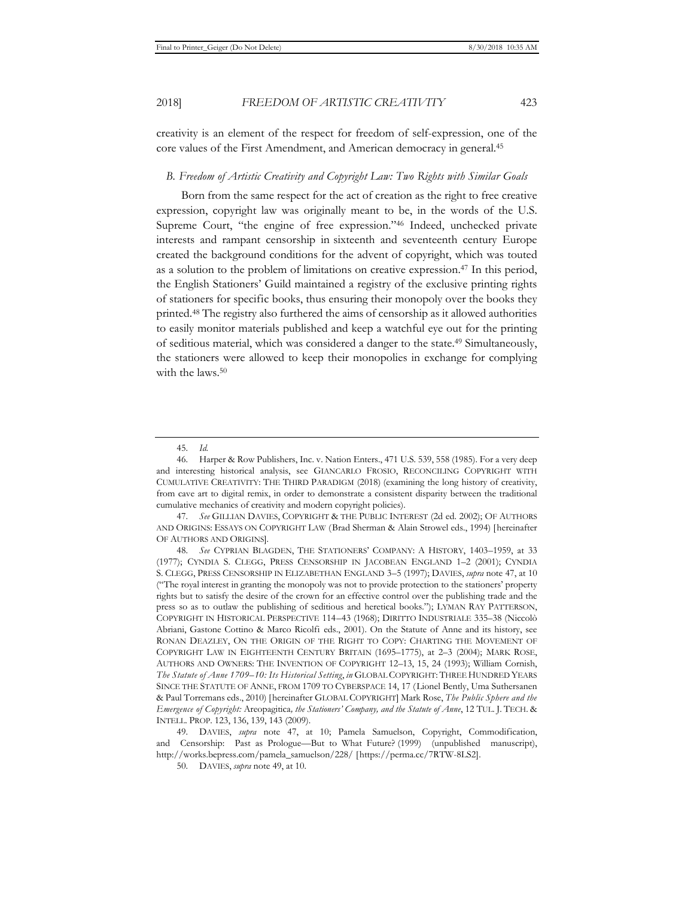creativity is an element of the respect for freedom of self-expression, one of the core values of the First Amendment, and American democracy in general.[45]

### *B. Freedom of Artistic Creativity and Copyright Law: Two Rights with Similar Goals*

Born from the same respect for the act of creation as the right to free creative expression, copyright law was originally meant to be, in the words of the U.S. Supreme Court, "the engine of free expression."[46] Indeed, unchecked private interests and rampant censorship in sixteenth and seventeenth century Europe created the background conditions for the advent of copyright, which was touted as a solution to the problem of limitations on creative expression.[47] In this period, the English Stationers' Guild maintained a registry of the exclusive printing rights of stationers for specific books, thus ensuring their monopoly over the books they printed.[48] The registry also furthered the aims of censorship as it allowed authorities to easily monitor materials published and keep a watchful eye out for the printing of seditious material, which was considered a danger to the state.[49] Simultaneously, the stationers were allowed to keep their monopolies in exchange for complying with the laws.[50]

---

45. *Id.*

46. Harper & Row Publishers, Inc. v. Nation Enters., 471 U.S. 539, 558 (1985). For a very deep and interesting historical analysis, see GIANCARLO FROSIO, RECONCILING COPYRIGHT WITH CUMULATIVE CREATIVITY: THE THIRD PARADIGM (2018) (examining the long history of creativity, from cave art to digital remix, in order to demonstrate a consistent disparity between the traditional cumulative mechanics of creativity and modern copyright policies).

47. *See* GILLIAN DAVIES, COPYRIGHT & THE PUBLIC INTEREST (2d ed. 2002); OF AUTHORS AND ORIGINS: ESSAYS ON COPYRIGHT LAW (Brad Sherman & Alain Strowel eds., 1994) [hereinafter OF AUTHORS AND ORIGINS].

48. *See* CYPRIAN BLAGDEN, THE STATIONERS' COMPANY: A HISTORY, 1403–1959, at 33 (1977); CYNDIA S. CLEGG, PRESS CENSORSHIP IN JACOBEAN ENGLAND 1–2 (2001); CYNDIA S. CLEGG, PRESS CENSORSHIP IN ELIZABETHAN ENGLAND 3–5 (1997); DAVIES, *supra* note 47, at 10 ("The royal interest in granting the monopoly was not to provide protection to the stationers' property rights but to satisfy the desire of the crown for an effective control over the publishing trade and the press so as to outlaw the publishing of seditious and heretical books."); LYMAN RAY PATTERSON, COPYRIGHT IN HISTORICAL PERSPECTIVE 114–43 (1968); DIRITTO INDUSTRIALE 335–38 (Niccolò Abriani, Gastone Cottino & Marco Ricolfi eds., 2001). On the Statute of Anne and its history, see RONAN DEAZLEY, ON THE ORIGIN OF THE RIGHT TO COPY: CHARTING THE MOVEMENT OF COPYRIGHT LAW IN EIGHTEENTH CENTURY BRITAIN (1695–1775), at 2–3 (2004); MARK ROSE, AUTHORS AND OWNERS: THE INVENTION OF COPYRIGHT 12–13, 15, 24 (1993); William Cornish, *The Statute of Anne 1709–10: Its Historical Setting*, *in* GLOBAL COPYRIGHT: THREE HUNDRED YEARS SINCE THE STATUTE OF ANNE, FROM 1709 TO CYBERSPACE 14, 17 (Lionel Bently, Uma Suthersanen & Paul Torremans eds., 2010) [hereinafter GLOBAL COPYRIGHT] Mark Rose, *The Public Sphere and the Emergence of Copyright:* Areopagitica*, the Stationers' Company, and the Statute of Anne*, 12 TUL. J. TECH. & INTELL. PROP. 123, 136, 139, 143 (2009).

49. DAVIES, *supra* note 47, at 10; Pamela Samuelson, Copyright, Commodification, and Censorship: Past as Prologue—But to What Future? (1999) (unpublished manuscript), http://works.bepress.com/pamela_samuelson/228/ [https://perma.cc/7RTW-8LS2].

50. DAVIES, *supra* note 49, at 10.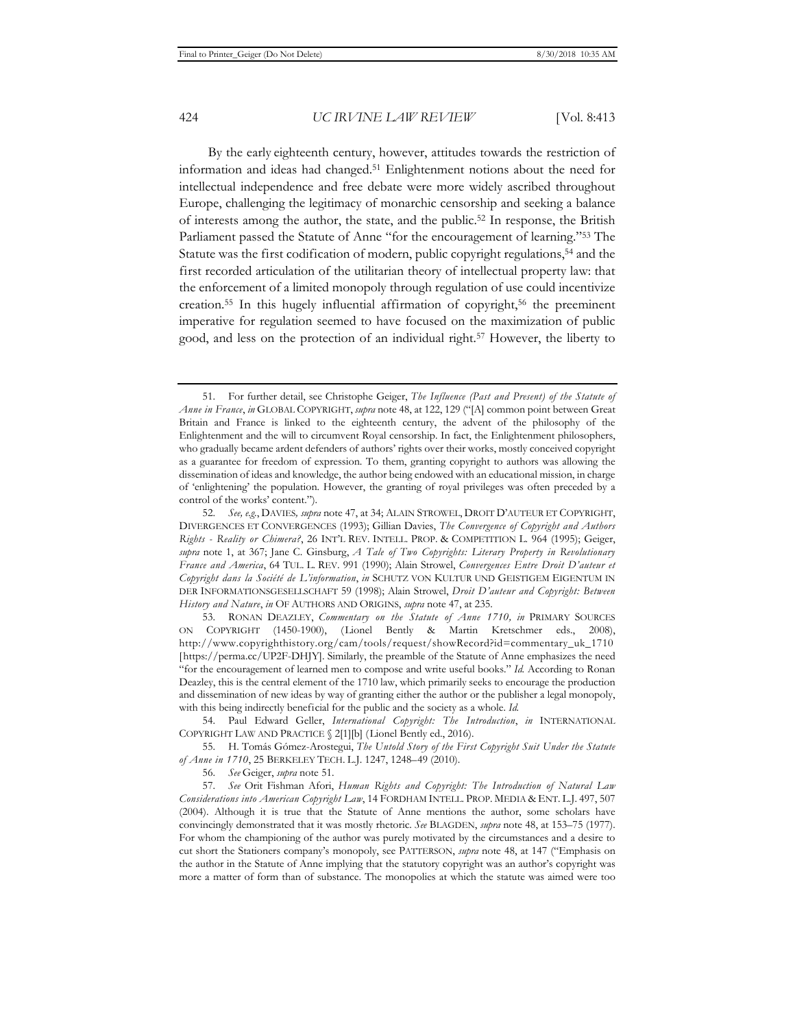By the early eighteenth century, however, attitudes towards the restriction of information and ideas had changed.[51] Enlightenment notions about the need for intellectual independence and free debate were more widely ascribed throughout Europe, challenging the legitimacy of monarchic censorship and seeking a balance of interests among the author, the state, and the public.[52] In response, the British Parliament passed the Statute of Anne "for the encouragement of learning."[53] The Statute was the first codification of modern, public copyright regulations,[54] and the first recorded articulation of the utilitarian theory of intellectual property law: that the enforcement of a limited monopoly through regulation of use could incentivize creation.[55] In this hugely influential affirmation of copyright,[56] the preeminent imperative for regulation seemed to have focused on the maximization of public good, and less on the protection of an individual right.[57] However, the liberty to

51. For further detail, see Christophe Geiger, *The Influence (Past and Present) of the Statute of Anne in France*, *in* GLOBAL COPYRIGHT, *supra* note 48, at 122, 129 ("[A] common point between Great Britain and France is linked to the eighteenth century, the advent of the philosophy of the Enlightenment and the will to circumvent Royal censorship. In fact, the Enlightenment philosophers, who gradually became ardent defenders of authors' rights over their works, mostly conceived copyright as a guarantee for freedom of expression. To them, granting copyright to authors was allowing the dissemination of ideas and knowledge, the author being endowed with an educational mission, in charge of 'enlightening' the population. However, the granting of royal privileges was often preceded by a control of the works' content.").

52. *See, e.g.*, DAVIES, *supra* note 47, at 34; ALAIN STROWEL, DROIT D'AUTEUR ET COPYRIGHT, DIVERGENCES ET CONVERGENCES (1993); Gillian Davies, *The Convergence of Copyright and Authors Rights - Reality or Chimera?*, 26 INT'L REV. INTELL. PROP. & COMPETITION L. 964 (1995); Geiger, *supra* note 1, at 367; Jane C. Ginsburg, *A Tale of Two Copyrights: Literary Property in Revolutionary France and America*, 64 TUL. L. REV. 991 (1990); Alain Strowel, *Convergences Entre Droit D'auteur et Copyright dans la Société de L'information*, *in* SCHUTZ VON KULTUR UND GEISTIGEM EIGENTUM IN DER INFORMATIONSGESELLSCHAFT 59 (1998); Alain Strowel, *Droit D'auteur and Copyright: Between History and Nature*, *in* OF AUTHORS AND ORIGINS, *supra* note 47, at 235.

53. RONAN DEAZLEY, *Commentary on the Statute of Anne 1710, in* PRIMARY SOURCES ON COPYRIGHT (1450-1900), (Lionel Bently & Martin Kretschmer eds., 2008), http://www.copyrighthistory.org/cam/tools/request/showRecord?id=commentary_uk_1710 [https://perma.cc/UP2F-DHJY]. Similarly, the preamble of the Statute of Anne emphasizes the need "for the encouragement of learned men to compose and write useful books." *Id.* According to Ronan Deazley, this is the central element of the 1710 law, which primarily seeks to encourage the production and dissemination of new ideas by way of granting either the author or the publisher a legal monopoly, with this being indirectly beneficial for the public and the society as a whole. *Id.*

54. Paul Edward Geller, *International Copyright: The Introduction*, *in* INTERNATIONAL COPYRIGHT LAW AND PRACTICE § 2[1][b] (Lionel Bently ed., 2016).

55. H. Tomás Gómez-Arostegui, *The Untold Story of the First Copyright Suit Under the Statute of Anne in 1710*, 25 BERKELEY TECH. L.J. 1247, 1248–49 (2010).

56. *See* Geiger, *supra* note 51.

57. *See* Orit Fishman Afori, *Human Rights and Copyright: The Introduction of Natural Law Considerations into American Copyright Law*, 14 FORDHAM INTELL. PROP. MEDIA & ENT. L.J. 497, 507 (2004). Although it is true that the Statute of Anne mentions the author, some scholars have convincingly demonstrated that it was mostly rhetoric. *See* BLAGDEN, *supra* note 48, at 153–75 (1977). For whom the championing of the author was purely motivated by the circumstances and a desire to cut short the Stationers company's monopoly, see PATTERSON, *supra* note 48, at 147 ("Emphasis on the author in the Statute of Anne implying that the statutory copyright was an author's copyright was more a matter of form than of substance. The monopolies at which the statute was aimed were too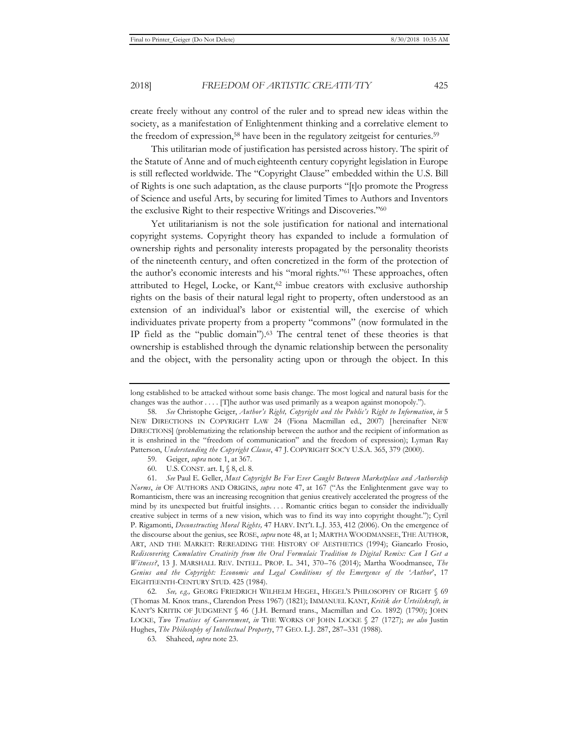create freely without any control of the ruler and to spread new ideas within the society, as a manifestation of Enlightenment thinking and a correlative element to the freedom of expression,[58] have been in the regulatory zeitgeist for centuries.[59]

This utilitarian mode of justification has persisted across history. The spirit of the Statute of Anne and of much eighteenth century copyright legislation in Europe is still reflected worldwide. The "Copyright Clause" embedded within the U.S. Bill of Rights is one such adaptation, as the clause purports "[t]o promote the Progress of Science and useful Arts, by securing for limited Times to Authors and Inventors the exclusive Right to their respective Writings and Discoveries."[60]

Yet utilitarianism is not the sole justification for national and international copyright systems. Copyright theory has expanded to include a formulation of ownership rights and personality interests propagated by the personality theorists of the nineteenth century, and often concretized in the form of the protection of the author's economic interests and his "moral rights."[61] These approaches, often attributed to Hegel, Locke, or Kant,[62] imbue creators with exclusive authorship rights on the basis of their natural legal right to property, often understood as an extension of an individual's labor or existential will, the exercise of which individuates private property from a property "commons" (now formulated in the IP field as the "public domain").[63] The central tenet of these theories is that ownership is established through the dynamic relationship between the personality and the object, with the personality acting upon or through the object. In this

---

long established to be attacked without some basis change. The most logical and natural basis for the changes was the author . . . . [T]he author was used primarily as a weapon against monopoly.").

58. *See* Christophe Geiger, *Author's Right, Copyright and the Public's Right to Information*, *in* 5 NEW DIRECTIONS IN COPYRIGHT LAW 24 (Fiona Macmillan ed., 2007) [hereinafter NEW DIRECTIONS] (problematizing the relationship between the author and the recipient of information as it is enshrined in the "freedom of communication" and the freedom of expression); Lyman Ray Patterson, *Understanding the Copyright Clause*, 47 J. COPYRIGHT SOC'Y U.S.A. 365, 379 (2000).

59. Geiger, *supra* note 1, at 367.

60. U.S. CONST. art. I, § 8, cl. 8.

61. *See* Paul E. Geller, *Must Copyright Be For Ever Caught Between Marketplace and Authorship Norms*, *in* OF AUTHORS AND ORIGINS, *supra* note 47, at 167 ("As the Enlightenment gave way to Romanticism, there was an increasing recognition that genius creatively accelerated the progress of the mind by its unexpected but fruitful insights. . . . Romantic critics began to consider the individually creative subject in terms of a new vision, which was to find its way into copyright thought."); Cyril P. Rigamonti, *Deconstructing Moral Rights,* 47 HARV. INT'L L.J. 353, 412 (2006). On the emergence of the discourse about the genius, see ROSE, *supra* note 48, at 1; MARTHA WOODMANSEE, THE AUTHOR, ART, AND THE MARKET: REREADING THE HISTORY OF AESTHETICS (1994); Giancarlo Frosio, *Rediscovering Cumulative Creativity from the Oral Formulaic Tradition to Digital Remix: Can I Get a Witness?*, 13 J. MARSHALL REV. INTELL. PROP. L. 341, 370–76 (2014); Martha Woodmansee, *The Genius and the Copyright: Economic and Legal Conditions of the Emergence of the 'Author'*, 17 EIGHTEENTH-CENTURY STUD. 425 (1984).

62. *See, e.g.,* GEORG FRIEDRICH WILHELM HEGEL, HEGEL'S PHILOSOPHY OF RIGHT § 69 (Thomas M. Knox trans., Clarendon Press 1967) (1821); IMMANUEL KANT, *Kritik der Urteilskraft, in* KANT'S KRITIK OF JUDGMENT § 46 (J.H. Bernard trans., Macmillan and Co. 1892) (1790); JOHN LOCKE, *Two Treatises of Government*, *in* THE WORKS OF JOHN LOCKE § 27 (1727); *see also* Justin Hughes, *The Philosophy of Intellectual Property*, 77 GEO. L.J. 287, 287–331 (1988).

63. Shaheed, *supra* note 23.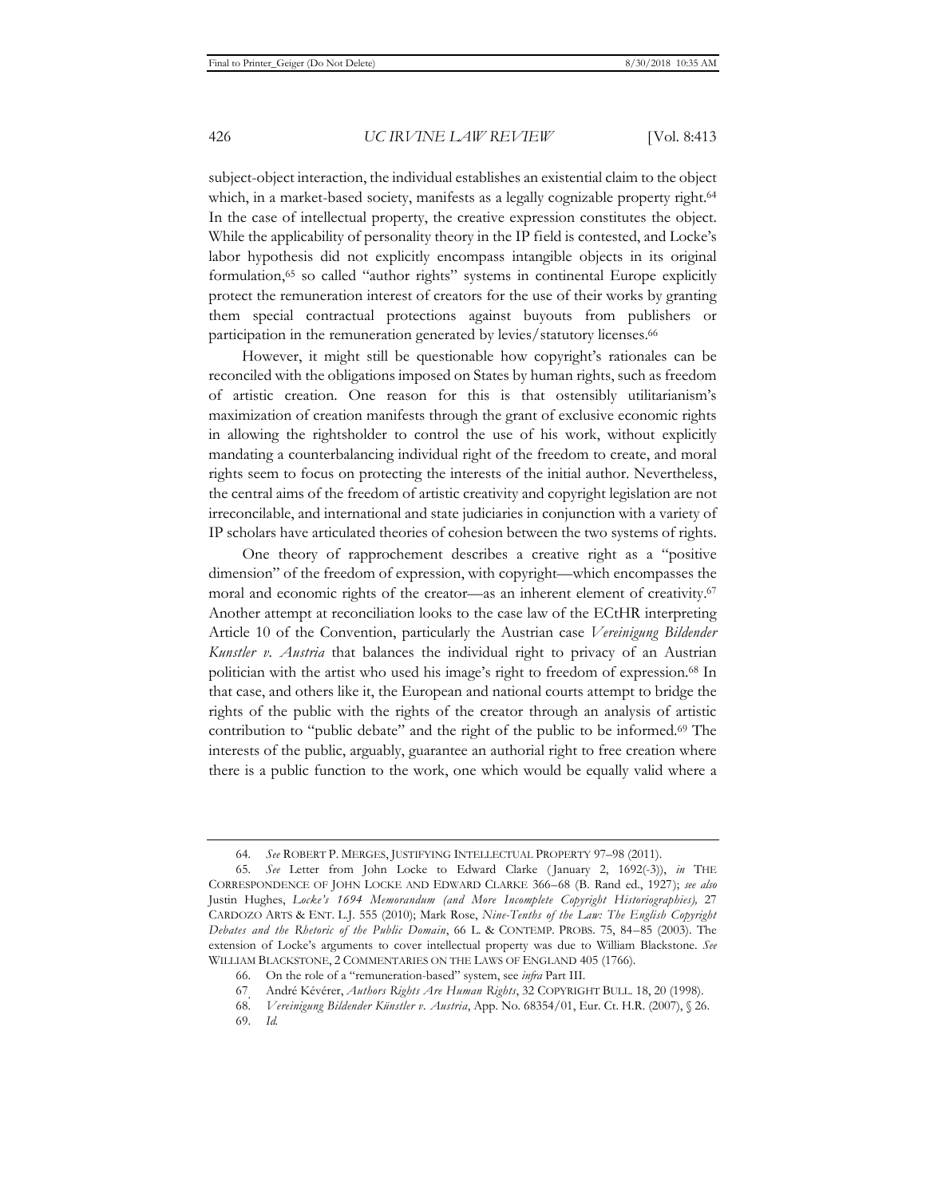subject-object interaction, the individual establishes an existential claim to the object which, in a market-based society, manifests as a legally cognizable property right.[64] In the case of intellectual property, the creative expression constitutes the object. While the applicability of personality theory in the IP field is contested, and Locke's labor hypothesis did not explicitly encompass intangible objects in its original formulation,[65] so called "author rights" systems in continental Europe explicitly protect the remuneration interest of creators for the use of their works by granting them special contractual protections against buyouts from publishers or participation in the remuneration generated by levies/statutory licenses.[66]

However, it might still be questionable how copyright's rationales can be reconciled with the obligations imposed on States by human rights, such as freedom of artistic creation. One reason for this is that ostensibly utilitarianism's maximization of creation manifests through the grant of exclusive economic rights in allowing the rightsholder to control the use of his work, without explicitly mandating a counterbalancing individual right of the freedom to create, and moral rights seem to focus on protecting the interests of the initial author. Nevertheless, the central aims of the freedom of artistic creativity and copyright legislation are not irreconcilable, and international and state judiciaries in conjunction with a variety of IP scholars have articulated theories of cohesion between the two systems of rights.

One theory of rapprochement describes a creative right as a "positive dimension" of the freedom of expression, with copyright—which encompasses the moral and economic rights of the creator—as an inherent element of creativity.[67] Another attempt at reconciliation looks to the case law of the ECtHR interpreting Article 10 of the Convention, particularly the Austrian case *Vereinigung Bildender Kunstler v. Austria* that balances the individual right to privacy of an Austrian politician with the artist who used his image's right to freedom of expression.[68] In that case, and others like it, the European and national courts attempt to bridge the rights of the public with the rights of the creator through an analysis of artistic contribution to "public debate" and the right of the public to be informed.[69] The interests of the public, arguably, guarantee an authorial right to free creation where there is a public function to the work, one which would be equally valid where a

---

64. *See* ROBERT P. MERGES, JUSTIFYING INTELLECTUAL PROPERTY 97–98 (2011).

65. *See* Letter from John Locke to Edward Clarke (January 2, 1692(-3)), *in* THE CORRESPONDENCE OF JOHN LOCKE AND EDWARD CLARKE 366–68 (B. Rand ed., 1927); *see also* Justin Hughes, *Locke's 1694 Memorandum (and More Incomplete Copyright Historiographies),* 27 CARDOZO ARTS & ENT. L.J. 555 (2010); Mark Rose, *Nine-Tenths of the Law: The English Copyright Debates and the Rhetoric of the Public Domain*, 66 L. & CONTEMP. PROBS. 75, 84–85 (2003). The extension of Locke's arguments to cover intellectual property was due to William Blackstone. *See* WILLIAM BLACKSTONE, 2 COMMENTARIES ON THE LAWS OF ENGLAND 405 (1766).

66. On the role of a "remuneration-based" system, see *infra* Part III.

67. André Kévérer, *Authors Rights Are Human Rights*, 32 COPYRIGHT BULL. 18, 20 (1998).

68. *Vereinigung Bildender Künstler v. Austria*, App. No. 68354/01, Eur. Ct. H.R. (2007), § 26.

69. *Id.*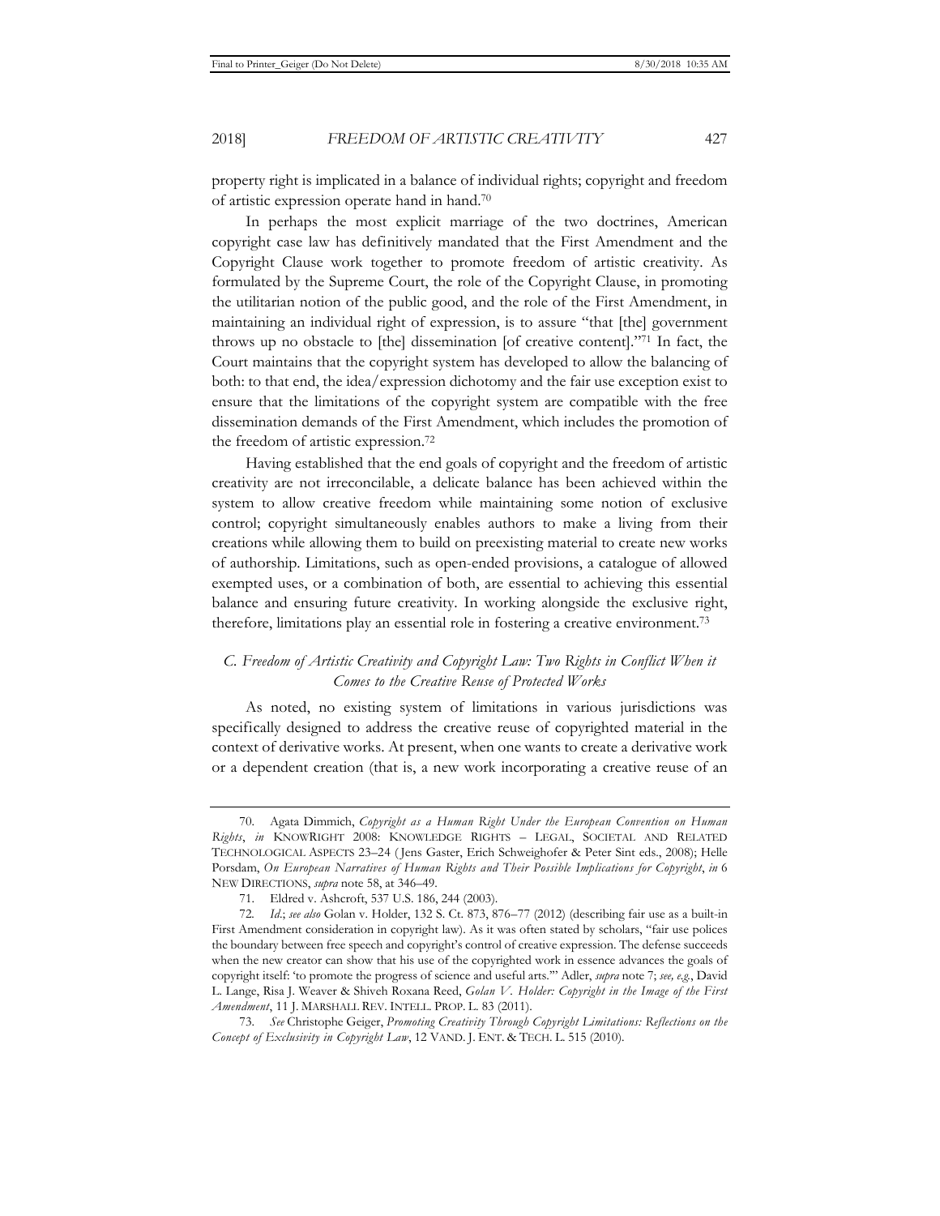property right is implicated in a balance of individual rights; copyright and freedom of artistic expression operate hand in hand.[70]

In perhaps the most explicit marriage of the two doctrines, American copyright case law has definitively mandated that the First Amendment and the Copyright Clause work together to promote freedom of artistic creativity. As formulated by the Supreme Court, the role of the Copyright Clause, in promoting the utilitarian notion of the public good, and the role of the First Amendment, in maintaining an individual right of expression, is to assure "that [the] government throws up no obstacle to [the] dissemination [of creative content]."[71] In fact, the Court maintains that the copyright system has developed to allow the balancing of both: to that end, the idea/expression dichotomy and the fair use exception exist to ensure that the limitations of the copyright system are compatible with the free dissemination demands of the First Amendment, which includes the promotion of the freedom of artistic expression.[72]

Having established that the end goals of copyright and the freedom of artistic creativity are not irreconcilable, a delicate balance has been achieved within the system to allow creative freedom while maintaining some notion of exclusive control; copyright simultaneously enables authors to make a living from their creations while allowing them to build on preexisting material to create new works of authorship. Limitations, such as open-ended provisions, a catalogue of allowed exempted uses, or a combination of both, are essential to achieving this essential balance and ensuring future creativity. In working alongside the exclusive right, therefore, limitations play an essential role in fostering a creative environment.[73]

### *C. Freedom of Artistic Creativity and Copyright Law: Two Rights in Conflict When it Comes to the Creative Reuse of Protected Works*

As noted, no existing system of limitations in various jurisdictions was specifically designed to address the creative reuse of copyrighted material in the context of derivative works. At present, when one wants to create a derivative work or a dependent creation (that is, a new work incorporating a creative reuse of an

---

70. Agata Dimmich, *Copyright as a Human Right Under the European Convention on Human Rights*, *in* KNOWRIGHT 2008: KNOWLEDGE RIGHTS – LEGAL, SOCIETAL AND RELATED TECHNOLOGICAL ASPECTS 23–24 (Jens Gaster, Erich Schweighofer & Peter Sint eds., 2008); Helle Porsdam, *On European Narratives of Human Rights and Their Possible Implications for Copyright*, *in* 6 NEW DIRECTIONS, *supra* note 58, at 346–49.

71. Eldred v. Ashcroft, 537 U.S. 186, 244 (2003).

72. *Id.*; *see also* Golan v. Holder, 132 S. Ct. 873, 876–77 (2012) (describing fair use as a built-in First Amendment consideration in copyright law). As it was often stated by scholars, "fair use polices the boundary between free speech and copyright's control of creative expression. The defense succeeds when the new creator can show that his use of the copyrighted work in essence advances the goals of copyright itself: 'to promote the progress of science and useful arts.'" Adler, *supra* note 7; *see, e.g.*, David L. Lange, Risa J. Weaver & Shiveh Roxana Reed, *Golan V. Holder: Copyright in the Image of the First Amendment*, 11 J. MARSHALL REV. INTELL. PROP. L. 83 (2011).

73. *See* Christophe Geiger, *Promoting Creativity Through Copyright Limitations: Reflections on the Concept of Exclusivity in Copyright Law*, 12 VAND. J. ENT. & TECH. L. 515 (2010).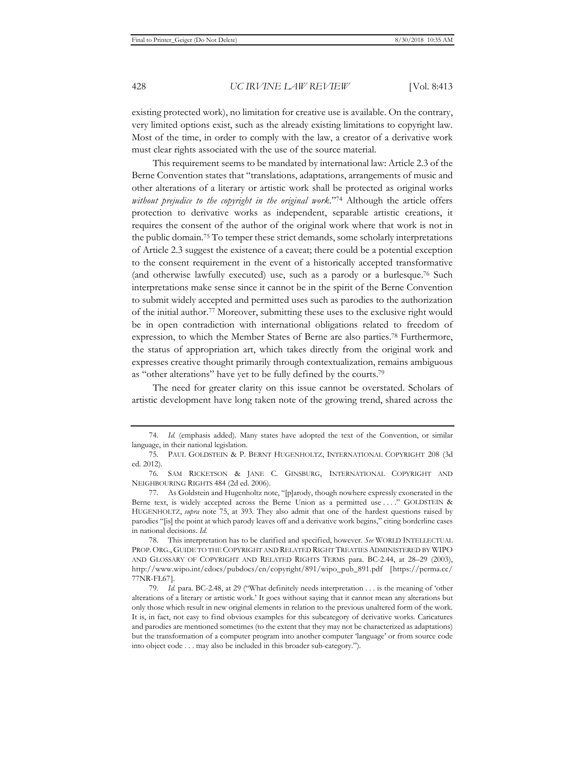existing protected work), no limitation for creative use is available. On the contrary, very limited options exist, such as the already existing limitations to copyright law. Most of the time, in order to comply with the law, a creator of a derivative work must clear rights associated with the use of the source material.

This requirement seems to be mandated by international law: Article 2.3 of the Berne Convention states that "translations, adaptations, arrangements of music and other alterations of a literary or artistic work shall be protected as original works *without prejudice to the copyright in the original work*."[74] Although the article offers protection to derivative works as independent, separable artistic creations, it requires the consent of the author of the original work where that work is not in the public domain.[75] To temper these strict demands, some scholarly interpretations of Article 2.3 suggest the existence of a caveat; there could be a potential exception to the consent requirement in the event of a historically accepted transformative (and otherwise lawfully executed) use, such as a parody or a burlesque.[76] Such interpretations make sense since it cannot be in the spirit of the Berne Convention to submit widely accepted and permitted uses such as parodies to the authorization of the initial author.[77] Moreover, submitting these uses to the exclusive right would be in open contradiction with international obligations related to freedom of expression, to which the Member States of Berne are also parties.[78] Furthermore, the status of appropriation art, which takes directly from the original work and expresses creative thought primarily through contextualization, remains ambiguous as "other alterations" have yet to be fully defined by the courts.[79]

The need for greater clarity on this issue cannot be overstated. Scholars of artistic development have long taken note of the growing trend, shared across the

---

74. *Id.* (emphasis added). Many states have adopted the text of the Convention, or similar language, in their national legislation.

75. PAUL GOLDSTEIN & P. BERNT HUGENHOLTZ, INTERNATIONAL COPYRIGHT 208 (3d ed. 2012).

76. SAM RICKETSON & JANE C. GINSBURG, INTERNATIONAL COPYRIGHT AND NEIGHBOURING RIGHTS 484 (2d ed. 2006).

77. As Goldstein and Hugenholtz note, "[p]arody, though nowhere expressly exonerated in the Berne text, is widely accepted across the Berne Union as a permitted use . . . ." GOLDSTEIN & HUGENHOLTZ, *supra* note 75, at 393. They also admit that one of the hardest questions raised by parodies "[is] the point at which parody leaves off and a derivative work begins," citing borderline cases in national decisions. *Id.*

78. This interpretation has to be clarified and specified, however. *See* WORLD INTELLECTUAL PROP. ORG., GUIDE TO THE COPYRIGHT AND RELATED RIGHT TREATIES ADMINISTERED BY WIPO AND GLOSSARY OF COPYRIGHT AND RELATED RIGHTS TERMS para. BC-2.44, at 28–29 (2003), http://www.wipo.int/edocs/pubdocs/en/copyright/891/wipo_pub_891.pdf [https://perma.cc/77NR-FL67].

79. *Id.* para. BC-2.48, at 29 ("What definitely needs interpretation . . . is the meaning of 'other alterations of a literary or artistic work.' It goes without saying that it cannot mean any alterations but only those which result in new original elements in relation to the previous unaltered form of the work. It is, in fact, not easy to find obvious examples for this subcategory of derivative works. Caricatures and parodies are mentioned sometimes (to the extent that they may not be characterized as adaptations) but the transformation of a computer program into another computer 'language' or from source code into object code . . . may also be included in this broader sub-category.").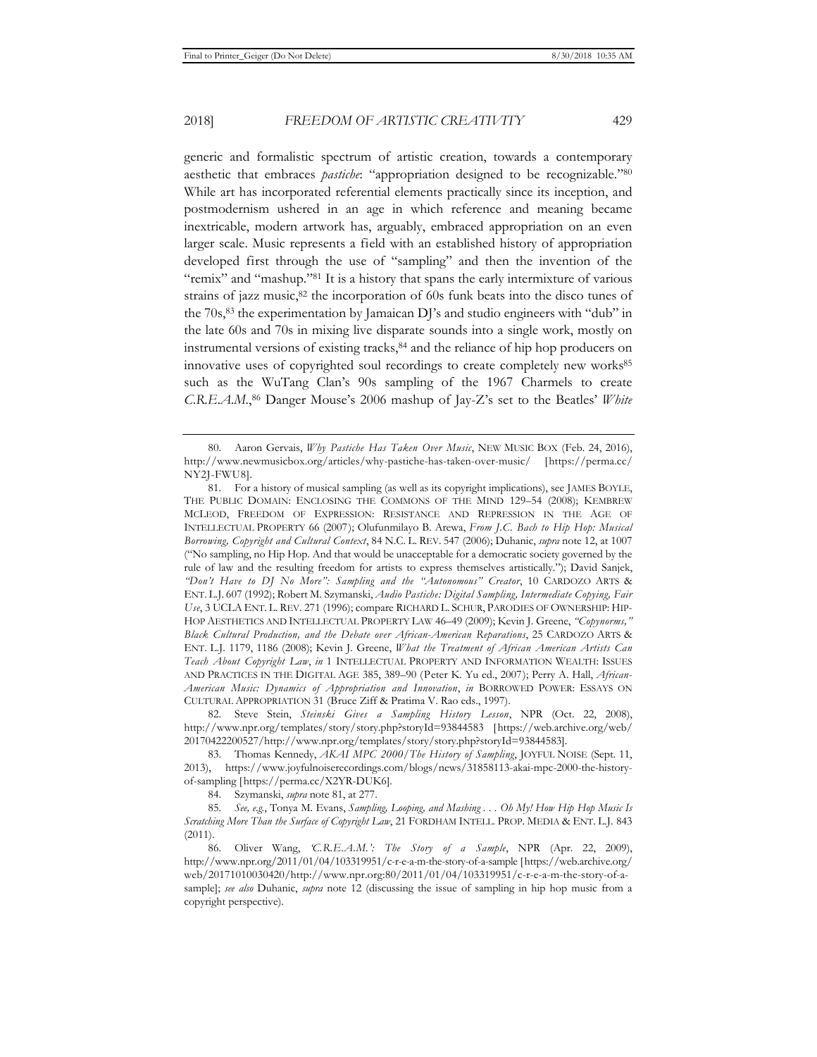generic and formalistic spectrum of artistic creation, towards a contemporary aesthetic that embraces *pastiche*: "appropriation designed to be recognizable."[80] While art has incorporated referential elements practically since its inception, and postmodernism ushered in an age in which reference and meaning became inextricable, modern artwork has, arguably, embraced appropriation on an even larger scale. Music represents a field with an established history of appropriation developed first through the use of "sampling" and then the invention of the "remix" and "mashup."[81] It is a history that spans the early intermixture of various strains of jazz music,[82] the incorporation of 60s funk beats into the disco tunes of the 70s,[83] the experimentation by Jamaican DJ's and studio engineers with "dub" in the late 60s and 70s in mixing live disparate sounds into a single work, mostly on instrumental versions of existing tracks,[84] and the reliance of hip hop producers on innovative uses of copyrighted soul recordings to create completely new works[85] such as the WuTang Clan's 90s sampling of the 1967 Charmels to create *C.R.E.A.M.*,[86] Danger Mouse's 2006 mashup of Jay-Z's set to the Beatles' *White*

---

80. Aaron Gervais, *Why Pastiche Has Taken Over Music*, NEW MUSIC BOX (Feb. 24, 2016), http://www.newmusicbox.org/articles/why-pastiche-has-taken-over-music/ [https://perma.cc/NY2J-FWU8].

81. For a history of musical sampling (as well as its copyright implications), see JAMES BOYLE, THE PUBLIC DOMAIN: ENCLOSING THE COMMONS OF THE MIND 129–54 (2008); KEMBREW MCLEOD, FREEDOM OF EXPRESSION: RESISTANCE AND REPRESSION IN THE AGE OF INTELLECTUAL PROPERTY 66 (2007); Olufunmilayo B. Arewa, *From J.C. Bach to Hip Hop: Musical Borrowing, Copyright and Cultural Context*, 84 N.C. L. REV. 547 (2006); Duhanic, *supra* note 12, at 1007 ("No sampling, no Hip Hop. And that would be unacceptable for a democratic society governed by the rule of law and the resulting freedom for artists to express themselves artistically."); David Sanjek, *"Don't Have to DJ No More": Sampling and the "Autonomous" Creator*, 10 CARDOZO ARTS & ENT. L.J. 607 (1992); Robert M. Szymanski, *Audio Pastiche: Digital Sampling, Intermediate Copying, Fair Use*, 3 UCLA ENT. L. REV. 271 (1996); compare RICHARD L. SCHUR, PARODIES OF OWNERSHIP: HIP-HOP AESTHETICS AND INTELLECTUAL PROPERTY LAW 46–49 (2009); Kevin J. Greene, *"Copynorms," Black Cultural Production, and the Debate over African-American Reparations*, 25 CARDOZO ARTS & ENT. L.J. 1179, 1186 (2008); Kevin J. Greene, *What the Treatment of African American Artists Can Teach About Copyright Law*, *in* 1 INTELLECTUAL PROPERTY AND INFORMATION WEALTH: ISSUES AND PRACTICES IN THE DIGITAL AGE 385, 389–90 (Peter K. Yu ed., 2007); Perry A. Hall, *African-American Music: Dynamics of Appropriation and Innovation*, *in* BORROWED POWER: ESSAYS ON CULTURAL APPROPRIATION 31 (Bruce Ziff & Pratima V. Rao eds., 1997).

82. Steve Stein, *Steinski Gives a Sampling History Lesson*, NPR (Oct. 22, 2008), http://www.npr.org/templates/story/story.php?storyId=93844583 [https://web.archive.org/web/20170422200527/http://www.npr.org/templates/story/story.php?storyId=93844583].

83. Thomas Kennedy, *AKAI MPC 2000/The History of Sampling*, JOYFUL NOISE (Sept. 11, 2013), https://www.joyfulnoiserecordings.com/blogs/news/31858113-akai-mpc-2000-the-history-of-sampling [https://perma.cc/X2YR-DUK6].

84. Szymanski, *supra* note 81, at 277.

85. *See, e.g.*, Tonya M. Evans, *Sampling, Looping, and Mashing . . . Oh My! How Hip Hop Music Is Scratching More Than the Surface of Copyright Law*, 21 FORDHAM INTELL. PROP. MEDIA & ENT. L.J. 843 (2011).

86. Oliver Wang, *'C.R.E.A.M.': The Story of a Sample*, NPR (Apr. 22, 2009), http://www.npr.org/2011/01/04/103319951/c-r-e-a-m-the-story-of-a-sample [https://web.archive.org/web/20171010030420/http://www.npr.org:80/2011/01/04/103319951/c-r-e-a-m-the-story-of-a-sample]; *see also* Duhanic, *supra* note 12 (discussing the issue of sampling in hip hop music from a copyright perspective).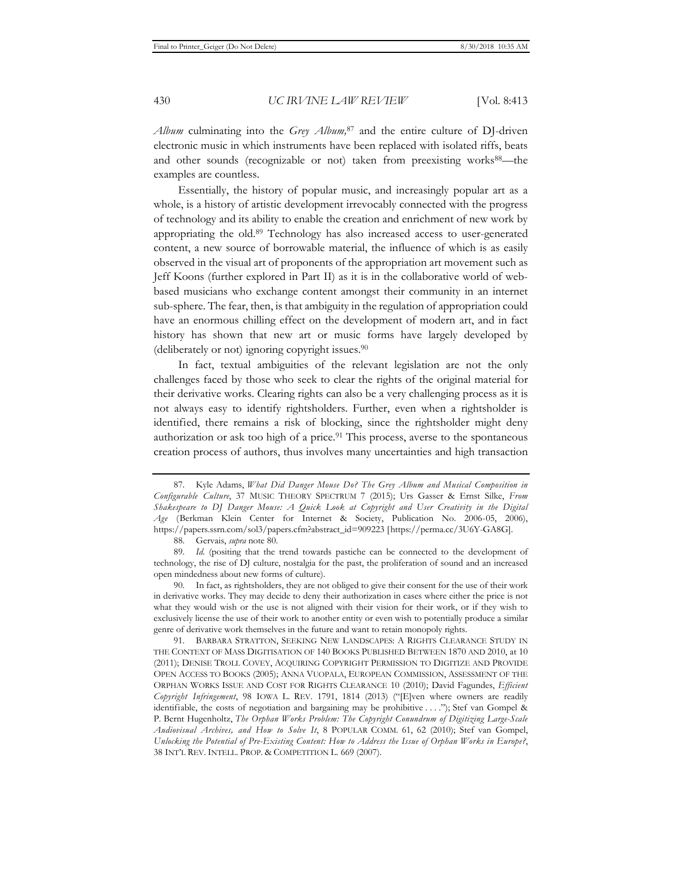*Album* culminating into the *Grey Album,*[87] and the entire culture of DJ-driven electronic music in which instruments have been replaced with isolated riffs, beats and other sounds (recognizable or not) taken from preexisting works[88]—the examples are countless.

Essentially, the history of popular music, and increasingly popular art as a whole, is a history of artistic development irrevocably connected with the progress of technology and its ability to enable the creation and enrichment of new work by appropriating the old.[89] Technology has also increased access to user-generated content, a new source of borrowable material, the influence of which is as easily observed in the visual art of proponents of the appropriation art movement such as Jeff Koons (further explored in Part II) as it is in the collaborative world of web-based musicians who exchange content amongst their community in an internet sub-sphere. The fear, then, is that ambiguity in the regulation of appropriation could have an enormous chilling effect on the development of modern art, and in fact history has shown that new art or music forms have largely developed by (deliberately or not) ignoring copyright issues.[90]

In fact, textual ambiguities of the relevant legislation are not the only challenges faced by those who seek to clear the rights of the original material for their derivative works. Clearing rights can also be a very challenging process as it is not always easy to identify rightsholders. Further, even when a rightsholder is identified, there remains a risk of blocking, since the rightsholder might deny authorization or ask too high of a price.[91] This process, averse to the spontaneous creation process of authors, thus involves many uncertainties and high transaction

---

87. Kyle Adams, *What Did Danger Mouse Do? The Grey Album and Musical Composition in Configurable Culture*, 37 MUSIC THEORY SPECTRUM 7 (2015); Urs Gasser & Ernst Silke, *From Shakespeare to DJ Danger Mouse: A Quick Look at Copyright and User Creativity in the Digital Age* (Berkman Klein Center for Internet & Society, Publication No. 2006-05, 2006), https://papers.ssrn.com/sol3/papers.cfm?abstract_id=909223 [https://perma.cc/3U6Y-GA8G].

88. Gervais, *supra* note 80.

89. *Id.* (positing that the trend towards pastiche can be connected to the development of technology, the rise of DJ culture, nostalgia for the past, the proliferation of sound and an increased open mindedness about new forms of culture).

90. In fact, as rightsholders, they are not obliged to give their consent for the use of their work in derivative works. They may decide to deny their authorization in cases where either the price is not what they would wish or the use is not aligned with their vision for their work, or if they wish to exclusively license the use of their work to another entity or even wish to potentially produce a similar genre of derivative work themselves in the future and want to retain monopoly rights.

91. BARBARA STRATTON, SEEKING NEW LANDSCAPES: A RIGHTS CLEARANCE STUDY IN THE CONTEXT OF MASS DIGITISATION OF 140 BOOKS PUBLISHED BETWEEN 1870 AND 2010, at 10 (2011); DENISE TROLL COVEY, ACQUIRING COPYRIGHT PERMISSION TO DIGITIZE AND PROVIDE OPEN ACCESS TO BOOKS (2005); ANNA VUOPALA, EUROPEAN COMMISSION, ASSESSMENT OF THE ORPHAN WORKS ISSUE AND COST FOR RIGHTS CLEARANCE 10 (2010); David Fagundes, *Efficient Copyright Infringement*, 98 IOWA L. REV. 1791, 1814 (2013) ("[E]ven where owners are readily identifiable, the costs of negotiation and bargaining may be prohibitive . . . ."); Stef van Gompel & P. Bernt Hugenholtz, *The Orphan Works Problem: The Copyright Conundrum of Digitizing Large-Scale Audiovisual Archives, and How to Solve It*, 8 POPULAR COMM. 61, 62 (2010); Stef van Gompel, *Unlocking the Potential of Pre-Existing Content: How to Address the Issue of Orphan Works in Europe?*, 38 INT'L REV. INTELL. PROP. & COMPETITION L. 669 (2007).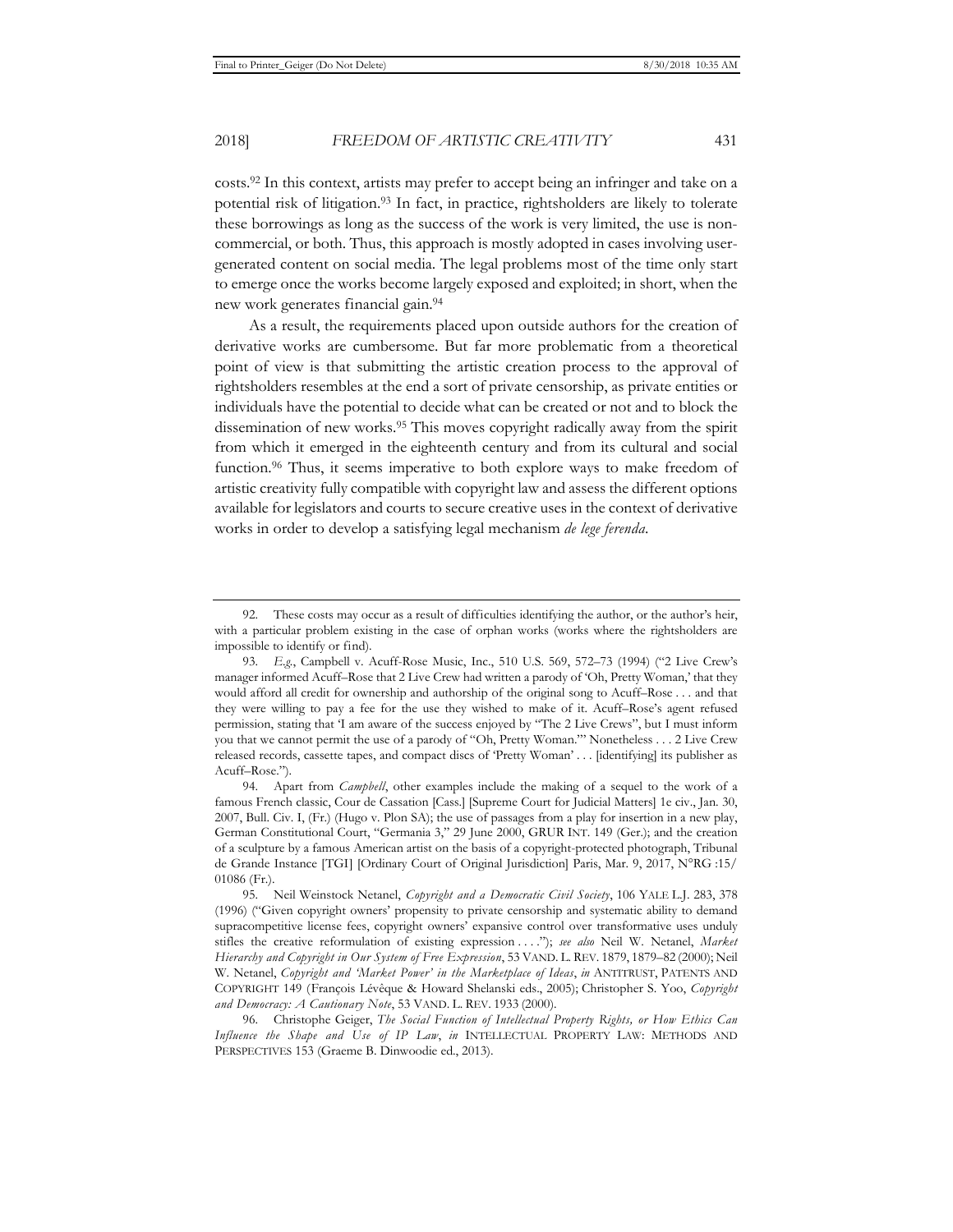costs.[92] In this context, artists may prefer to accept being an infringer and take on a potential risk of litigation.[93] In fact, in practice, rightsholders are likely to tolerate these borrowings as long as the success of the work is very limited, the use is non-commercial, or both. Thus, this approach is mostly adopted in cases involving user-generated content on social media. The legal problems most of the time only start to emerge once the works become largely exposed and exploited; in short, when the new work generates financial gain.[94]

As a result, the requirements placed upon outside authors for the creation of derivative works are cumbersome. But far more problematic from a theoretical point of view is that submitting the artistic creation process to the approval of rightsholders resembles at the end a sort of private censorship, as private entities or individuals have the potential to decide what can be created or not and to block the dissemination of new works.[95] This moves copyright radically away from the spirit from which it emerged in the eighteenth century and from its cultural and social function.[96] Thus, it seems imperative to both explore ways to make freedom of artistic creativity fully compatible with copyright law and assess the different options available for legislators and courts to secure creative uses in the context of derivative works in order to develop a satisfying legal mechanism *de lege ferenda*.

---

92. These costs may occur as a result of difficulties identifying the author, or the author's heir, with a particular problem existing in the case of orphan works (works where the rightsholders are impossible to identify or find).

93. *E.g.*, Campbell v. Acuff-Rose Music, Inc., 510 U.S. 569, 572–73 (1994) ("2 Live Crew's manager informed Acuff–Rose that 2 Live Crew had written a parody of 'Oh, Pretty Woman,' that they would afford all credit for ownership and authorship of the original song to Acuff–Rose . . . and that they were willing to pay a fee for the use they wished to make of it. Acuff–Rose's agent refused permission, stating that 'I am aware of the success enjoyed by "The 2 Live Crews", but I must inform you that we cannot permit the use of a parody of "Oh, Pretty Woman."' Nonetheless . . . 2 Live Crew released records, cassette tapes, and compact discs of 'Pretty Woman' . . . [identifying] its publisher as Acuff–Rose.").

94. Apart from *Campbell*, other examples include the making of a sequel to the work of a famous French classic, Cour de Cassation [Cass.] [Supreme Court for Judicial Matters] 1e civ., Jan. 30, 2007, Bull. Civ. I, (Fr.) (Hugo v. Plon SA); the use of passages from a play for insertion in a new play, German Constitutional Court, "Germania 3," 29 June 2000, GRUR INT. 149 (Ger.); and the creation of a sculpture by a famous American artist on the basis of a copyright-protected photograph, Tribunal de Grande Instance [TGI] [Ordinary Court of Original Jurisdiction] Paris, Mar. 9, 2017, N°RG :15/ 01086 (Fr.).

95. Neil Weinstock Netanel, *Copyright and a Democratic Civil Society*, 106 YALE L.J. 283, 378 (1996) ("Given copyright owners' propensity to private censorship and systematic ability to demand supracompetitive license fees, copyright owners' expansive control over transformative uses unduly stifles the creative reformulation of existing expression . . . ."); *see also* Neil W. Netanel, *Market Hierarchy and Copyright in Our System of Free Expression*, 53 VAND. L. REV. 1879, 1879–82 (2000); Neil W. Netanel, *Copyright and 'Market Power' in the Marketplace of Ideas*, *in* ANTITRUST, PATENTS AND COPYRIGHT 149 (François Lévêque & Howard Shelanski eds., 2005); Christopher S. Yoo, *Copyright and Democracy: A Cautionary Note*, 53 VAND. L. REV. 1933 (2000).

96. Christophe Geiger, *The Social Function of Intellectual Property Rights, or How Ethics Can Influence the Shape and Use of IP Law*, *in* INTELLECTUAL PROPERTY LAW: METHODS AND PERSPECTIVES 153 (Graeme B. Dinwoodie ed., 2013).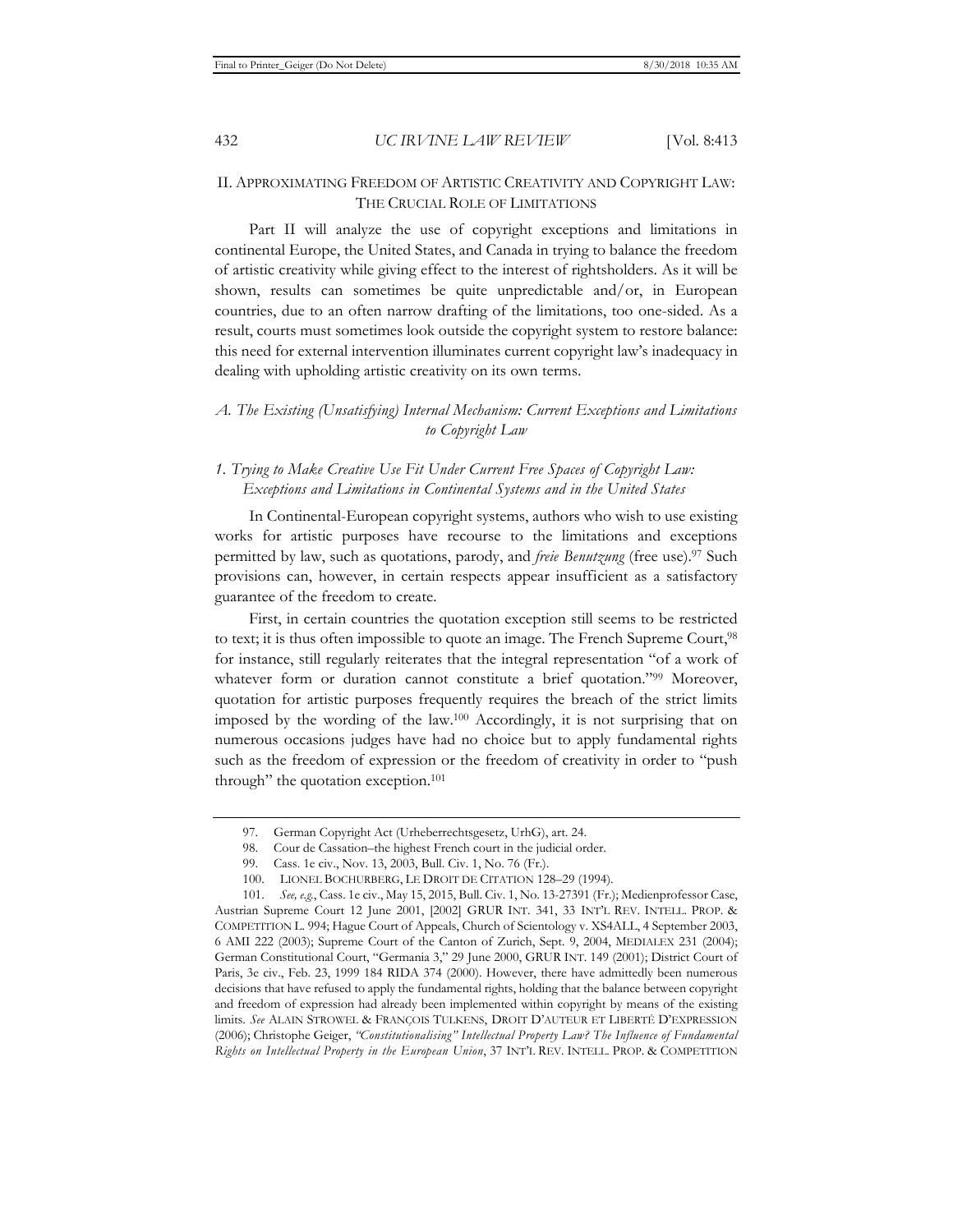## II. Approximating Freedom of Artistic Creativity and Copyright Law: The Crucial Role of Limitations

Part II will analyze the use of copyright exceptions and limitations in continental Europe, the United States, and Canada in trying to balance the freedom of artistic creativity while giving effect to the interest of rightsholders. As it will be shown, results can sometimes be quite unpredictable and/or, in European countries, due to an often narrow drafting of the limitations, too one-sided. As a result, courts must sometimes look outside the copyright system to restore balance: this need for external intervention illuminates current copyright law's inadequacy in dealing with upholding artistic creativity on its own terms.

### *A. The Existing (Unsatisfying) Internal Mechanism: Current Exceptions and Limitations to Copyright Law*

#### *1. Trying to Make Creative Use Fit Under Current Free Spaces of Copyright Law: Exceptions and Limitations in Continental Systems and in the United States*

In Continental-European copyright systems, authors who wish to use existing works for artistic purposes have recourse to the limitations and exceptions permitted by law, such as quotations, parody, and *freie Benutzung* (free use).[97] Such provisions can, however, in certain respects appear insufficient as a satisfactory guarantee of the freedom to create.

First, in certain countries the quotation exception still seems to be restricted to text; it is thus often impossible to quote an image. The French Supreme Court,[98] for instance, still regularly reiterates that the integral representation "of a work of whatever form or duration cannot constitute a brief quotation."[99] Moreover, quotation for artistic purposes frequently requires the breach of the strict limits imposed by the wording of the law.[100] Accordingly, it is not surprising that on numerous occasions judges have had no choice but to apply fundamental rights such as the freedom of expression or the freedom of creativity in order to "push through" the quotation exception.[101]

---

97. German Copyright Act (Urheberrechtsgesetz, UrhG), art. 24.

98. Cour de Cassation–the highest French court in the judicial order.

99. Cass. 1e civ., Nov. 13, 2003, Bull. Civ. 1, No. 76 (Fr.).

100. LIONEL BOCHURBERG, LE DROIT DE CITATION 128–29 (1994).

101. *See, e.g.*, Cass. 1e civ., May 15, 2015, Bull. Civ. 1, No. 13-27391 (Fr.); Medienprofessor Case, Austrian Supreme Court 12 June 2001, [2002] GRUR INT. 341, 33 INT'L REV. INTELL. PROP. & COMPETITION L. 994; Hague Court of Appeals, Church of Scientology v. XS4ALL, 4 September 2003, 6 AMI 222 (2003); Supreme Court of the Canton of Zurich, Sept. 9, 2004, MEDIALEX 231 (2004); German Constitutional Court, "Germania 3," 29 June 2000, GRUR INT. 149 (2001); District Court of Paris, 3e civ., Feb. 23, 1999 184 RIDA 374 (2000). However, there have admittedly been numerous decisions that have refused to apply the fundamental rights, holding that the balance between copyright and freedom of expression had already been implemented within copyright by means of the existing limits. *See* ALAIN STROWEL & FRANÇOIS TULKENS, DROIT D'AUTEUR ET LIBERTÉ D'EXPRESSION (2006); Christophe Geiger, *"Constitutionalising" Intellectual Property Law? The Influence of Fundamental Rights on Intellectual Property in the European Union*, 37 INT'L REV. INTELL. PROP. & COMPETITION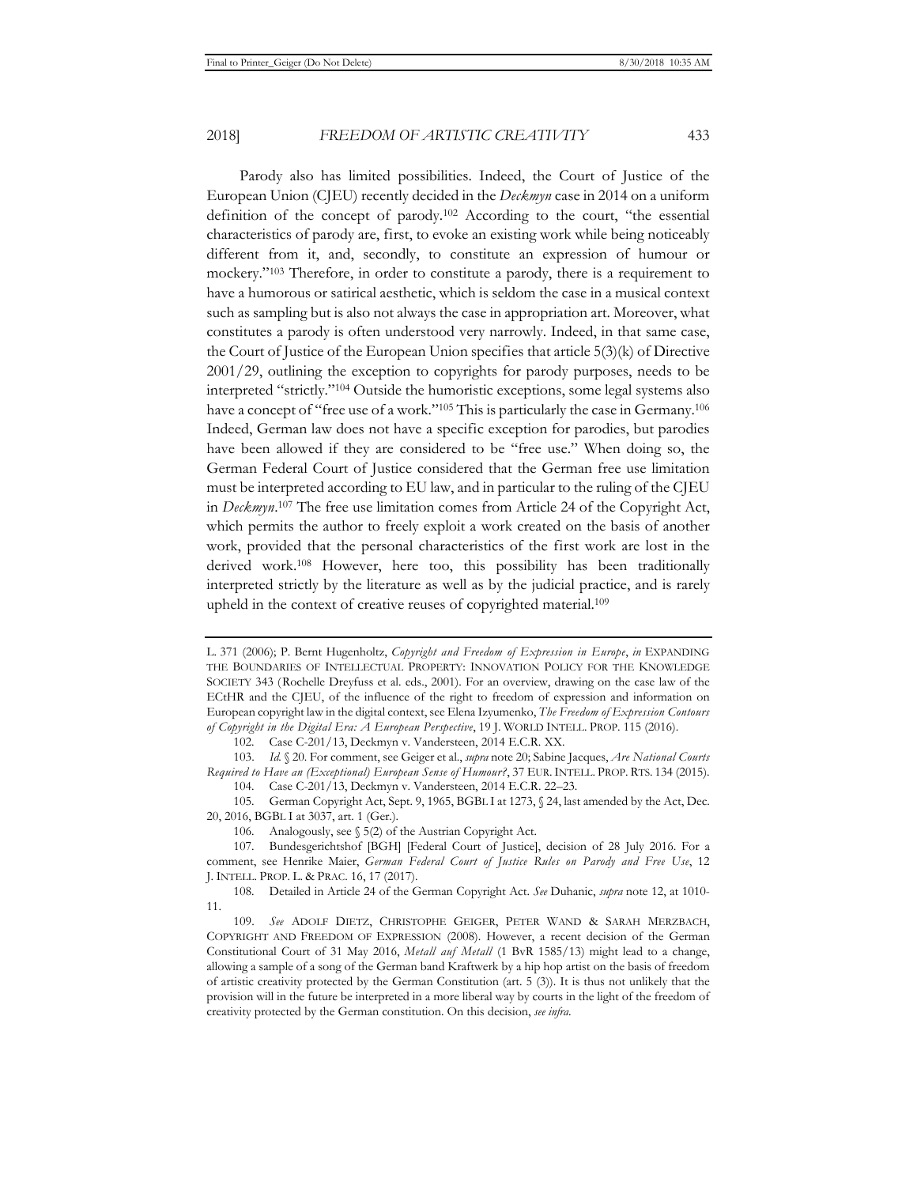Parody also has limited possibilities. Indeed, the Court of Justice of the European Union (CJEU) recently decided in the *Deckmyn* case in 2014 on a uniform definition of the concept of parody.[102] According to the court, "the essential characteristics of parody are, first, to evoke an existing work while being noticeably different from it, and, secondly, to constitute an expression of humour or mockery."[103] Therefore, in order to constitute a parody, there is a requirement to have a humorous or satirical aesthetic, which is seldom the case in a musical context such as sampling but is also not always the case in appropriation art. Moreover, what constitutes a parody is often understood very narrowly. Indeed, in that same case, the Court of Justice of the European Union specifies that article 5(3)(k) of Directive 2001/29, outlining the exception to copyrights for parody purposes, needs to be interpreted "strictly."[104] Outside the humoristic exceptions, some legal systems also have a concept of "free use of a work."[105] This is particularly the case in Germany.[106] Indeed, German law does not have a specific exception for parodies, but parodies have been allowed if they are considered to be "free use." When doing so, the German Federal Court of Justice considered that the German free use limitation must be interpreted according to EU law, and in particular to the ruling of the CJEU in *Deckmyn*.[107] The free use limitation comes from Article 24 of the Copyright Act, which permits the author to freely exploit a work created on the basis of another work, provided that the personal characteristics of the first work are lost in the derived work.[108] However, here too, this possibility has been traditionally interpreted strictly by the literature as well as by the judicial practice, and is rarely upheld in the context of creative reuses of copyrighted material.[109]

---

L. 371 (2006); P. Bernt Hugenholtz, *Copyright and Freedom of Expression in Europe*, *in* EXPANDING THE BOUNDARIES OF INTELLECTUAL PROPERTY: INNOVATION POLICY FOR THE KNOWLEDGE SOCIETY 343 (Rochelle Dreyfuss et al. eds., 2001). For an overview, drawing on the case law of the ECtHR and the CJEU, of the influence of the right to freedom of expression and information on European copyright law in the digital context, see Elena Izyumenko, *The Freedom of Expression Contours of Copyright in the Digital Era: A European Perspective*, 19 J. WORLD INTELL. PROP. 115 (2016).

102. Case C-201/13, Deckmyn v. Vandersteen, 2014 E.C.R. XX.

103. *Id.* § 20. For comment, see Geiger et al., *supra* note 20; Sabine Jacques, *Are National Courts Required to Have an (Exceptional) European Sense of Humour?*, 37 EUR. INTELL. PROP. RTS. 134 (2015).

104. Case C-201/13, Deckmyn v. Vandersteen, 2014 E.C.R. 22–23.

105. German Copyright Act, Sept. 9, 1965, BGBL I at 1273, § 24, last amended by the Act, Dec. 20, 2016, BGBL I at 3037, art. 1 (Ger.).

106. Analogously, see § 5(2) of the Austrian Copyright Act.

107. Bundesgerichtshof [BGH] [Federal Court of Justice], decision of 28 July 2016. For a comment, see Henrike Maier, *German Federal Court of Justice Rules on Parody and Free Use*, 12 J. INTELL. PROP. L. & PRAC. 16, 17 (2017).

108. Detailed in Article 24 of the German Copyright Act. *See* Duhanic, *supra* note 12, at 1010-11.

109. *See* ADOLF DIETZ, CHRISTOPHE GEIGER, PETER WAND & SARAH MERZBACH, COPYRIGHT AND FREEDOM OF EXPRESSION (2008). However, a recent decision of the German Constitutional Court of 31 May 2016, *Metall auf Metall* (1 BvR 1585/13) might lead to a change, allowing a sample of a song of the German band Kraftwerk by a hip hop artist on the basis of freedom of artistic creativity protected by the German Constitution (art. 5 (3)). It is thus not unlikely that the provision will in the future be interpreted in a more liberal way by courts in the light of the freedom of creativity protected by the German constitution. On this decision, *see infra*.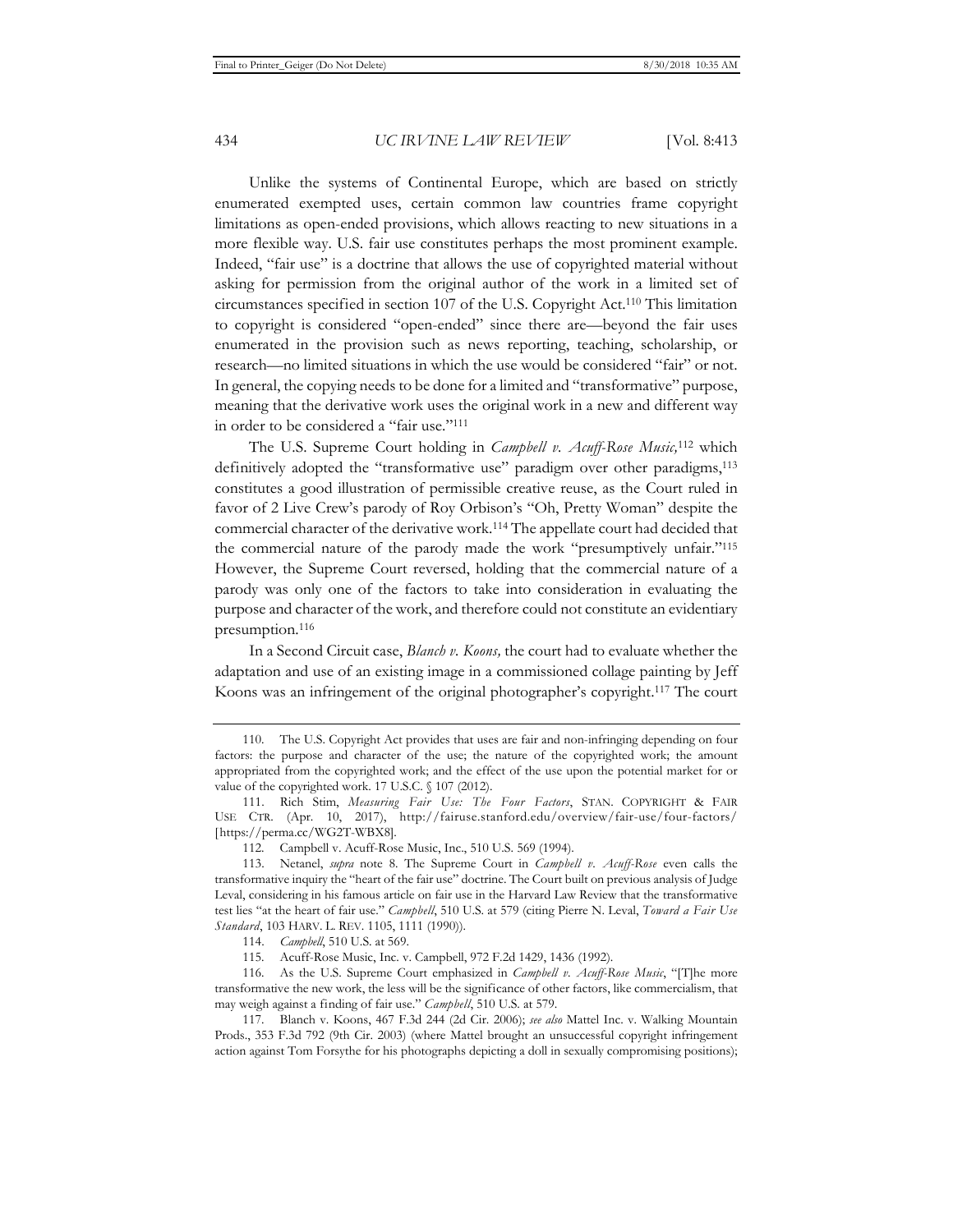Unlike the systems of Continental Europe, which are based on strictly enumerated exempted uses, certain common law countries frame copyright limitations as open-ended provisions, which allows reacting to new situations in a more flexible way. U.S. fair use constitutes perhaps the most prominent example. Indeed, "fair use" is a doctrine that allows the use of copyrighted material without asking for permission from the original author of the work in a limited set of circumstances specified in section 107 of the U.S. Copyright Act.[110] This limitation to copyright is considered "open-ended" since there are—beyond the fair uses enumerated in the provision such as news reporting, teaching, scholarship, or research—no limited situations in which the use would be considered "fair" or not. In general, the copying needs to be done for a limited and "transformative" purpose, meaning that the derivative work uses the original work in a new and different way in order to be considered a "fair use."[111]

The U.S. Supreme Court holding in *Campbell v. Acuff-Rose Music,*[112] which definitively adopted the "transformative use" paradigm over other paradigms,[113] constitutes a good illustration of permissible creative reuse, as the Court ruled in favor of 2 Live Crew's parody of Roy Orbison's "Oh, Pretty Woman" despite the commercial character of the derivative work.[114] The appellate court had decided that the commercial nature of the parody made the work "presumptively unfair."[115] However, the Supreme Court reversed, holding that the commercial nature of a parody was only one of the factors to take into consideration in evaluating the purpose and character of the work, and therefore could not constitute an evidentiary presumption.[116]

In a Second Circuit case, *Blanch v. Koons,* the court had to evaluate whether the adaptation and use of an existing image in a commissioned collage painting by Jeff Koons was an infringement of the original photographer's copyright.[117] The court

---

110. The U.S. Copyright Act provides that uses are fair and non-infringing depending on four factors: the purpose and character of the use; the nature of the copyrighted work; the amount appropriated from the copyrighted work; and the effect of the use upon the potential market for or value of the copyrighted work. 17 U.S.C. § 107 (2012).

111. Rich Stim, *Measuring Fair Use: The Four Factors*, STAN. COPYRIGHT & FAIR USE CTR. (Apr. 10, 2017), http://fairuse.stanford.edu/overview/fair-use/four-factors/ [https://perma.cc/WG2T-WBX8].

112. Campbell v. Acuff-Rose Music, Inc., 510 U.S. 569 (1994).

113. Netanel, *supra* note 8. The Supreme Court in *Campbell v. Acuff-Rose* even calls the transformative inquiry the "heart of the fair use" doctrine. The Court built on previous analysis of Judge Leval, considering in his famous article on fair use in the Harvard Law Review that the transformative test lies "at the heart of fair use." *Campbell*, 510 U.S. at 579 (citing Pierre N. Leval, *Toward a Fair Use Standard*, 103 HARV. L. REV. 1105, 1111 (1990)).

114. *Campbell*, 510 U.S. at 569.

115. Acuff-Rose Music, Inc. v. Campbell, 972 F.2d 1429, 1436 (1992).

116. As the U.S. Supreme Court emphasized in *Campbell v. Acuff-Rose Music*, "[T]he more transformative the new work, the less will be the significance of other factors, like commercialism, that may weigh against a finding of fair use." *Campbell*, 510 U.S. at 579.

117. Blanch v. Koons, 467 F.3d 244 (2d Cir. 2006); *see also* Mattel Inc. v. Walking Mountain Prods., 353 F.3d 792 (9th Cir. 2003) (where Mattel brought an unsuccessful copyright infringement action against Tom Forsythe for his photographs depicting a doll in sexually compromising positions);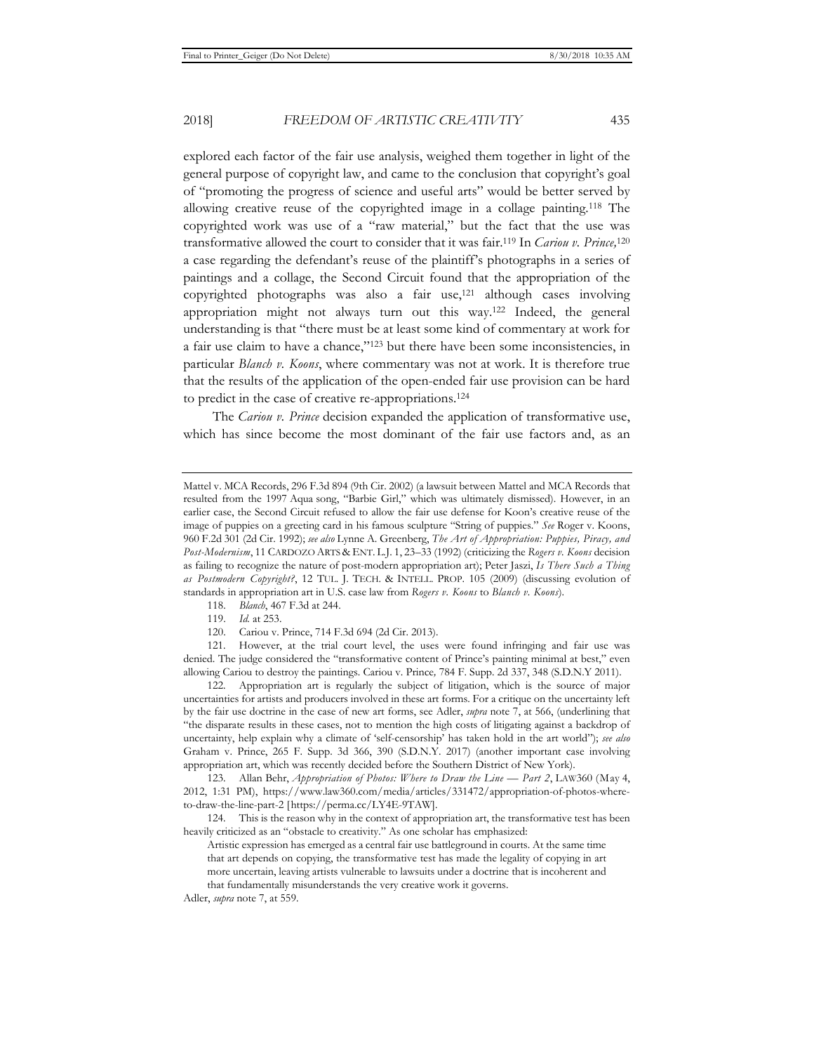explored each factor of the fair use analysis, weighed them together in light of the general purpose of copyright law, and came to the conclusion that copyright's goal of "promoting the progress of science and useful arts" would be better served by allowing creative reuse of the copyrighted image in a collage painting.[118] The copyrighted work was use of a "raw material," but the fact that the use was transformative allowed the court to consider that it was fair.[119] In *Cariou v. Prince,*[120] a case regarding the defendant's reuse of the plaintiff's photographs in a series of paintings and a collage, the Second Circuit found that the appropriation of the copyrighted photographs was also a fair use,[121] although cases involving appropriation might not always turn out this way.[122] Indeed, the general understanding is that "there must be at least some kind of commentary at work for a fair use claim to have a chance,"[123] but there have been some inconsistencies, in particular *Blanch v. Koons*, where commentary was not at work. It is therefore true that the results of the application of the open-ended fair use provision can be hard to predict in the case of creative re-appropriations.[124]

The *Cariou v. Prince* decision expanded the application of transformative use, which has since become the most dominant of the fair use factors and, as an

---

Mattel v. MCA Records, 296 F.3d 894 (9th Cir. 2002) (a lawsuit between Mattel and MCA Records that resulted from the 1997 Aqua song, "Barbie Girl," which was ultimately dismissed). However, in an earlier case, the Second Circuit refused to allow the fair use defense for Koon's creative reuse of the image of puppies on a greeting card in his famous sculpture "String of puppies." *See* Roger v. Koons, 960 F.2d 301 (2d Cir. 1992); *see also* Lynne A. Greenberg, *The Art of Appropriation: Puppies, Piracy, and Post-Modernism*, 11 CARDOZO ARTS & ENT. L.J. 1, 23–33 (1992) (criticizing the *Rogers v. Koons* decision as failing to recognize the nature of post-modern appropriation art); Peter Jaszi, *Is There Such a Thing as Postmodern Copyright?*, 12 TUL. J. TECH. & INTELL. PROP. 105 (2009) (discussing evolution of standards in appropriation art in U.S. case law from *Rogers v. Koons* to *Blanch v. Koons*).

118. *Blanch*, 467 F.3d at 244.

119. *Id.* at 253.

120. Cariou v. Prince, 714 F.3d 694 (2d Cir. 2013).

121. However, at the trial court level, the uses were found infringing and fair use was denied. The judge considered the "transformative content of Prince's painting minimal at best," even allowing Cariou to destroy the paintings. Cariou v. Prince*,* 784 F. Supp. 2d 337, 348 (S.D.N.Y 2011).

122. Appropriation art is regularly the subject of litigation, which is the source of major uncertainties for artists and producers involved in these art forms. For a critique on the uncertainty left by the fair use doctrine in the case of new art forms, see Adler, *supra* note 7, at 566, (underlining that "the disparate results in these cases, not to mention the high costs of litigating against a backdrop of uncertainty, help explain why a climate of 'self-censorship' has taken hold in the art world"); *see also* Graham v. Prince, 265 F. Supp. 3d 366, 390 (S.D.N.Y. 2017) (another important case involving appropriation art, which was recently decided before the Southern District of New York).

123. Allan Behr, *Appropriation of Photos: Where to Draw the Line — Part 2*, LAW360 (May 4, 2012, 1:31 PM), https://www.law360.com/media/articles/331472/appropriation-of-photos-where-to-draw-the-line-part-2 [https://perma.cc/LY4E-9TAW].

124. This is the reason why in the context of appropriation art, the transformative test has been heavily criticized as an "obstacle to creativity." As one scholar has emphasized:

> Artistic expression has emerged as a central fair use battleground in courts. At the same time that art depends on copying, the transformative test has made the legality of copying in art more uncertain, leaving artists vulnerable to lawsuits under a doctrine that is incoherent and that fundamentally misunderstands the very creative work it governs.

Adler, *supra* note 7, at 559.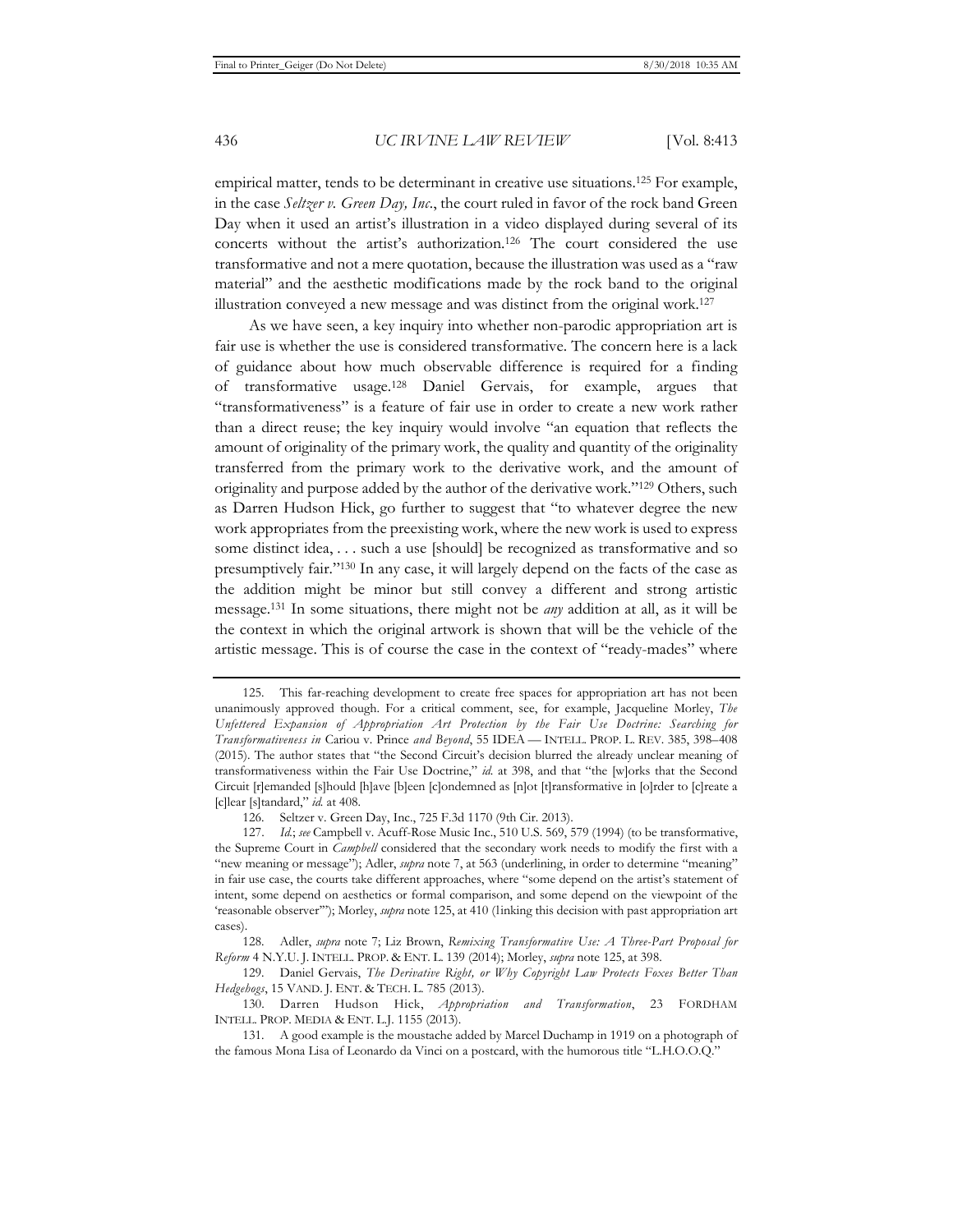empirical matter, tends to be determinant in creative use situations.[125] For example, in the case *Seltzer v. Green Day, Inc.*, the court ruled in favor of the rock band Green Day when it used an artist's illustration in a video displayed during several of its concerts without the artist's authorization.[126] The court considered the use transformative and not a mere quotation, because the illustration was used as a "raw material" and the aesthetic modifications made by the rock band to the original illustration conveyed a new message and was distinct from the original work.[127]

As we have seen, a key inquiry into whether non-parodic appropriation art is fair use is whether the use is considered transformative. The concern here is a lack of guidance about how much observable difference is required for a finding of transformative usage.[128] Daniel Gervais, for example, argues that "transformativeness" is a feature of fair use in order to create a new work rather than a direct reuse; the key inquiry would involve "an equation that reflects the amount of originality of the primary work, the quality and quantity of the originality transferred from the primary work to the derivative work, and the amount of originality and purpose added by the author of the derivative work."[129] Others, such as Darren Hudson Hick, go further to suggest that "to whatever degree the new work appropriates from the preexisting work, where the new work is used to express some distinct idea, . . . such a use [should] be recognized as transformative and so presumptively fair."[130] In any case, it will largely depend on the facts of the case as the addition might be minor but still convey a different and strong artistic message.[131] In some situations, there might not be *any* addition at all, as it will be the context in which the original artwork is shown that will be the vehicle of the artistic message. This is of course the case in the context of "ready-mades" where

---

125. This far-reaching development to create free spaces for appropriation art has not been unanimously approved though. For a critical comment, see, for example, Jacqueline Morley, *The Unfettered Expansion of Appropriation Art Protection by the Fair Use Doctrine: Searching for Transformativeness in* Cariou v. Prince *and Beyond*, 55 IDEA — INTELL. PROP. L. REV. 385, 398–408 (2015). The author states that "the Second Circuit's decision blurred the already unclear meaning of transformativeness within the Fair Use Doctrine," *id.* at 398, and that "the [w]orks that the Second Circuit [r]emanded [s]hould [h]ave [b]een [c]ondemned as [n]ot [t]ransformative in [o]rder to [c]reate a [c]lear [s]tandard," *id.* at 408.

126. Seltzer v. Green Day, Inc., 725 F.3d 1170 (9th Cir. 2013).

127. *Id.*; *see* Campbell v. Acuff-Rose Music Inc., 510 U.S. 569, 579 (1994) (to be transformative, the Supreme Court in *Campbell* considered that the secondary work needs to modify the first with a "new meaning or message"); Adler, *supra* note 7, at 563 (underlining, in order to determine "meaning" in fair use case, the courts take different approaches, where "some depend on the artist's statement of intent, some depend on aesthetics or formal comparison, and some depend on the viewpoint of the 'reasonable observer'"); Morley, *supra* note 125, at 410 (linking this decision with past appropriation art cases).

128. Adler, *supra* note 7; Liz Brown, *Remixing Transformative Use: A Three-Part Proposal for Reform* 4 N.Y.U. J. INTELL. PROP. & ENT. L. 139 (2014); Morley, *supra* note 125, at 398.

129. Daniel Gervais, *The Derivative Right, or Why Copyright Law Protects Foxes Better Than Hedgehogs*, 15 VAND. J. ENT. & TECH. L. 785 (2013).

130. Darren Hudson Hick, *Appropriation and Transformation*, 23 FORDHAM INTELL. PROP. MEDIA & ENT. L.J. 1155 (2013).

131. A good example is the moustache added by Marcel Duchamp in 1919 on a photograph of the famous Mona Lisa of Leonardo da Vinci on a postcard, with the humorous title "L.H.O.O.Q."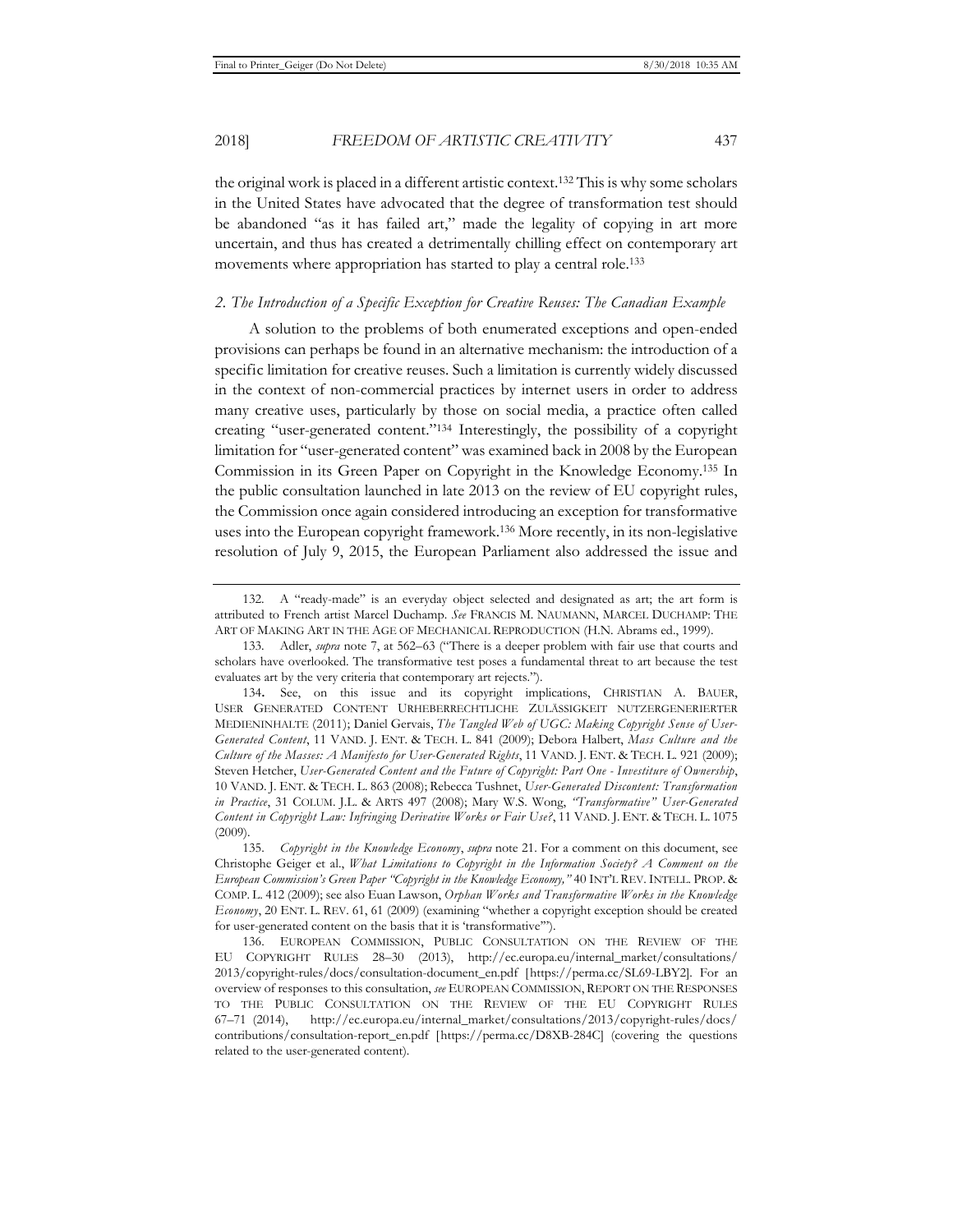the original work is placed in a different artistic context.[132] This is why some scholars in the United States have advocated that the degree of transformation test should be abandoned "as it has failed art," made the legality of copying in art more uncertain, and thus has created a detrimentally chilling effect on contemporary art movements where appropriation has started to play a central role.[133]

### *2. The Introduction of a Specific Exception for Creative Reuses: The Canadian Example*

A solution to the problems of both enumerated exceptions and open-ended provisions can perhaps be found in an alternative mechanism: the introduction of a specific limitation for creative reuses. Such a limitation is currently widely discussed in the context of non-commercial practices by internet users in order to address many creative uses, particularly by those on social media, a practice often called creating "user-generated content."[134] Interestingly, the possibility of a copyright limitation for "user-generated content" was examined back in 2008 by the European Commission in its Green Paper on Copyright in the Knowledge Economy.[135] In the public consultation launched in late 2013 on the review of EU copyright rules, the Commission once again considered introducing an exception for transformative uses into the European copyright framework.[136] More recently, in its non-legislative resolution of July 9, 2015, the European Parliament also addressed the issue and

---

132. A "ready-made" is an everyday object selected and designated as art; the art form is attributed to French artist Marcel Duchamp. *See* FRANCIS M. NAUMANN, MARCEL DUCHAMP: THE ART OF MAKING ART IN THE AGE OF MECHANICAL REPRODUCTION (H.N. Abrams ed., 1999).

133. Adler, *supra* note 7, at 562–63 ("There is a deeper problem with fair use that courts and scholars have overlooked. The transformative test poses a fundamental threat to art because the test evaluates art by the very criteria that contemporary art rejects.").

134. See, on this issue and its copyright implications, CHRISTIAN A. BAUER, USER GENERATED CONTENT URHEBERRECHTLICHE ZULÄSSIGKEIT NUTZERGENERIERTER MEDIENINHALTE (2011); Daniel Gervais, *The Tangled Web of UGC: Making Copyright Sense of User-Generated Content*, 11 VAND. J. ENT. & TECH. L. 841 (2009); Debora Halbert, *Mass Culture and the Culture of the Masses: A Manifesto for User-Generated Rights*, 11 VAND. J. ENT. & TECH. L. 921 (2009); Steven Hetcher, *User-Generated Content and the Future of Copyright: Part One - Investiture of Ownership*, 10 VAND. J. ENT. & TECH. L. 863 (2008); Rebecca Tushnet, *User-Generated Discontent: Transformation in Practice*, 31 COLUM. J.L. & ARTS 497 (2008); Mary W.S. Wong, *"Transformative" User-Generated Content in Copyright Law: Infringing Derivative Works or Fair Use?*, 11 VAND. J. ENT. & TECH. L. 1075 (2009).

135. *Copyright in the Knowledge Economy*, *supra* note 21. For a comment on this document, see Christophe Geiger et al., *What Limitations to Copyright in the Information Society? A Comment on the European Commission's Green Paper "Copyright in the Knowledge Economy,"* 40 INT'L REV. INTELL. PROP. & COMP. L. 412 (2009); see also Euan Lawson, *Orphan Works and Transformative Works in the Knowledge Economy*, 20 ENT. L. REV. 61, 61 (2009) (examining "whether a copyright exception should be created for user-generated content on the basis that it is 'transformative'").

136. EUROPEAN COMMISSION, PUBLIC CONSULTATION ON THE REVIEW OF THE EU COPYRIGHT RULES 28–30 (2013), http://ec.europa.eu/internal_market/consultations/2013/copyright-rules/docs/consultation-document_en.pdf [https://perma.cc/SL69-LBY2]. For an overview of responses to this consultation, *see* EUROPEAN COMMISSION, REPORT ON THE RESPONSES TO THE PUBLIC CONSULTATION ON THE REVIEW OF THE EU COPYRIGHT RULES 67–71 (2014), http://ec.europa.eu/internal_market/consultations/2013/copyright-rules/docs/contributions/consultation-report_en.pdf [https://perma.cc/D8XB-284C] (covering the questions related to the user-generated content).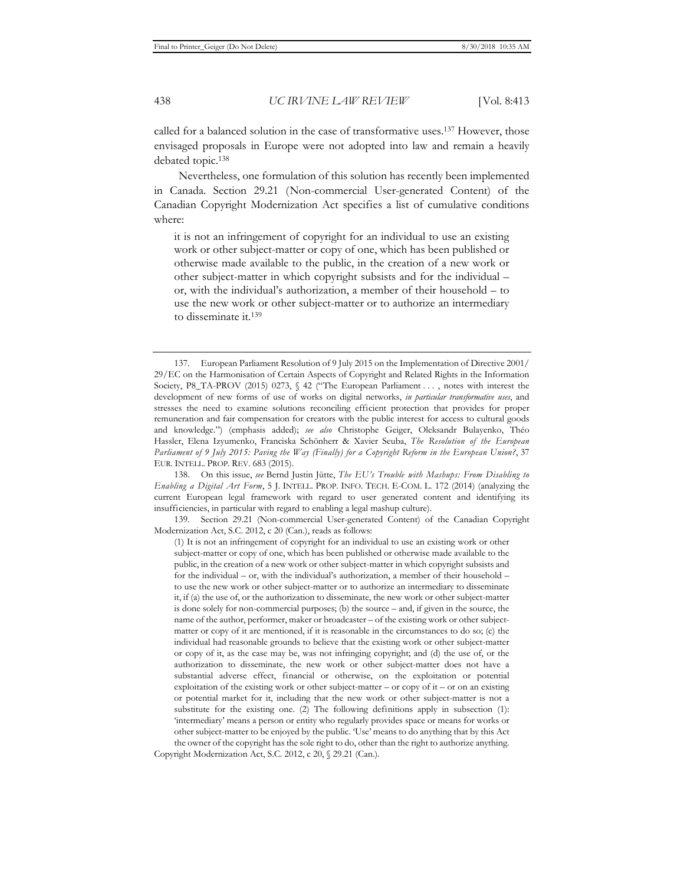called for a balanced solution in the case of transformative uses.[137] However, those envisaged proposals in Europe were not adopted into law and remain a heavily debated topic.[138]

Nevertheless, one formulation of this solution has recently been implemented in Canada. Section 29.21 (Non-commercial User-generated Content) of the Canadian Copyright Modernization Act specifies a list of cumulative conditions where:

> it is not an infringement of copyright for an individual to use an existing work or other subject-matter or copy of one, which has been published or otherwise made available to the public, in the creation of a new work or other subject-matter in which copyright subsists and for the individual – or, with the individual's authorization, a member of their household – to use the new work or other subject-matter or to authorize an intermediary to disseminate it.[139]

---

137. European Parliament Resolution of 9 July 2015 on the Implementation of Directive 2001/29/EC on the Harmonisation of Certain Aspects of Copyright and Related Rights in the Information Society, P8_TA-PROV (2015) 0273, § 42 ("The European Parliament . . . , notes with interest the development of new forms of use of works on digital networks, *in particular transformative uses*, and stresses the need to examine solutions reconciling efficient protection that provides for proper remuneration and fair compensation for creators with the public interest for access to cultural goods and knowledge.") (emphasis added); *see also* Christophe Geiger, Oleksandr Bulayenko, Théo Hassler, Elena Izyumenko, Franciska Schönherr & Xavier Seuba, *The Resolution of the European Parliament of 9 July 2015: Paving the Way (Finally) for a Copyright Reform in the European Union?*, 37 EUR. INTELL. PROP. REV. 683 (2015).

138. On this issue, *see* Bernd Justin Jütte, *The EU's Trouble with Mashups: From Disabling to Enabling a Digital Art Form*, 5 J. INTELL. PROP. INFO. TECH. E-COM. L. 172 (2014) (analyzing the current European legal framework with regard to user generated content and identifying its insufficiencies, in particular with regard to enabling a legal mashup culture).

139. Section 29.21 (Non-commercial User-generated Content) of the Canadian Copyright Modernization Act, S.C. 2012, c 20 (Can.), reads as follows:

> (1) It is not an infringement of copyright for an individual to use an existing work or other subject-matter or copy of one, which has been published or otherwise made available to the public, in the creation of a new work or other subject-matter in which copyright subsists and for the individual – or, with the individual's authorization, a member of their household – to use the new work or other subject-matter or to authorize an intermediary to disseminate it, if (a) the use of, or the authorization to disseminate, the new work or other subject-matter is done solely for non-commercial purposes; (b) the source – and, if given in the source, the name of the author, performer, maker or broadcaster – of the existing work or other subject-matter or copy of it are mentioned, if it is reasonable in the circumstances to do so; (c) the individual had reasonable grounds to believe that the existing work or other subject-matter or copy of it, as the case may be, was not infringing copyright; and (d) the use of, or the authorization to disseminate, the new work or other subject-matter does not have a substantial adverse effect, financial or otherwise, on the exploitation or potential exploitation of the existing work or other subject-matter – or copy of it – or on an existing or potential market for it, including that the new work or other subject-matter is not a substitute for the existing one. (2) The following definitions apply in subsection (1): 'intermediary' means a person or entity who regularly provides space or means for works or other subject-matter to be enjoyed by the public. 'Use' means to do anything that by this Act the owner of the copyright has the sole right to do, other than the right to authorize anything.

Copyright Modernization Act, S.C. 2012, c 20, § 29.21 (Can.).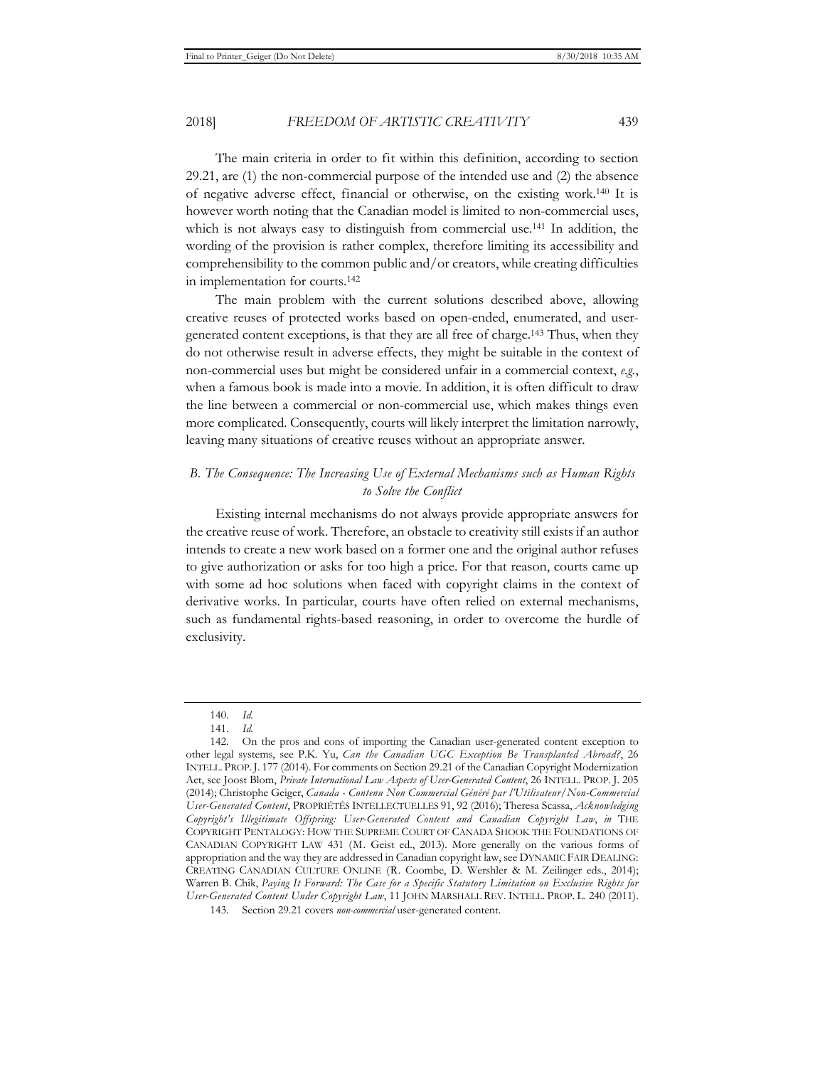The main criteria in order to fit within this definition, according to section 29.21, are (1) the non-commercial purpose of the intended use and (2) the absence of negative adverse effect, financial or otherwise, on the existing work.[140] It is however worth noting that the Canadian model is limited to non-commercial uses, which is not always easy to distinguish from commercial use.[141] In addition, the wording of the provision is rather complex, therefore limiting its accessibility and comprehensibility to the common public and/or creators, while creating difficulties in implementation for courts.[142]

The main problem with the current solutions described above, allowing creative reuses of protected works based on open-ended, enumerated, and user-generated content exceptions, is that they are all free of charge.[143] Thus, when they do not otherwise result in adverse effects, they might be suitable in the context of non-commercial uses but might be considered unfair in a commercial context, *e.g.*, when a famous book is made into a movie. In addition, it is often difficult to draw the line between a commercial or non-commercial use, which makes things even more complicated. Consequently, courts will likely interpret the limitation narrowly, leaving many situations of creative reuses without an appropriate answer.

### *B. The Consequence: The Increasing Use of External Mechanisms such as Human Rights to Solve the Conflict*

Existing internal mechanisms do not always provide appropriate answers for the creative reuse of work. Therefore, an obstacle to creativity still exists if an author intends to create a new work based on a former one and the original author refuses to give authorization or asks for too high a price. For that reason, courts came up with some ad hoc solutions when faced with copyright claims in the context of derivative works. In particular, courts have often relied on external mechanisms, such as fundamental rights-based reasoning, in order to overcome the hurdle of exclusivity.

---

140. *Id.*

141. *Id.*

142. On the pros and cons of importing the Canadian user-generated content exception to other legal systems, see P.K. Yu, *Can the Canadian UGC Exception Be Transplanted Abroad?*, 26 INTELL. PROP. J. 177 (2014). For comments on Section 29.21 of the Canadian Copyright Modernization Act, see Joost Blom, *Private International Law Aspects of User-Generated Content*, 26 INTELL. PROP. J. 205 (2014); Christophe Geiger, *Canada - Contenu Non Commercial Généré par l'Utilisateur/Non-Commercial User-Generated Content*, PROPRIÉTÉS INTELLECTUELLES 91, 92 (2016); Theresa Scassa, *Acknowledging Copyright's Illegitimate Offspring: User-Generated Content and Canadian Copyright Law*, *in* THE COPYRIGHT PENTALOGY: HOW THE SUPREME COURT OF CANADA SHOOK THE FOUNDATIONS OF CANADIAN COPYRIGHT LAW 431 (M. Geist ed., 2013). More generally on the various forms of appropriation and the way they are addressed in Canadian copyright law, see DYNAMIC FAIR DEALING: CREATING CANADIAN CULTURE ONLINE (R. Coombe, D. Wershler & M. Zeilinger eds., 2014); Warren B. Chik, *Paying It Forward: The Case for a Specific Statutory Limitation on Exclusive Rights for User-Generated Content Under Copyright Law*, 11 JOHN MARSHALL REV. INTELL. PROP. L. 240 (2011).

143. Section 29.21 covers *non-commercial* user-generated content.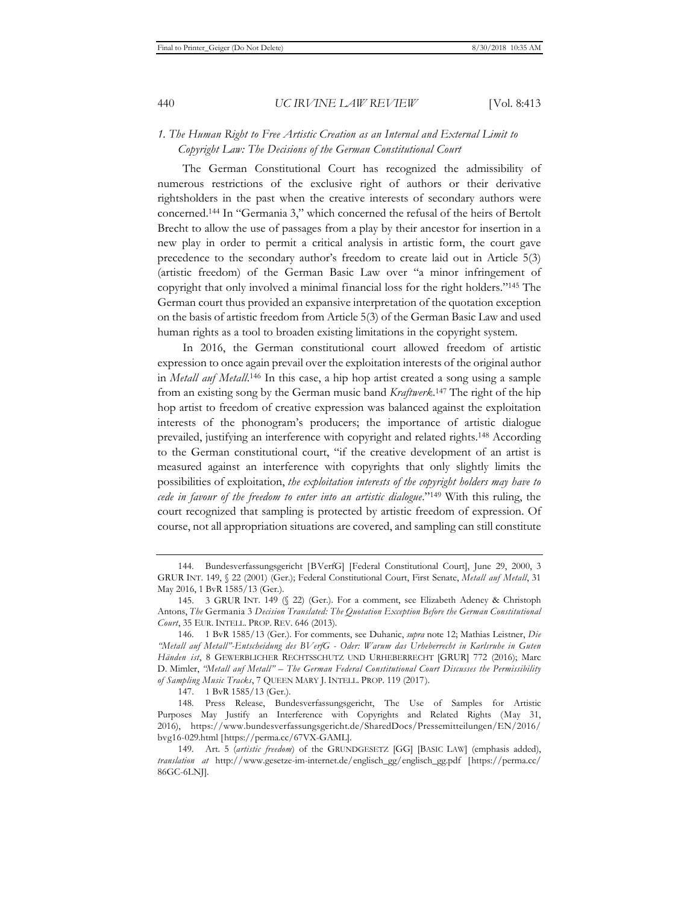### *1. The Human Right to Free Artistic Creation as an Internal and External Limit to Copyright Law: The Decisions of the German Constitutional Court*

The German Constitutional Court has recognized the admissibility of numerous restrictions of the exclusive right of authors or their derivative rightsholders in the past when the creative interests of secondary authors were concerned.[144] In "Germania 3," which concerned the refusal of the heirs of Bertolt Brecht to allow the use of passages from a play by their ancestor for insertion in a new play in order to permit a critical analysis in artistic form, the court gave precedence to the secondary author's freedom to create laid out in Article 5(3) (artistic freedom) of the German Basic Law over "a minor infringement of copyright that only involved a minimal financial loss for the right holders."[145] The German court thus provided an expansive interpretation of the quotation exception on the basis of artistic freedom from Article 5(3) of the German Basic Law and used human rights as a tool to broaden existing limitations in the copyright system.

In 2016, the German constitutional court allowed freedom of artistic expression to once again prevail over the exploitation interests of the original author in *Metall auf Metall*.[146] In this case, a hip hop artist created a song using a sample from an existing song by the German music band *Kraftwerk*.[147] The right of the hip hop artist to freedom of creative expression was balanced against the exploitation interests of the phonogram's producers; the importance of artistic dialogue prevailed, justifying an interference with copyright and related rights.[148] According to the German constitutional court, "if the creative development of an artist is measured against an interference with copyrights that only slightly limits the possibilities of exploitation, *the exploitation interests of the copyright holders may have to cede in favour of the freedom to enter into an artistic dialogue*."[149] With this ruling, the court recognized that sampling is protected by artistic freedom of expression. Of course, not all appropriation situations are covered, and sampling can still constitute

---

144. Bundesverfassungsgericht [BVerfG] [Federal Constitutional Court], June 29, 2000, 3 GRUR INT. 149, § 22 (2001) (Ger.); Federal Constitutional Court, First Senate, *Metall auf Metall*, 31 May 2016, 1 BvR 1585/13 (Ger.).

145. 3 GRUR INT. 149 (§ 22) (Ger.). For a comment, see Elizabeth Adeney & Christoph Antons, *The* Germania 3 *Decision Translated: The Quotation Exception Before the German Constitutional Court*, 35 EUR. INTELL. PROP. REV. 646 (2013).

146. 1 BvR 1585/13 (Ger.). For comments, see Duhanic, *supra* note 12; Mathias Leistner, *Die "Metall auf Metall"-Entscheidung des BVerfG - Oder: Warum das Urheberrecht in Karlsruhe in Guten Händen ist*, 8 GEWERBLICHER RECHTSSCHUTZ UND URHEBERRECHT [GRUR] 772 (2016); Marc D. Mimler, *"Metall auf Metall" – The German Federal Constitutional Court Discusses the Permissibility of Sampling Music Tracks*, 7 QUEEN MARY J. INTELL. PROP. 119 (2017).

147. 1 BvR 1585/13 (Ger.).

148. Press Release, Bundesverfassungsgericht, The Use of Samples for Artistic Purposes May Justify an Interference with Copyrights and Related Rights (May 31, 2016), https://www.bundesverfassungsgericht.de/SharedDocs/Pressemitteilungen/EN/2016/bvg16-029.html [https://perma.cc/67VX-GAML].

149. Art. 5 (*artistic freedom*) of the GRUNDGESETZ [GG] [BASIC LAW] (emphasis added), *translation at* http://www.gesetze-im-internet.de/englisch_gg/englisch_gg.pdf [https://perma.cc/86GC-6LNJ].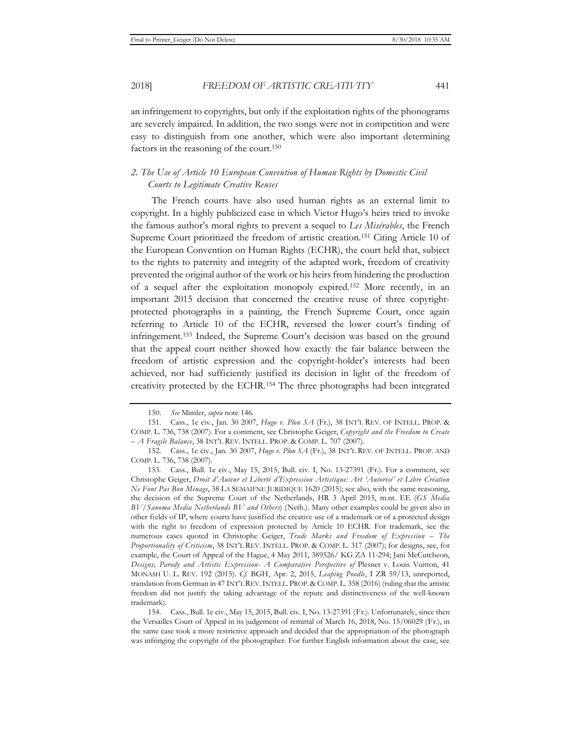an infringement to copyrights, but only if the exploitation rights of the phonograms are severely impaired. In addition, the two songs were not in competition and were easy to distinguish from one another, which were also important determining factors in the reasoning of the court.[150]

### *2. The Use of Article 10 European Convention of Human Rights by Domestic Civil Courts to Legitimate Creative Reuses*

The French courts have also used human rights as an external limit to copyright. In a highly publicized case in which Victor Hugo's heirs tried to invoke the famous author's moral rights to prevent a sequel to *Les Misérables*, the French Supreme Court prioritized the freedom of artistic creation.[151] Citing Article 10 of the European Convention on Human Rights (ECHR), the court held that, subject to the rights to paternity and integrity of the adapted work, freedom of creativity prevented the original author of the work or his heirs from hindering the production of a sequel after the exploitation monopoly expired.[152] More recently, in an important 2015 decision that concerned the creative reuse of three copyright-protected photographs in a painting, the French Supreme Court, once again referring to Article 10 of the ECHR, reversed the lower court's finding of infringement.[153] Indeed, the Supreme Court's decision was based on the ground that the appeal court neither showed how exactly the fair balance between the freedom of artistic expression and the copyright-holder's interests had been achieved, nor had sufficiently justified its decision in light of the freedom of creativity protected by the ECHR.[154] The three photographs had been integrated

---

150. *See* Mimler, *supra* note 146.

151. Cass., 1e civ., Jan. 30 2007, *Hugo v. Plon SA* (Fr.), 38 INT'L REV. OF INTELL. PROP. & COMP. L. 736, 738 (2007). For a comment, see Christophe Geiger, *Copyright and the Freedom to Create – A Fragile Balance*, 38 INT'L REV. INTELL. PROP. & COMP. L. 707 (2007).

152. Cass., 1e civ., Jan. 30 2007, *Hugo v. Plon SA* (Fr.), 38 INT'L REV. OF INTELL. PROP. AND COMP. L. 736, 738 (2007).

153. Cass., Bull. 1e civ., May 15, 2015, Bull. civ. I, No. 13-27391 (Fr.). For a comment, see Christophe Geiger, *Droit d'Auteur et Liberté d'Expression Artistique: Art 'Autorisé' et Libre Création Ne Font Pas Bon Ménage*, 38 LA SEMAIFNE JURIDIQUE 1620 (2015); see also, with the same reasoning, the decision of the Supreme Court of the Netherlands, HR 3 April 2015, m.nt. EE (*GS Media BV/Sanoma Media Netherlands BV and Others*) (Neth.). Many other examples could be given also in other fields of IP, where courts have justified the creative use of a trademark or of a protected design with the right to freedom of expression protected by Article 10 ECHR. For trademark, see the numerous cases quoted in Christophe Geiger, *Trade Marks and Freedom of Expression – The Proportionality of Criticism*, 38 INT'L REV. INTELL. PROP. & COMP. L. 317 (2007); for designs, see, for example, the Court of Appeal of the Hague, 4 May 2011, 389526/ KG ZA 11-294; Jani McCutcheon, *Designs, Parody and Artistic Expression- A Comparative Perspective of* Plesner v. Louis Vuitton, 41 MONASH U. L. REV. 192 (2015). *Cf.* BGH, Apr. 2, 2015, *Leaping Poodle*, I ZR 59/13, unreported, translation from German in 47 INT'L REV. INTELL. PROP. & COMP. L. 358 (2016) (ruling that the artistic freedom did not justify the taking advantage of the repute and distinctiveness of the well-known trademark).

154. Cass., Bull. 1e civ., May 15, 2015, Bull. civ. I, No. 13-27391 (Fr.). Unfortunately, since then the Versailles Court of Appeal in its judgement of remittal of March 16, 2018, No. 15/06029 (Fr.), in the same case took a more restrictive approach and decided that the appropriation of the photograph was infringing the copyright of the photographer. For further English information about the case, see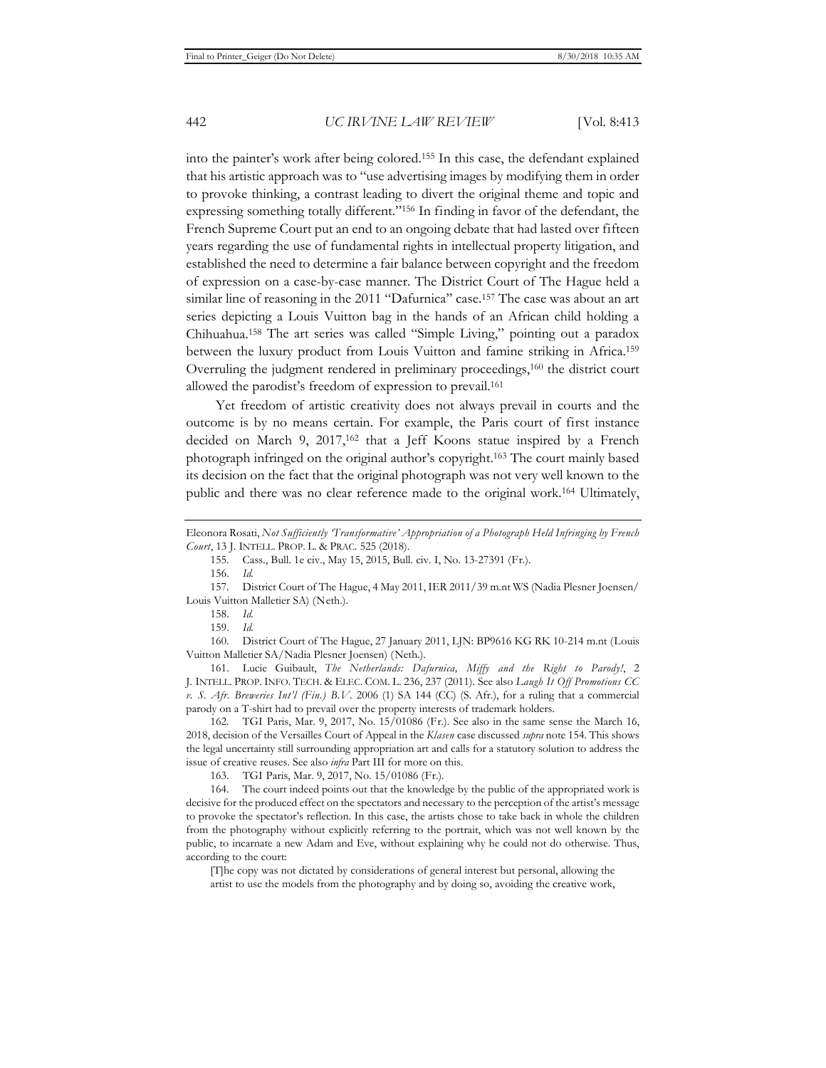into the painter's work after being colored.[155] In this case, the defendant explained that his artistic approach was to "use advertising images by modifying them in order to provoke thinking, a contrast leading to divert the original theme and topic and expressing something totally different."[156] In finding in favor of the defendant, the French Supreme Court put an end to an ongoing debate that had lasted over fifteen years regarding the use of fundamental rights in intellectual property litigation, and established the need to determine a fair balance between copyright and the freedom of expression on a case-by-case manner. The District Court of The Hague held a similar line of reasoning in the 2011 "Dafurnica" case.[157] The case was about an art series depicting a Louis Vuitton bag in the hands of an African child holding a Chihuahua.[158] The art series was called "Simple Living," pointing out a paradox between the luxury product from Louis Vuitton and famine striking in Africa.[159] Overruling the judgment rendered in preliminary proceedings,[160] the district court allowed the parodist's freedom of expression to prevail.[161]

Yet freedom of artistic creativity does not always prevail in courts and the outcome is by no means certain. For example, the Paris court of first instance decided on March 9, 2017,[162] that a Jeff Koons statue inspired by a French photograph infringed on the original author's copyright.[163] The court mainly based its decision on the fact that the original photograph was not very well known to the public and there was no clear reference made to the original work.[164] Ultimately,

---

Eleonora Rosati, *Not Sufficiently 'Transformative' Appropriation of a Photograph Held Infringing by French Court*, 13 J. INTELL. PROP. L. & PRAC. 525 (2018).

155. Cass., Bull. 1e civ., May 15, 2015, Bull. civ. I, No. 13-27391 (Fr.).

156. *Id.*

157. District Court of The Hague, 4 May 2011, IER 2011/39 m.nt WS (Nadia Plesner Joensen/ Louis Vuitton Malletier SA) (Neth.).

158. *Id.*

159. *Id.*

160. District Court of The Hague, 27 January 2011, LJN: BP9616 KG RK 10-214 m.nt (Louis Vuitton Malletier SA/Nadia Plesner Joensen) (Neth.).

161. Lucie Guibault, *The Netherlands: Dafurnica, Miffy and the Right to Parody!*, 2 J. INTELL. PROP. INFO. TECH. & ELEC. COM. L. 236, 237 (2011). See also *Laugh It Off Promotions CC v. S. Afr. Breweries Int'l (Fin.) B.V.* 2006 (1) SA 144 (CC) (S. Afr.), for a ruling that a commercial parody on a T-shirt had to prevail over the property interests of trademark holders.

162. TGI Paris, Mar. 9, 2017, No. 15/01086 (Fr.). See also in the same sense the March 16, 2018, decision of the Versailles Court of Appeal in the *Klasen* case discussed *supra* note 154. This shows the legal uncertainty still surrounding appropriation art and calls for a statutory solution to address the issue of creative reuses. See also *infra* Part III for more on this.

163. TGI Paris, Mar. 9, 2017, No. 15/01086 (Fr.).

164. The court indeed points out that the knowledge by the public of the appropriated work is decisive for the produced effect on the spectators and necessary to the perception of the artist's message to provoke the spectator's reflection. In this case, the artists chose to take back in whole the children from the photography without explicitly referring to the portrait, which was not well known by the public, to incarnate a new Adam and Eve, without explaining why he could not do otherwise. Thus, according to the court:

> [T]he copy was not dictated by considerations of general interest but personal, allowing the artist to use the models from the photography and by doing so, avoiding the creative work,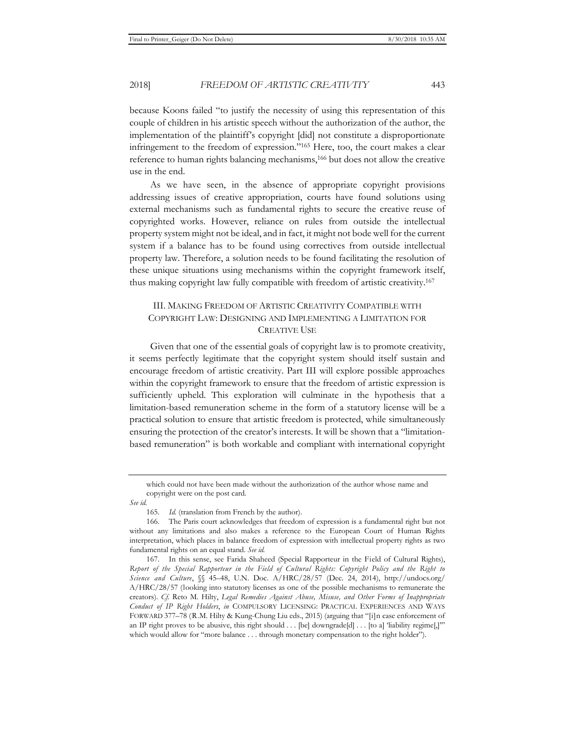because Koons failed "to justify the necessity of using this representation of this couple of children in his artistic speech without the authorization of the author, the implementation of the plaintiff's copyright [did] not constitute a disproportionate infringement to the freedom of expression."[165] Here, too, the court makes a clear reference to human rights balancing mechanisms,[166] but does not allow the creative use in the end.

As we have seen, in the absence of appropriate copyright provisions addressing issues of creative appropriation, courts have found solutions using external mechanisms such as fundamental rights to secure the creative reuse of copyrighted works. However, reliance on rules from outside the intellectual property system might not be ideal, and in fact, it might not bode well for the current system if a balance has to be found using correctives from outside intellectual property law. Therefore, a solution needs to be found facilitating the resolution of these unique situations using mechanisms within the copyright framework itself, thus making copyright law fully compatible with freedom of artistic creativity.[167]

## III. Making Freedom of Artistic Creativity Compatible with Copyright Law: Designing and Implementing a Limitation for Creative Use

Given that one of the essential goals of copyright law is to promote creativity, it seems perfectly legitimate that the copyright system should itself sustain and encourage freedom of artistic creativity. Part III will explore possible approaches within the copyright framework to ensure that the freedom of artistic expression is sufficiently upheld. This exploration will culminate in the hypothesis that a limitation-based remuneration scheme in the form of a statutory license will be a practical solution to ensure that artistic freedom is protected, while simultaneously ensuring the protection of the creator's interests. It will be shown that a "limitation-based remuneration" is both workable and compliant with international copyright

---

which could not have been made without the authorization of the author whose name and copyright were on the post card.

*See id.*

165. *Id.* (translation from French by the author).

166. The Paris court acknowledges that freedom of expression is a fundamental right but not without any limitations and also makes a reference to the European Court of Human Rights interpretation, which places in balance freedom of expression with intellectual property rights as two fundamental rights on an equal stand. *See id.*

167. In this sense, see Farida Shaheed (Special Rapporteur in the Field of Cultural Rights), *Report of the Special Rapporteur in the Field of Cultural Rights: Copyright Policy and the Right to Science and Culture*, §§ 45–48, U.N. Doc. A/HRC/28/57 (Dec. 24, 2014), http://undocs.org/A/HRC/28/57 (looking into statutory licenses as one of the possible mechanisms to remunerate the creators). *Cf.* Reto M. Hilty, *Legal Remedies Against Abuse, Misuse, and Other Forms of Inappropriate Conduct of IP Right Holders*, *in* COMPULSORY LICENSING: PRACTICAL EXPERIENCES AND WAYS FORWARD 377–78 (R.M. Hilty & Kung-Chung Liu eds., 2015) (arguing that "[i]n case enforcement of an IP right proves to be abusive, this right should . . . [be] downgrade[d] . . . [to a] 'liability regime[,]'" which would allow for "more balance . . . through monetary compensation to the right holder").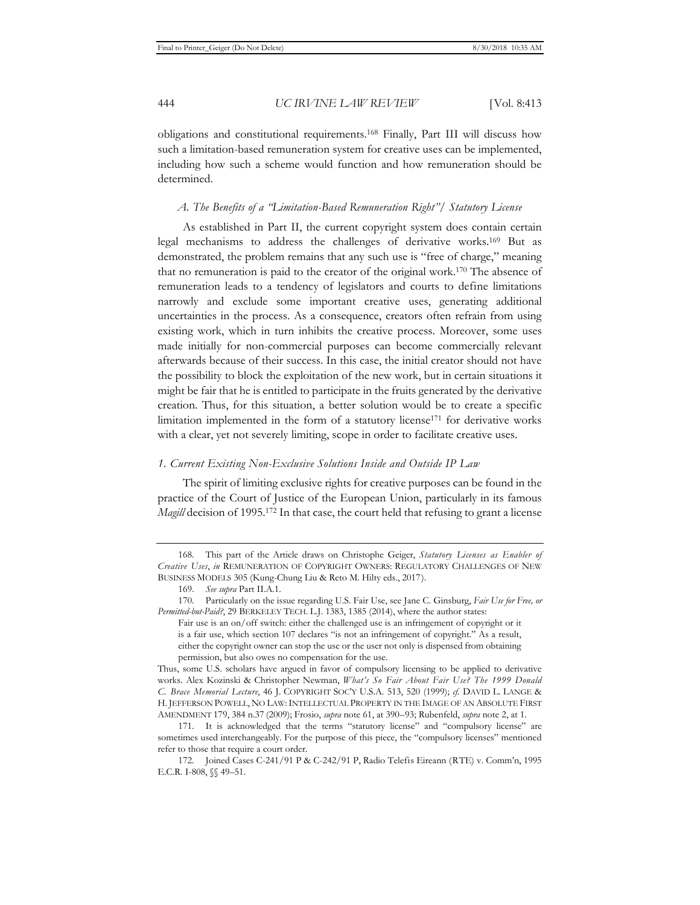obligations and constitutional requirements.[168] Finally, Part III will discuss how such a limitation-based remuneration system for creative uses can be implemented, including how such a scheme would function and how remuneration should be determined.

### *A. The Benefits of a "Limitation-Based Remuneration Right"/ Statutory License*

As established in Part II, the current copyright system does contain certain legal mechanisms to address the challenges of derivative works.[169] But as demonstrated, the problem remains that any such use is "free of charge," meaning that no remuneration is paid to the creator of the original work.[170] The absence of remuneration leads to a tendency of legislators and courts to define limitations narrowly and exclude some important creative uses, generating additional uncertainties in the process. As a consequence, creators often refrain from using existing work, which in turn inhibits the creative process. Moreover, some uses made initially for non-commercial purposes can become commercially relevant afterwards because of their success. In this case, the initial creator should not have the possibility to block the exploitation of the new work, but in certain situations it might be fair that he is entitled to participate in the fruits generated by the derivative creation. Thus, for this situation, a better solution would be to create a specific limitation implemented in the form of a statutory license[171] for derivative works with a clear, yet not severely limiting, scope in order to facilitate creative uses.

#### *1. Current Existing Non-Exclusive Solutions Inside and Outside IP Law*

The spirit of limiting exclusive rights for creative purposes can be found in the practice of the Court of Justice of the European Union, particularly in its famous *Magill* decision of 1995.[172] In that case, the court held that refusing to grant a license

---

168. This part of the Article draws on Christophe Geiger, *Statutory Licenses as Enabler of Creative Uses*, *in* REMUNERATION OF COPYRIGHT OWNERS: REGULATORY CHALLENGES OF NEW BUSINESS MODELS 305 (Kung-Chung Liu & Reto M. Hilty eds., 2017).

169. *See supra* Part II.A.1.

170. Particularly on the issue regarding U.S. Fair Use, see Jane C. Ginsburg, *Fair Use for Free, or Permitted-but-Paid?*, 29 BERKELEY TECH. L.J. 1383, 1385 (2014), where the author states:

> Fair use is an on/off switch: either the challenged use is an infringement of copyright or it is a fair use, which section 107 declares "is not an infringement of copyright." As a result, either the copyright owner can stop the use or the user not only is dispensed from obtaining permission, but also owes no compensation for the use.

Thus, some U.S. scholars have argued in favor of compulsory licensing to be applied to derivative works. Alex Kozinski & Christopher Newman, *What's So Fair About Fair Use? The 1999 Donald C. Brace Memorial Lecture*, 46 J. COPYRIGHT SOC'Y U.S.A. 513, 520 (1999); *cf.* DAVID L. LANGE & H. JEFFERSON POWELL, NO LAW: INTELLECTUAL PROPERTY IN THE IMAGE OF AN ABSOLUTE FIRST AMENDMENT 179, 384 n.37 (2009); Frosio, *supra* note 61, at 390–93; Rubenfeld, *supra* note 2, at 1.

171. It is acknowledged that the terms "statutory license" and "compulsory license" are sometimes used interchangeably. For the purpose of this piece, the "compulsory licenses" mentioned refer to those that require a court order.

172. Joined Cases C-241/91 P & C-242/91 P, Radio Telefis Eireann (RTE) v. Comm'n, 1995 E.C.R. I-808, §§ 49–51.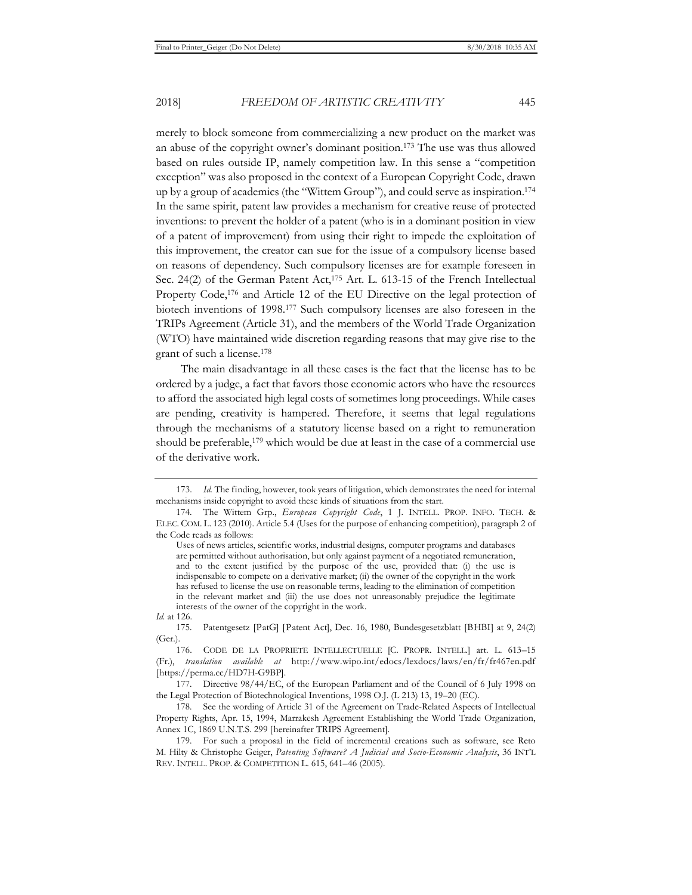merely to block someone from commercializing a new product on the market was an abuse of the copyright owner's dominant position.[173] The use was thus allowed based on rules outside IP, namely competition law. In this sense a "competition exception" was also proposed in the context of a European Copyright Code, drawn up by a group of academics (the "Wittem Group"), and could serve as inspiration.[174] In the same spirit, patent law provides a mechanism for creative reuse of protected inventions: to prevent the holder of a patent (who is in a dominant position in view of a patent of improvement) from using their right to impede the exploitation of this improvement, the creator can sue for the issue of a compulsory license based on reasons of dependency. Such compulsory licenses are for example foreseen in Sec. 24(2) of the German Patent Act,[175] Art. L. 613-15 of the French Intellectual Property Code,[176] and Article 12 of the EU Directive on the legal protection of biotech inventions of 1998.[177] Such compulsory licenses are also foreseen in the TRIPs Agreement (Article 31), and the members of the World Trade Organization (WTO) have maintained wide discretion regarding reasons that may give rise to the grant of such a license.[178]

The main disadvantage in all these cases is the fact that the license has to be ordered by a judge, a fact that favors those economic actors who have the resources to afford the associated high legal costs of sometimes long proceedings. While cases are pending, creativity is hampered. Therefore, it seems that legal regulations through the mechanisms of a statutory license based on a right to remuneration should be preferable,[179] which would be due at least in the case of a commercial use of the derivative work.

---

173. *Id.* The finding, however, took years of litigation, which demonstrates the need for internal mechanisms inside copyright to avoid these kinds of situations from the start.

174. The Wittem Grp., *European Copyright Code*, 1 J. INTELL. PROP. INFO. TECH. & ELEC. COM. L. 123 (2010). Article 5.4 (Uses for the purpose of enhancing competition), paragraph 2 of the Code reads as follows:

> Uses of news articles, scientific works, industrial designs, computer programs and databases are permitted without authorisation, but only against payment of a negotiated remuneration, and to the extent justified by the purpose of the use, provided that: (i) the use is indispensable to compete on a derivative market; (ii) the owner of the copyright in the work has refused to license the use on reasonable terms, leading to the elimination of competition in the relevant market and (iii) the use does not unreasonably prejudice the legitimate interests of the owner of the copyright in the work.

*Id.* at 126.

175. Patentgesetz [PatG] [Patent Act], Dec. 16, 1980, Bundesgesetzblatt [BHBl] at 9, 24(2) (Ger.).

176. CODE DE LA PROPRIETE INTELLECTUELLE [C. PROPR. INTELL.] art. L. 613–15 (Fr.), *translation available at* http://www.wipo.int/edocs/lexdocs/laws/en/fr/fr467en.pdf [https://perma.cc/HD7H-G9BP].

177. Directive 98/44/EC, of the European Parliament and of the Council of 6 July 1998 on the Legal Protection of Biotechnological Inventions, 1998 O.J. (L 213) 13, 19–20 (EC).

178. See the wording of Article 31 of the Agreement on Trade-Related Aspects of Intellectual Property Rights, Apr. 15, 1994, Marrakesh Agreement Establishing the World Trade Organization, Annex 1C, 1869 U.N.T.S. 299 [hereinafter TRIPS Agreement].

179. For such a proposal in the field of incremental creations such as software, see Reto M. Hilty & Christophe Geiger, *Patenting Software? A Judicial and Socio-Economic Analysis*, 36 INT'L REV. INTELL. PROP. & COMPETITION L. 615, 641–46 (2005).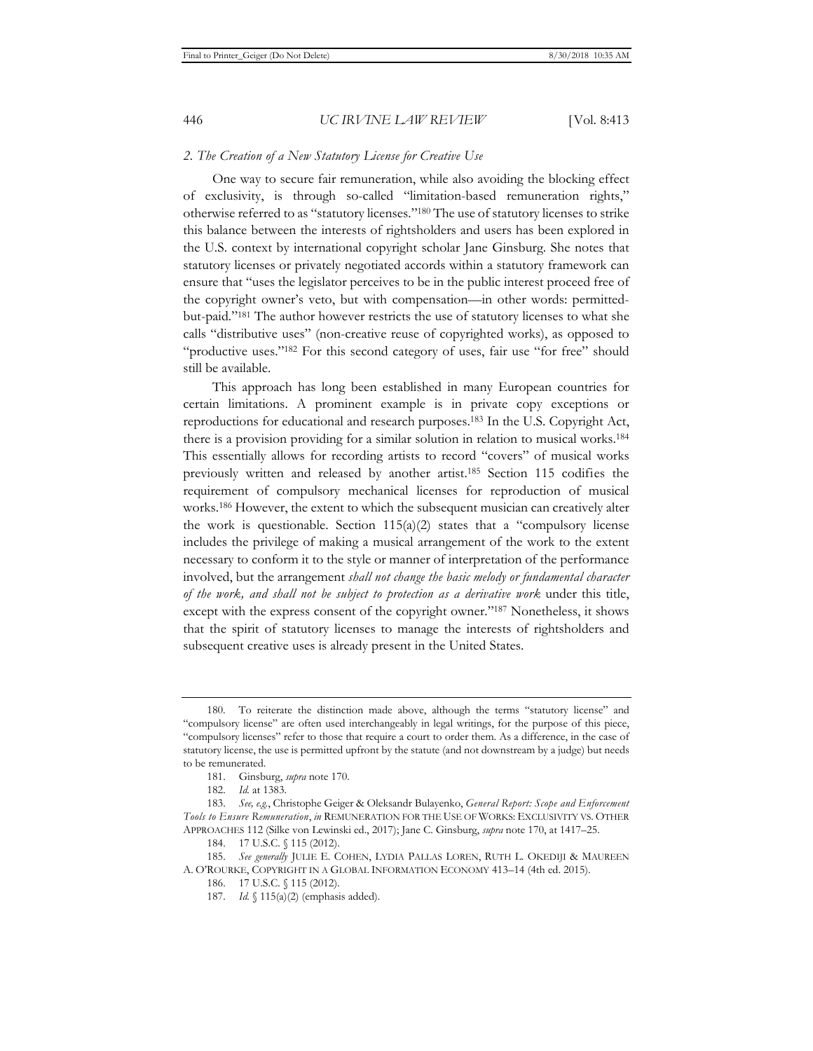### *2. The Creation of a New Statutory License for Creative Use*

One way to secure fair remuneration, while also avoiding the blocking effect of exclusivity, is through so-called "limitation-based remuneration rights," otherwise referred to as "statutory licenses."[180] The use of statutory licenses to strike this balance between the interests of rightsholders and users has been explored in the U.S. context by international copyright scholar Jane Ginsburg. She notes that statutory licenses or privately negotiated accords within a statutory framework can ensure that "uses the legislator perceives to be in the public interest proceed free of the copyright owner's veto, but with compensation—in other words: permitted-but-paid."[181] The author however restricts the use of statutory licenses to what she calls "distributive uses" (non-creative reuse of copyrighted works), as opposed to "productive uses."[182] For this second category of uses, fair use "for free" should still be available.

This approach has long been established in many European countries for certain limitations. A prominent example is in private copy exceptions or reproductions for educational and research purposes.[183] In the U.S. Copyright Act, there is a provision providing for a similar solution in relation to musical works.[184] This essentially allows for recording artists to record "covers" of musical works previously written and released by another artist.[185] Section 115 codifies the requirement of compulsory mechanical licenses for reproduction of musical works.[186] However, the extent to which the subsequent musician can creatively alter the work is questionable. Section 115(a)(2) states that a "compulsory license includes the privilege of making a musical arrangement of the work to the extent necessary to conform it to the style or manner of interpretation of the performance involved, but the arrangement *shall not change the basic melody or fundamental character of the work, and shall not be subject to protection as a derivative work* under this title, except with the express consent of the copyright owner."[187] Nonetheless, it shows that the spirit of statutory licenses to manage the interests of rightsholders and subsequent creative uses is already present in the United States.

---

180. To reiterate the distinction made above, although the terms "statutory license" and "compulsory license" are often used interchangeably in legal writings, for the purpose of this piece, "compulsory licenses" refer to those that require a court to order them. As a difference, in the case of statutory license, the use is permitted upfront by the statute (and not downstream by a judge) but needs to be remunerated.

181. Ginsburg, *supra* note 170.

182. *Id.* at 1383.

183. *See, e.g.*, Christophe Geiger & Oleksandr Bulayenko, *General Report: Scope and Enforcement Tools to Ensure Remuneration*, *in* REMUNERATION FOR THE USE OF WORKS: EXCLUSIVITY VS. OTHER APPROACHES 112 (Silke von Lewinski ed., 2017); Jane C. Ginsburg, *supra* note 170, at 1417–25.

184. 17 U.S.C. § 115 (2012).

185. *See generally* JULIE E. COHEN, LYDIA PALLAS LOREN, RUTH L. OKEDIJI & MAUREEN A. O'ROURKE, COPYRIGHT IN A GLOBAL INFORMATION ECONOMY 413–14 (4th ed. 2015).

186. 17 U.S.C. § 115 (2012).

187. *Id.* § 115(a)(2) (emphasis added).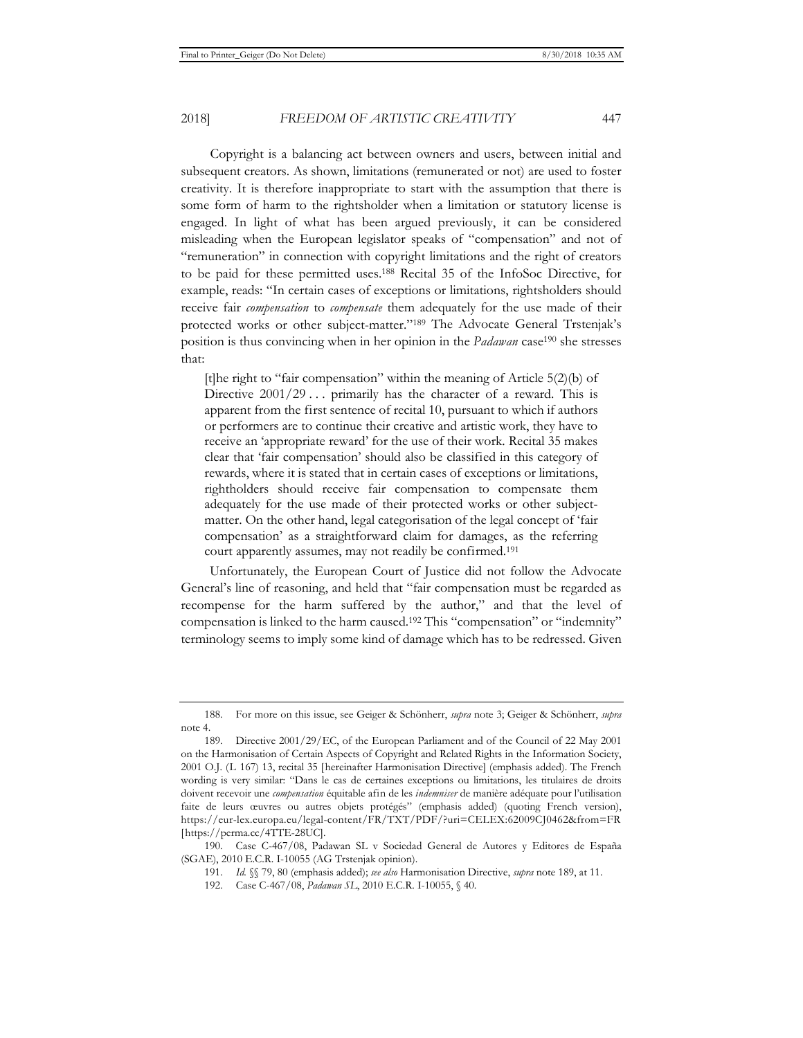Copyright is a balancing act between owners and users, between initial and subsequent creators. As shown, limitations (remunerated or not) are used to foster creativity. It is therefore inappropriate to start with the assumption that there is some form of harm to the rightsholder when a limitation or statutory license is engaged. In light of what has been argued previously, it can be considered misleading when the European legislator speaks of "compensation" and not of "remuneration" in connection with copyright limitations and the right of creators to be paid for these permitted uses.[188] Recital 35 of the InfoSoc Directive, for example, reads: "In certain cases of exceptions or limitations, rightsholders should receive fair *compensation* to *compensate* them adequately for the use made of their protected works or other subject-matter."[189] The Advocate General Trstenjak's position is thus convincing when in her opinion in the *Padawan* case[190] she stresses that:

> [t]he right to "fair compensation" within the meaning of Article 5(2)(b) of Directive 2001/29 . . . primarily has the character of a reward. This is apparent from the first sentence of recital 10, pursuant to which if authors or performers are to continue their creative and artistic work, they have to receive an 'appropriate reward' for the use of their work. Recital 35 makes clear that 'fair compensation' should also be classified in this category of rewards, where it is stated that in certain cases of exceptions or limitations, rightholders should receive fair compensation to compensate them adequately for the use made of their protected works or other subject-matter. On the other hand, legal categorisation of the legal concept of 'fair compensation' as a straightforward claim for damages, as the referring court apparently assumes, may not readily be confirmed.[191]

Unfortunately, the European Court of Justice did not follow the Advocate General's line of reasoning, and held that "fair compensation must be regarded as recompense for the harm suffered by the author," and that the level of compensation is linked to the harm caused.[192] This "compensation" or "indemnity" terminology seems to imply some kind of damage which has to be redressed. Given

---

188. For more on this issue, see Geiger & Schönherr, *supra* note 3; Geiger & Schönherr, *supra* note 4.

189. Directive 2001/29/EC, of the European Parliament and of the Council of 22 May 2001 on the Harmonisation of Certain Aspects of Copyright and Related Rights in the Information Society, 2001 O.J. (L 167) 13, recital 35 [hereinafter Harmonisation Directive] (emphasis added). The French wording is very similar: "Dans le cas de certaines exceptions ou limitations, les titulaires de droits doivent recevoir une *compensation* équitable afin de les *indemniser* de manière adéquate pour l'utilisation faite de leurs œuvres ou autres objets protégés" (emphasis added) (quoting French version), https://eur-lex.europa.eu/legal-content/FR/TXT/PDF/?uri=CELEX:62009CJ0462&from=FR [https://perma.cc/4TTE-28UC].

190. Case C-467/08, Padawan SL v Sociedad General de Autores y Editores de España (SGAE), 2010 E.C.R. I-10055 (AG Trstenjak opinion).

191. *Id.* §§ 79, 80 (emphasis added); *see also* Harmonisation Directive, *supra* note 189, at 11.

192. Case C-467/08, *Padawan SL*, 2010 E.C.R. I-10055, § 40.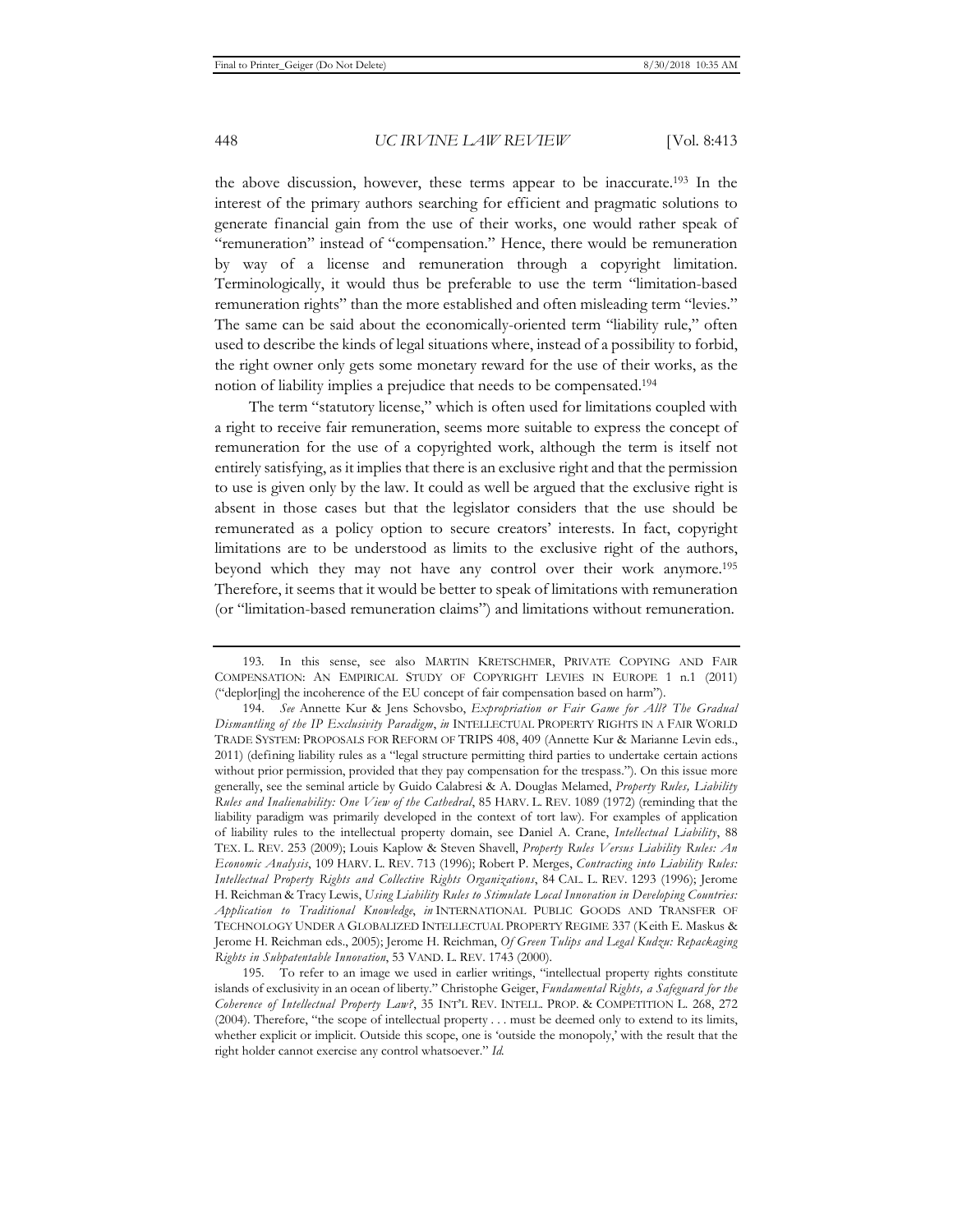the above discussion, however, these terms appear to be inaccurate.[193] In the interest of the primary authors searching for efficient and pragmatic solutions to generate financial gain from the use of their works, one would rather speak of "remuneration" instead of "compensation." Hence, there would be remuneration by way of a license and remuneration through a copyright limitation. Terminologically, it would thus be preferable to use the term "limitation-based remuneration rights" than the more established and often misleading term "levies." The same can be said about the economically-oriented term "liability rule," often used to describe the kinds of legal situations where, instead of a possibility to forbid, the right owner only gets some monetary reward for the use of their works, as the notion of liability implies a prejudice that needs to be compensated.[194]

The term "statutory license," which is often used for limitations coupled with a right to receive fair remuneration, seems more suitable to express the concept of remuneration for the use of a copyrighted work, although the term is itself not entirely satisfying, as it implies that there is an exclusive right and that the permission to use is given only by the law. It could as well be argued that the exclusive right is absent in those cases but that the legislator considers that the use should be remunerated as a policy option to secure creators' interests. In fact, copyright limitations are to be understood as limits to the exclusive right of the authors, beyond which they may not have any control over their work anymore.[195] Therefore, it seems that it would be better to speak of limitations with remuneration (or "limitation-based remuneration claims") and limitations without remuneration.

---

193. In this sense, see also MARTIN KRETSCHMER, PRIVATE COPYING AND FAIR COMPENSATION: AN EMPIRICAL STUDY OF COPYRIGHT LEVIES IN EUROPE 1 n.1 (2011) ("deplor[ing] the incoherence of the EU concept of fair compensation based on harm").

194. *See* Annette Kur & Jens Schovsbo, *Expropriation or Fair Game for All? The Gradual Dismantling of the IP Exclusivity Paradigm*, *in* INTELLECTUAL PROPERTY RIGHTS IN A FAIR WORLD TRADE SYSTEM: PROPOSALS FOR REFORM OF TRIPS 408, 409 (Annette Kur & Marianne Levin eds., 2011) (defining liability rules as a "legal structure permitting third parties to undertake certain actions without prior permission, provided that they pay compensation for the trespass."). On this issue more generally, see the seminal article by Guido Calabresi & A. Douglas Melamed, *Property Rules, Liability Rules and Inalienability: One View of the Cathedral*, 85 HARV. L. REV. 1089 (1972) (reminding that the liability paradigm was primarily developed in the context of tort law). For examples of application of liability rules to the intellectual property domain, see Daniel A. Crane, *Intellectual Liability*, 88 TEX. L. REV. 253 (2009); Louis Kaplow & Steven Shavell, *Property Rules Versus Liability Rules: An Economic Analysis*, 109 HARV. L. REV. 713 (1996); Robert P. Merges, *Contracting into Liability Rules: Intellectual Property Rights and Collective Rights Organizations*, 84 CAL. L. REV. 1293 (1996); Jerome H. Reichman & Tracy Lewis, *Using Liability Rules to Stimulate Local Innovation in Developing Countries: Application to Traditional Knowledge*, *in* INTERNATIONAL PUBLIC GOODS AND TRANSFER OF TECHNOLOGY UNDER A GLOBALIZED INTELLECTUAL PROPERTY REGIME 337 (Keith E. Maskus & Jerome H. Reichman eds., 2005); Jerome H. Reichman, *Of Green Tulips and Legal Kudzu: Repackaging Rights in Subpatentable Innovation*, 53 VAND. L. REV. 1743 (2000).

195. To refer to an image we used in earlier writings, "intellectual property rights constitute islands of exclusivity in an ocean of liberty." Christophe Geiger, *Fundamental Rights, a Safeguard for the Coherence of Intellectual Property Law?*, 35 INT'L REV. INTELL. PROP. & COMPETITION L. 268, 272 (2004). Therefore, "the scope of intellectual property . . . must be deemed only to extend to its limits, whether explicit or implicit. Outside this scope, one is 'outside the monopoly,' with the result that the right holder cannot exercise any control whatsoever." *Id.*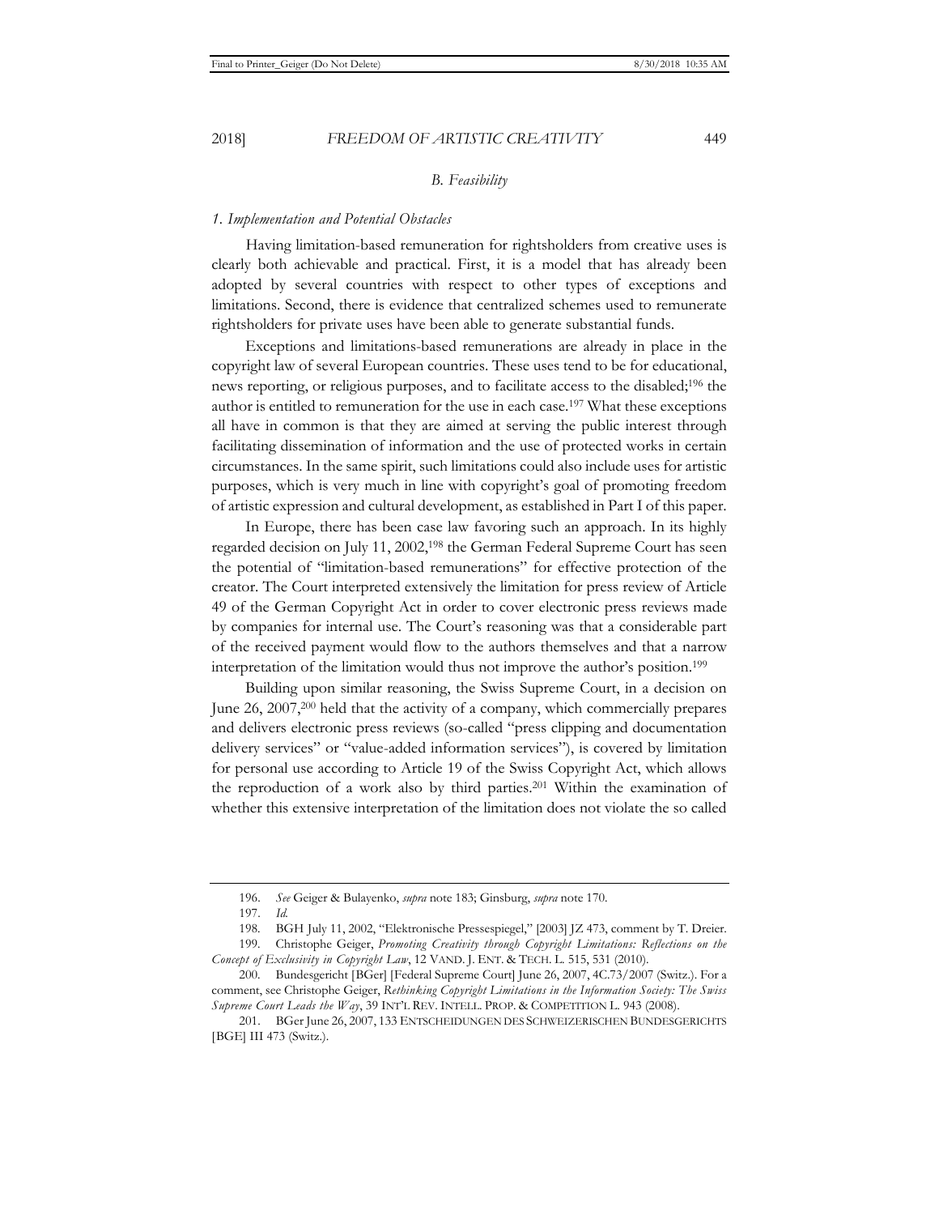### *B. Feasibility*

#### *1. Implementation and Potential Obstacles*

Having limitation-based remuneration for rightsholders from creative uses is clearly both achievable and practical. First, it is a model that has already been adopted by several countries with respect to other types of exceptions and limitations. Second, there is evidence that centralized schemes used to remunerate rightsholders for private uses have been able to generate substantial funds.

Exceptions and limitations-based remunerations are already in place in the copyright law of several European countries. These uses tend to be for educational, news reporting, or religious purposes, and to facilitate access to the disabled;[196] the author is entitled to remuneration for the use in each case.[197] What these exceptions all have in common is that they are aimed at serving the public interest through facilitating dissemination of information and the use of protected works in certain circumstances. In the same spirit, such limitations could also include uses for artistic purposes, which is very much in line with copyright's goal of promoting freedom of artistic expression and cultural development, as established in Part I of this paper.

In Europe, there has been case law favoring such an approach. In its highly regarded decision on July 11, 2002,[198] the German Federal Supreme Court has seen the potential of "limitation-based remunerations" for effective protection of the creator. The Court interpreted extensively the limitation for press review of Article 49 of the German Copyright Act in order to cover electronic press reviews made by companies for internal use. The Court's reasoning was that a considerable part of the received payment would flow to the authors themselves and that a narrow interpretation of the limitation would thus not improve the author's position.[199]

Building upon similar reasoning, the Swiss Supreme Court, in a decision on June 26, 2007,[200] held that the activity of a company, which commercially prepares and delivers electronic press reviews (so-called "press clipping and documentation delivery services" or "value-added information services"), is covered by limitation for personal use according to Article 19 of the Swiss Copyright Act, which allows the reproduction of a work also by third parties.[201] Within the examination of whether this extensive interpretation of the limitation does not violate the so called

---

196. *See* Geiger & Bulayenko, *supra* note 183; Ginsburg, *supra* note 170.

197. *Id.*

198. BGH July 11, 2002, "Elektronische Pressespiegel," [2003] JZ 473, comment by T. Dreier.

199. Christophe Geiger, *Promoting Creativity through Copyright Limitations: Reflections on the Concept of Exclusivity in Copyright Law*, 12 VAND. J. ENT. & TECH. L. 515, 531 (2010).

200. Bundesgericht [BGer] [Federal Supreme Court] June 26, 2007, 4C.73/2007 (Switz.). For a comment, see Christophe Geiger, *Rethinking Copyright Limitations in the Information Society: The Swiss Supreme Court Leads the Way*, 39 INT'L REV. INTELL. PROP. & COMPETITION L. 943 (2008).

201. BGer June 26, 2007, 133 ENTSCHEIDUNGEN DES SCHWEIZERISCHEN BUNDESGERICHTS [BGE] III 473 (Switz.).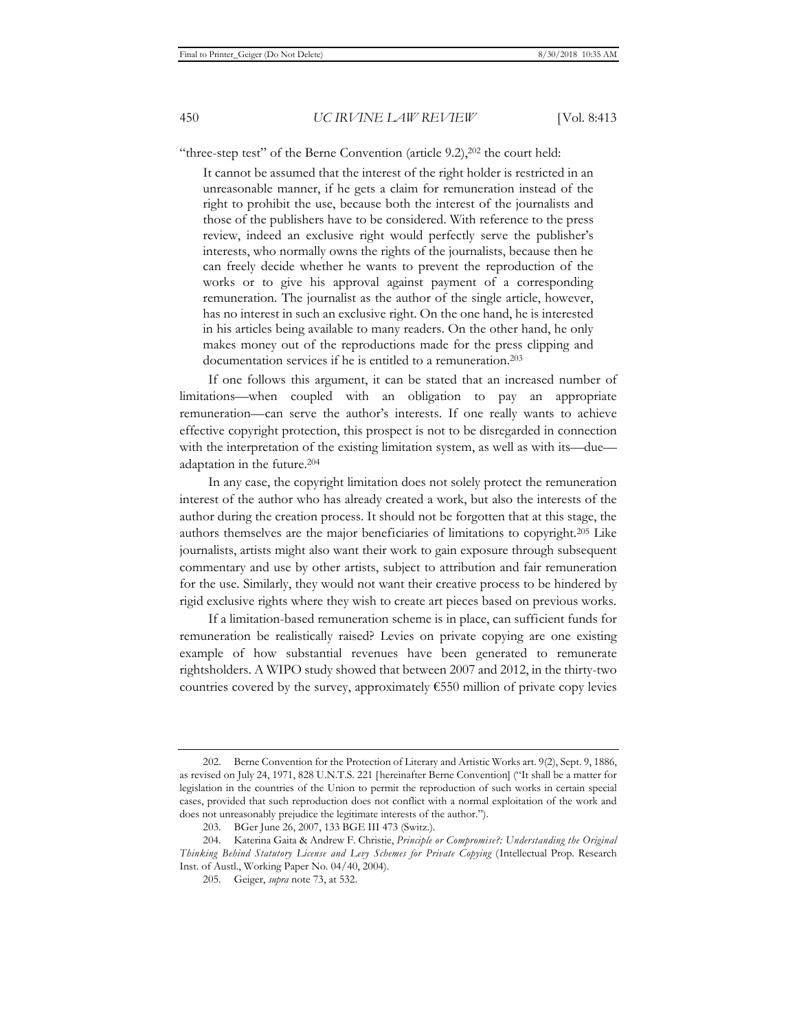"three-step test" of the Berne Convention (article 9.2),[202] the court held:

> It cannot be assumed that the interest of the right holder is restricted in an unreasonable manner, if he gets a claim for remuneration instead of the right to prohibit the use, because both the interest of the journalists and those of the publishers have to be considered. With reference to the press review, indeed an exclusive right would perfectly serve the publisher's interests, who normally owns the rights of the journalists, because then he can freely decide whether he wants to prevent the reproduction of the works or to give his approval against payment of a corresponding remuneration. The journalist as the author of the single article, however, has no interest in such an exclusive right. On the one hand, he is interested in his articles being available to many readers. On the other hand, he only makes money out of the reproductions made for the press clipping and documentation services if he is entitled to a remuneration.[203]

If one follows this argument, it can be stated that an increased number of limitations—when coupled with an obligation to pay an appropriate remuneration—can serve the author's interests. If one really wants to achieve effective copyright protection, this prospect is not to be disregarded in connection with the interpretation of the existing limitation system, as well as with its—due—adaptation in the future.[204]

In any case, the copyright limitation does not solely protect the remuneration interest of the author who has already created a work, but also the interests of the author during the creation process. It should not be forgotten that at this stage, the authors themselves are the major beneficiaries of limitations to copyright.[205] Like journalists, artists might also want their work to gain exposure through subsequent commentary and use by other artists, subject to attribution and fair remuneration for the use. Similarly, they would not want their creative process to be hindered by rigid exclusive rights where they wish to create art pieces based on previous works.

If a limitation-based remuneration scheme is in place, can sufficient funds for remuneration be realistically raised? Levies on private copying are one existing example of how substantial revenues have been generated to remunerate rightsholders. A WIPO study showed that between 2007 and 2012, in the thirty-two countries covered by the survey, approximately €550 million of private copy levies

---

202. Berne Convention for the Protection of Literary and Artistic Works art. 9(2), Sept. 9, 1886, as revised on July 24, 1971, 828 U.N.T.S. 221 [hereinafter Berne Convention] ("It shall be a matter for legislation in the countries of the Union to permit the reproduction of such works in certain special cases, provided that such reproduction does not conflict with a normal exploitation of the work and does not unreasonably prejudice the legitimate interests of the author.").

203. BGer June 26, 2007, 133 BGE III 473 (Switz.).

204. Katerina Gaita & Andrew F. Christie, *Principle or Compromise?: Understanding the Original Thinking Behind Statutory License and Levy Schemes for Private Copying* (Intellectual Prop. Research Inst. of Austl., Working Paper No. 04/40, 2004).

205. Geiger, *supra* note 73, at 532.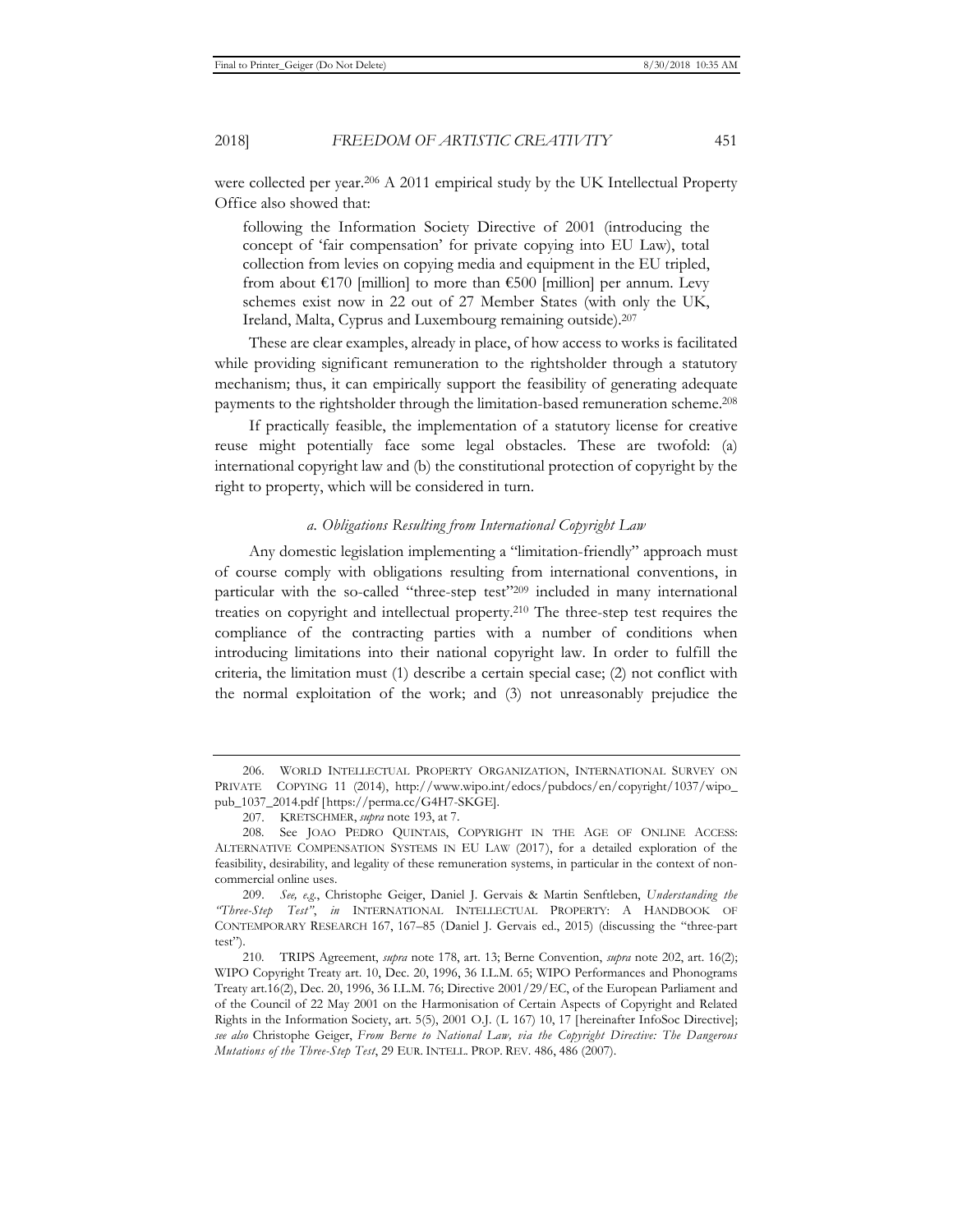were collected per year.[206] A 2011 empirical study by the UK Intellectual Property Office also showed that:

> following the Information Society Directive of 2001 (introducing the concept of 'fair compensation' for private copying into EU Law), total collection from levies on copying media and equipment in the EU tripled, from about €170 [million] to more than €500 [million] per annum. Levy schemes exist now in 22 out of 27 Member States (with only the UK, Ireland, Malta, Cyprus and Luxembourg remaining outside).[207]

These are clear examples, already in place, of how access to works is facilitated while providing significant remuneration to the rightsholder through a statutory mechanism; thus, it can empirically support the feasibility of generating adequate payments to the rightsholder through the limitation-based remuneration scheme.[208]

If practically feasible, the implementation of a statutory license for creative reuse might potentially face some legal obstacles. These are twofold: (a) international copyright law and (b) the constitutional protection of copyright by the right to property, which will be considered in turn.

### *a. Obligations Resulting from International Copyright Law*

Any domestic legislation implementing a "limitation-friendly" approach must of course comply with obligations resulting from international conventions, in particular with the so-called "three-step test"[209] included in many international treaties on copyright and intellectual property.[210] The three-step test requires the compliance of the contracting parties with a number of conditions when introducing limitations into their national copyright law. In order to fulfill the criteria, the limitation must (1) describe a certain special case; (2) not conflict with the normal exploitation of the work; and (3) not unreasonably prejudice the

---

206. WORLD INTELLECTUAL PROPERTY ORGANIZATION, INTERNATIONAL SURVEY ON PRIVATE COPYING 11 (2014), http://www.wipo.int/edocs/pubdocs/en/copyright/1037/wipo_pub_1037_2014.pdf [https://perma.cc/G4H7-SKGE].

207. KRETSCHMER, *supra* note 193, at 7.

208. See JOAO PEDRO QUINTAIS, COPYRIGHT IN THE AGE OF ONLINE ACCESS: ALTERNATIVE COMPENSATION SYSTEMS IN EU LAW (2017), for a detailed exploration of the feasibility, desirability, and legality of these remuneration systems, in particular in the context of non-commercial online uses.

209. *See, e.g.*, Christophe Geiger, Daniel J. Gervais & Martin Senftleben, *Understanding the "Three-Step Test"*, *in* INTERNATIONAL INTELLECTUAL PROPERTY: A HANDBOOK OF CONTEMPORARY RESEARCH 167, 167–85 (Daniel J. Gervais ed., 2015) (discussing the "three-part test").

210. TRIPS Agreement, *supra* note 178, art. 13; Berne Convention, *supra* note 202, art. 16(2); WIPO Copyright Treaty art. 10, Dec. 20, 1996, 36 I.L.M. 65; WIPO Performances and Phonograms Treaty art.16(2), Dec. 20, 1996, 36 I.L.M. 76; Directive 2001/29/EC, of the European Parliament and of the Council of 22 May 2001 on the Harmonisation of Certain Aspects of Copyright and Related Rights in the Information Society, art. 5(5), 2001 O.J. (L 167) 10, 17 [hereinafter InfoSoc Directive]; *see also* Christophe Geiger, *From Berne to National Law, via the Copyright Directive: The Dangerous Mutations of the Three-Step Test*, 29 EUR. INTELL. PROP. REV. 486, 486 (2007).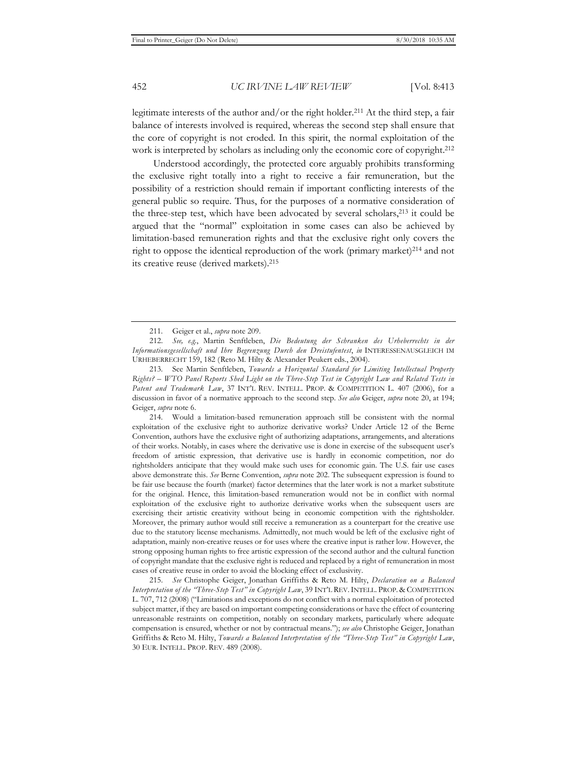legitimate interests of the author and/or the right holder.[211] At the third step, a fair balance of interests involved is required, whereas the second step shall ensure that the core of copyright is not eroded. In this spirit, the normal exploitation of the work is interpreted by scholars as including only the economic core of copyright.[212]

Understood accordingly, the protected core arguably prohibits transforming the exclusive right totally into a right to receive a fair remuneration, but the possibility of a restriction should remain if important conflicting interests of the general public so require. Thus, for the purposes of a normative consideration of the three-step test, which have been advocated by several scholars,[213] it could be argued that the "normal" exploitation in some cases can also be achieved by limitation-based remuneration rights and that the exclusive right only covers the right to oppose the identical reproduction of the work (primary market)[214] and not its creative reuse (derived markets).[215]

---

211. Geiger et al., *supra* note 209.

212. *See, e.g.*, Martin Senftleben, *Die Bedeutung der Schranken des Urheberrechts in der Informationsgesellschaft und Ihre Begrenzung Durch den Dreistufentest*, *in* INTERESSENAUSGLEICH IM URHEBERRECHT 159, 182 (Reto M. Hilty & Alexander Peukert eds., 2004).

213. See Martin Senftleben, *Towards a Horizontal Standard for Limiting Intellectual Property Rights? – WTO Panel Reports Shed Light on the Three-Step Test in Copyright Law and Related Tests in Patent and Trademark Law*, 37 INT'L REV. INTELL. PROP. & COMPETITION L. 407 (2006), for a discussion in favor of a normative approach to the second step. *See also* Geiger, *supra* note 20, at 194; Geiger, *supra* note 6.

214. Would a limitation-based remuneration approach still be consistent with the normal exploitation of the exclusive right to authorize derivative works? Under Article 12 of the Berne Convention, authors have the exclusive right of authorizing adaptations, arrangements, and alterations of their works. Notably, in cases where the derivative use is done in exercise of the subsequent user's freedom of artistic expression, that derivative use is hardly in economic competition, nor do rightsholders anticipate that they would make such uses for economic gain. The U.S. fair use cases above demonstrate this. *See* Berne Convention, *supra* note 202. The subsequent expression is found to be fair use because the fourth (market) factor determines that the later work is not a market substitute for the original. Hence, this limitation-based remuneration would not be in conflict with normal exploitation of the exclusive right to authorize derivative works when the subsequent users are exercising their artistic creativity without being in economic competition with the rightsholder. Moreover, the primary author would still receive a remuneration as a counterpart for the creative use due to the statutory license mechanisms. Admittedly, not much would be left of the exclusive right of adaptation, mainly non-creative reuses or for uses where the creative input is rather low. However, the strong opposing human rights to free artistic expression of the second author and the cultural function of copyright mandate that the exclusive right is reduced and replaced by a right of remuneration in most cases of creative reuse in order to avoid the blocking effect of exclusivity.

215. *See* Christophe Geiger, Jonathan Griffiths & Reto M. Hilty, *Declaration on a Balanced Interpretation of the "Three-Step Test" in Copyright Law*, 39 INT'L REV. INTELL. PROP. & COMPETITION L. 707, 712 (2008) ("Limitations and exceptions do not conflict with a normal exploitation of protected subject matter, if they are based on important competing considerations or have the effect of countering unreasonable restraints on competition, notably on secondary markets, particularly where adequate compensation is ensured, whether or not by contractual means."); *see also* Christophe Geiger, Jonathan Griffiths & Reto M. Hilty, *Towards a Balanced Interpretation of the "Three-Step Test" in Copyright Law*, 30 EUR. INTELL. PROP. REV. 489 (2008).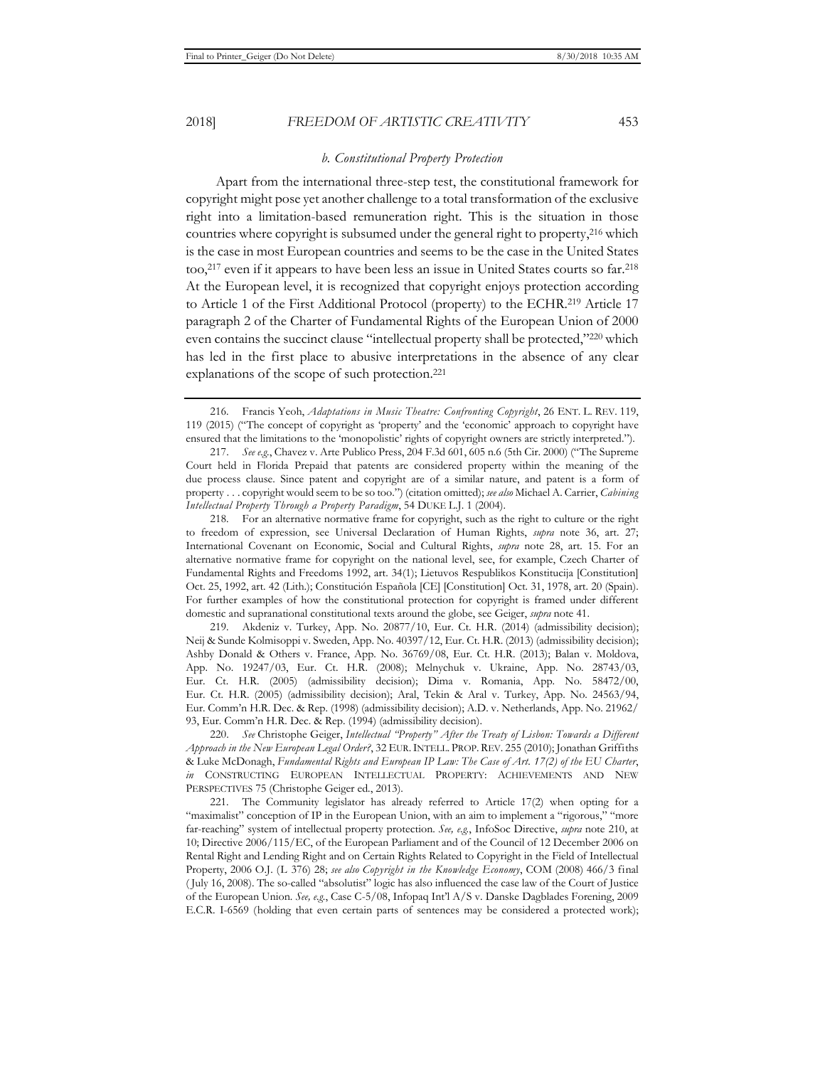### *b. Constitutional Property Protection*

Apart from the international three-step test, the constitutional framework for copyright might pose yet another challenge to a total transformation of the exclusive right into a limitation-based remuneration right. This is the situation in those countries where copyright is subsumed under the general right to property,[216] which is the case in most European countries and seems to be the case in the United States too,[217] even if it appears to have been less an issue in United States courts so far.[218] At the European level, it is recognized that copyright enjoys protection according to Article 1 of the First Additional Protocol (property) to the ECHR.[219] Article 17 paragraph 2 of the Charter of Fundamental Rights of the European Union of 2000 even contains the succinct clause "intellectual property shall be protected,"[220] which has led in the first place to abusive interpretations in the absence of any clear explanations of the scope of such protection.[221]

---

216. Francis Yeoh, *Adaptations in Music Theatre: Confronting Copyright*, 26 ENT. L. REV. 119, 119 (2015) ("The concept of copyright as 'property' and the 'economic' approach to copyright have ensured that the limitations to the 'monopolistic' rights of copyright owners are strictly interpreted.").

217. *See e.g.*, Chavez v. Arte Publico Press, 204 F.3d 601, 605 n.6 (5th Cir. 2000) ("The Supreme Court held in Florida Prepaid that patents are considered property within the meaning of the due process clause. Since patent and copyright are of a similar nature, and patent is a form of property . . . copyright would seem to be so too.") (citation omitted); *see also* Michael A. Carrier, *Cabining Intellectual Property Through a Property Paradigm*, 54 DUKE L.J. 1 (2004).

218. For an alternative normative frame for copyright, such as the right to culture or the right to freedom of expression, see Universal Declaration of Human Rights, *supra* note 36, art. 27; International Covenant on Economic, Social and Cultural Rights, *supra* note 28, art. 15. For an alternative normative frame for copyright on the national level, see, for example, Czech Charter of Fundamental Rights and Freedoms 1992, art. 34(1); Lietuvos Respublikos Konstitucija [Constitution] Oct. 25, 1992, art. 42 (Lith.); Constitución Española [CE] [Constitution] Oct. 31, 1978, art. 20 (Spain). For further examples of how the constitutional protection for copyright is framed under different domestic and supranational constitutional texts around the globe, see Geiger, *supra* note 41.

219. Akdeniz v. Turkey, App. No. 20877/10, Eur. Ct. H.R. (2014) (admissibility decision); Neij & Sunde Kolmisoppi v. Sweden, App. No. 40397/12, Eur. Ct. H.R. (2013) (admissibility decision); Ashby Donald & Others v. France, App. No. 36769/08, Eur. Ct. H.R. (2013); Balan v. Moldova, App. No. 19247/03, Eur. Ct. H.R. (2008); Melnychuk v. Ukraine, App. No. 28743/03, Eur. Ct. H.R. (2005) (admissibility decision); Dima v. Romania, App. No. 58472/00, Eur. Ct. H.R. (2005) (admissibility decision); Aral, Tekin & Aral v. Turkey, App. No. 24563/94, Eur. Comm'n H.R. Dec. & Rep. (1998) (admissibility decision); A.D. v. Netherlands, App. No. 21962/93, Eur. Comm'n H.R. Dec. & Rep. (1994) (admissibility decision).

220. *See* Christophe Geiger, *Intellectual "Property" After the Treaty of Lisbon: Towards a Different Approach in the New European Legal Order?*, 32 EUR. INTELL. PROP. REV. 255 (2010); Jonathan Griffiths & Luke McDonagh, *Fundamental Rights and European IP Law: The Case of Art. 17(2) of the EU Charter*, *in* CONSTRUCTING EUROPEAN INTELLECTUAL PROPERTY: ACHIEVEMENTS AND NEW PERSPECTIVES 75 (Christophe Geiger ed., 2013).

221. The Community legislator has already referred to Article 17(2) when opting for a "maximalist" conception of IP in the European Union, with an aim to implement a "rigorous," "more far-reaching" system of intellectual property protection. *See, e.g.*, InfoSoc Directive, *supra* note 210, at 10; Directive 2006/115/EC, of the European Parliament and of the Council of 12 December 2006 on Rental Right and Lending Right and on Certain Rights Related to Copyright in the Field of Intellectual Property, 2006 O.J. (L 376) 28; *see also Copyright in the Knowledge Economy*, COM (2008) 466/3 final (July 16, 2008). The so-called "absolutist" logic has also influenced the case law of the Court of Justice of the European Union. *See, e.g.*, Case C-5/08, Infopaq Int'l A/S v. Danske Dagblades Forening, 2009 E.C.R. I-6569 (holding that even certain parts of sentences may be considered a protected work);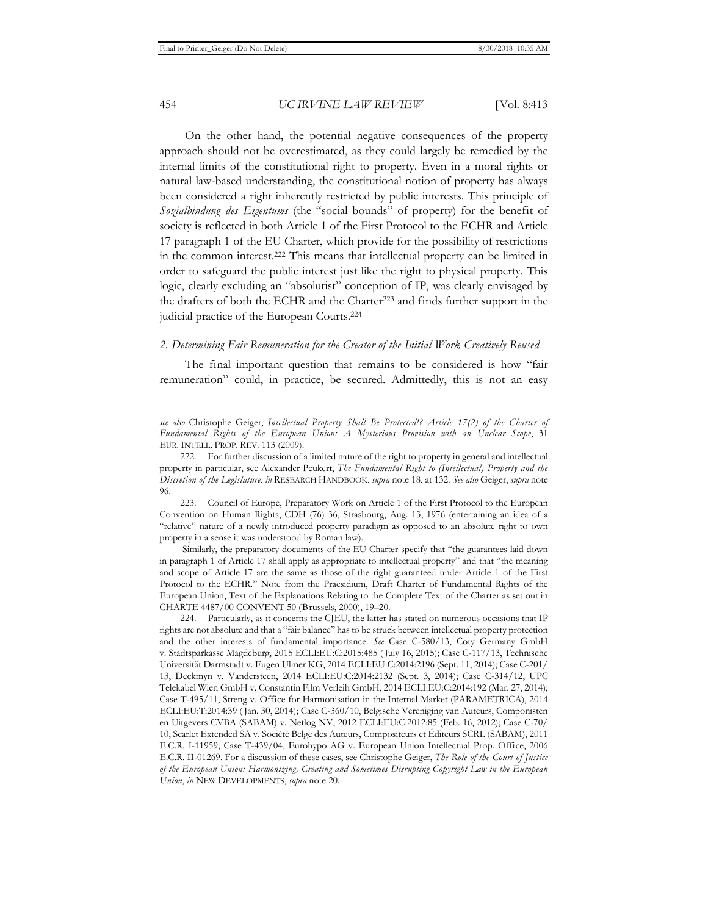On the other hand, the potential negative consequences of the property approach should not be overestimated, as they could largely be remedied by the internal limits of the constitutional right to property. Even in a moral rights or natural law-based understanding, the constitutional notion of property has always been considered a right inherently restricted by public interests. This principle of *Sozialbindung des Eigentums* (the "social bounds" of property) for the benefit of society is reflected in both Article 1 of the First Protocol to the ECHR and Article 17 paragraph 1 of the EU Charter, which provide for the possibility of restrictions in the common interest.[222] This means that intellectual property can be limited in order to safeguard the public interest just like the right to physical property. This logic, clearly excluding an "absolutist" conception of IP, was clearly envisaged by the drafters of both the ECHR and the Charter[223] and finds further support in the judicial practice of the European Courts.[224]

### *2. Determining Fair Remuneration for the Creator of the Initial Work Creatively Reused*

The final important question that remains to be considered is how "fair remuneration" could, in practice, be secured. Admittedly, this is not an easy

---

*see also* Christophe Geiger, *Intellectual Property Shall Be Protected!? Article 17(2) of the Charter of Fundamental Rights of the European Union: A Mysterious Provision with an Unclear Scope*, 31 EUR. INTELL. PROP. REV. 113 (2009).

222. For further discussion of a limited nature of the right to property in general and intellectual property in particular, see Alexander Peukert, *The Fundamental Right to (Intellectual) Property and the Discretion of the Legislature*, *in* RESEARCH HANDBOOK, *supra* note 18, at 132. *See also* Geiger, *supra* note 96.

223. Council of Europe, Preparatory Work on Article 1 of the First Protocol to the European Convention on Human Rights, CDH (76) 36, Strasbourg, Aug. 13, 1976 (entertaining an idea of a "relative" nature of a newly introduced property paradigm as opposed to an absolute right to own property in a sense it was understood by Roman law).

Similarly, the preparatory documents of the EU Charter specify that "the guarantees laid down in paragraph 1 of Article 17 shall apply as appropriate to intellectual property" and that "the meaning and scope of Article 17 are the same as those of the right guaranteed under Article 1 of the First Protocol to the ECHR." Note from the Praesidium, Draft Charter of Fundamental Rights of the European Union, Text of the Explanations Relating to the Complete Text of the Charter as set out in CHARTE 4487/00 CONVENT 50 (Brussels, 2000), 19–20.

224. Particularly, as it concerns the CJEU, the latter has stated on numerous occasions that IP rights are not absolute and that a "fair balance" has to be struck between intellectual property protection and the other interests of fundamental importance. *See* Case C-580/13, Coty Germany GmbH v. Stadtsparkasse Magdeburg, 2015 ECLI:EU:C:2015:485 (July 16, 2015); Case C-117/13, Technische Universität Darmstadt v. Eugen Ulmer KG, 2014 ECLI:EU:C:2014:2196 (Sept. 11, 2014); Case C-201/13, Deckmyn v. Vandersteen, 2014 ECLI:EU:C:2014:2132 (Sept. 3, 2014); Case C-314/12, UPC Telekabel Wien GmbH v. Constantin Film Verleih GmbH, 2014 ECLI:EU:C:2014:192 (Mar. 27, 2014); Case T-495/11, Streng v. Office for Harmonisation in the Internal Market (PARAMETRICA), 2014 ECLI:EU:T:2014:39 (Jan. 30, 2014); Case C-360/10, Belgische Vereniging van Auteurs, Componisten en Uitgevers CVBA (SABAM) v. Netlog NV, 2012 ECLI:EU:C:2012:85 (Feb. 16, 2012); Case C-70/10, Scarlet Extended SA v. Société Belge des Auteurs, Compositeurs et Éditeurs SCRL (SABAM), 2011 E.C.R. I-11959; Case T-439/04, Eurohypo AG v. European Union Intellectual Prop. Office, 2006 E.C.R. II-01269. For a discussion of these cases, see Christophe Geiger, *The Role of the Court of Justice of the European Union: Harmonizing, Creating and Sometimes Disrupting Copyright Law in the European Union*, *in* NEW DEVELOPMENTS, *supra* note 20.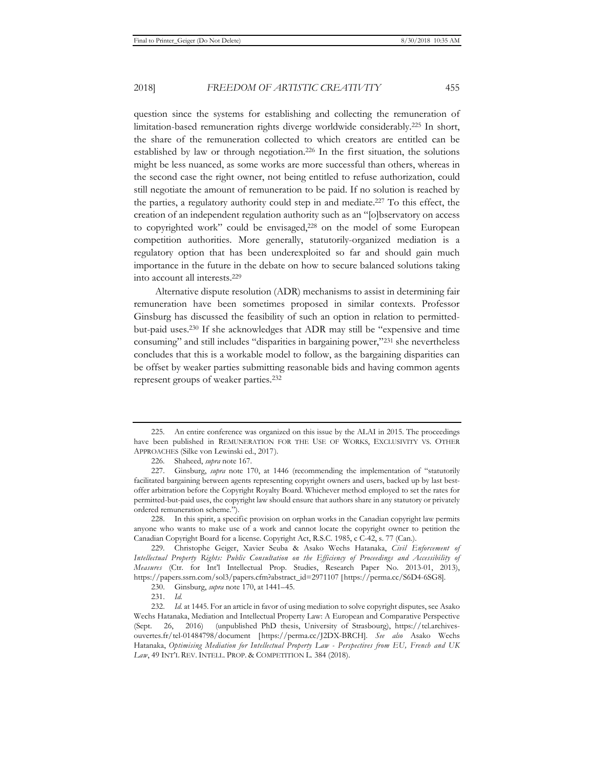question since the systems for establishing and collecting the remuneration of limitation-based remuneration rights diverge worldwide considerably.[225] In short, the share of the remuneration collected to which creators are entitled can be established by law or through negotiation.[226] In the first situation, the solutions might be less nuanced, as some works are more successful than others, whereas in the second case the right owner, not being entitled to refuse authorization, could still negotiate the amount of remuneration to be paid. If no solution is reached by the parties, a regulatory authority could step in and mediate.[227] To this effect, the creation of an independent regulation authority such as an "[o]bservatory on access to copyrighted work" could be envisaged,[228] on the model of some European competition authorities. More generally, statutorily-organized mediation is a regulatory option that has been underexploited so far and should gain much importance in the future in the debate on how to secure balanced solutions taking into account all interests.[229]

Alternative dispute resolution (ADR) mechanisms to assist in determining fair remuneration have been sometimes proposed in similar contexts. Professor Ginsburg has discussed the feasibility of such an option in relation to permitted-but-paid uses.[230] If she acknowledges that ADR may still be "expensive and time consuming" and still includes "disparities in bargaining power,"[231] she nevertheless concludes that this is a workable model to follow, as the bargaining disparities can be offset by weaker parties submitting reasonable bids and having common agents represent groups of weaker parties.[232]

---

225. An entire conference was organized on this issue by the ALAI in 2015. The proceedings have been published in REMUNERATION FOR THE USE OF WORKS, EXCLUSIVITY VS. OTHER APPROACHES (Silke von Lewinski ed., 2017).

226. Shaheed, *supra* note 167.

227. Ginsburg, *supra* note 170, at 1446 (recommending the implementation of "statutorily facilitated bargaining between agents representing copyright owners and users, backed up by last best-offer arbitration before the Copyright Royalty Board. Whichever method employed to set the rates for permitted-but-paid uses, the copyright law should ensure that authors share in any statutory or privately ordered remuneration scheme.").

228. In this spirit, a specific provision on orphan works in the Canadian copyright law permits anyone who wants to make use of a work and cannot locate the copyright owner to petition the Canadian Copyright Board for a license. Copyright Act, R.S.C. 1985, c C-42, s. 77 (Can.).

229. Christophe Geiger, Xavier Seuba & Asako Wechs Hatanaka, *Civil Enforcement of Intellectual Property Rights: Public Consultation on the Efficiency of Proceedings and Accessibility of Measures* (Ctr. for Int'l Intellectual Prop. Studies, Research Paper No. 2013-01, 2013), https://papers.ssrn.com/sol3/papers.cfm?abstract_id=2971107 [https://perma.cc/S6D4-6SG8].

230. Ginsburg, *supra* note 170, at 1441–45.

231. *Id.*

232. *Id.* at 1445. For an article in favor of using mediation to solve copyright disputes, see Asako Wechs Hatanaka, Mediation and Intellectual Property Law: A European and Comparative Perspective (Sept. 26, 2016) (unpublished PhD thesis, University of Strasbourg), https://tel.archives-ouvertes.fr/tel-01484798/document [https://perma.cc/J2DX-BRCH]. *See also* Asako Wechs Hatanaka, *Optimising Mediation for Intellectual Property Law - Perspectives from EU, French and UK Law*, 49 INT'L REV. INTELL. PROP. & COMPETITION L. 384 (2018).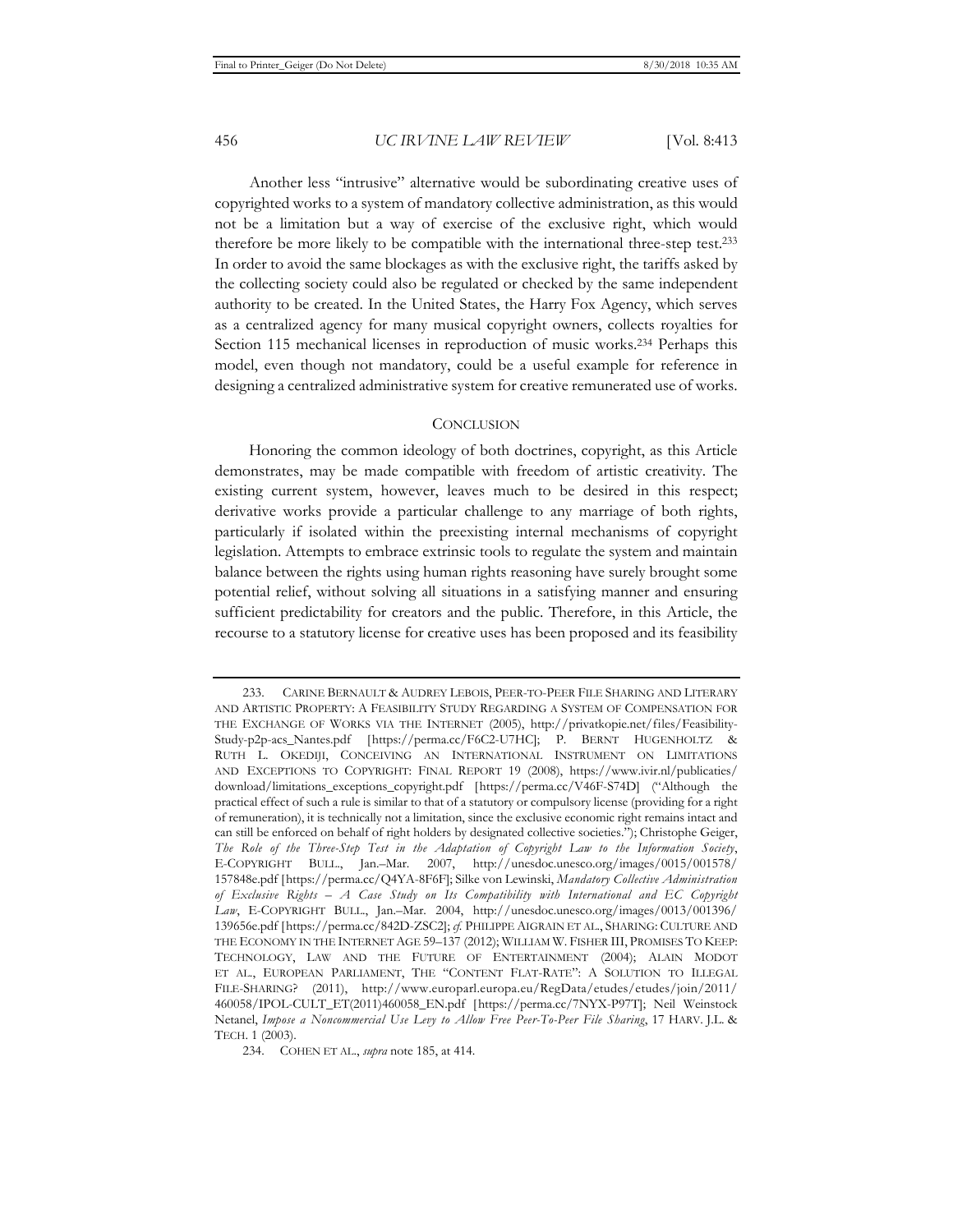Another less "intrusive" alternative would be subordinating creative uses of copyrighted works to a system of mandatory collective administration, as this would not be a limitation but a way of exercise of the exclusive right, which would therefore be more likely to be compatible with the international three-step test.[233] In order to avoid the same blockages as with the exclusive right, the tariffs asked by the collecting society could also be regulated or checked by the same independent authority to be created. In the United States, the Harry Fox Agency, which serves as a centralized agency for many musical copyright owners, collects royalties for Section 115 mechanical licenses in reproduction of music works.[234] Perhaps this model, even though not mandatory, could be a useful example for reference in designing a centralized administrative system for creative remunerated use of works.

## CONCLUSION

Honoring the common ideology of both doctrines, copyright, as this Article demonstrates, may be made compatible with freedom of artistic creativity. The existing current system, however, leaves much to be desired in this respect; derivative works provide a particular challenge to any marriage of both rights, particularly if isolated within the preexisting internal mechanisms of copyright legislation. Attempts to embrace extrinsic tools to regulate the system and maintain balance between the rights using human rights reasoning have surely brought some potential relief, without solving all situations in a satisfying manner and ensuring sufficient predictability for creators and the public. Therefore, in this Article, the recourse to a statutory license for creative uses has been proposed and its feasibility

---

233. CARINE BERNAULT & AUDREY LEBOIS, PEER-TO-PEER FILE SHARING AND LITERARY AND ARTISTIC PROPERTY: A FEASIBILITY STUDY REGARDING A SYSTEM OF COMPENSATION FOR THE EXCHANGE OF WORKS VIA THE INTERNET (2005), http://privatkopie.net/files/Feasibility-Study-p2p-acs_Nantes.pdf [https://perma.cc/F6C2-U7HC]; P. BERNT HUGENHOLTZ & RUTH L. OKEDIJI, CONCEIVING AN INTERNATIONAL INSTRUMENT ON LIMITATIONS AND EXCEPTIONS TO COPYRIGHT: FINAL REPORT 19 (2008), https://www.ivir.nl/publicaties/download/limitations_exceptions_copyright.pdf [https://perma.cc/V46F-S74D] ("Although the practical effect of such a rule is similar to that of a statutory or compulsory license (providing for a right of remuneration), it is technically not a limitation, since the exclusive economic right remains intact and can still be enforced on behalf of right holders by designated collective societies."); Christophe Geiger, *The Role of the Three-Step Test in the Adaptation of Copyright Law to the Information Society*, E-COPYRIGHT BULL., Jan.–Mar. 2007, http://unesdoc.unesco.org/images/0015/001578/157848e.pdf [https://perma.cc/Q4YA-8F6F]; Silke von Lewinski, *Mandatory Collective Administration of Exclusive Rights – A Case Study on Its Compatibility with International and EC Copyright Law*, E-COPYRIGHT BULL., Jan.–Mar. 2004, http://unesdoc.unesco.org/images/0013/001396/139656e.pdf [https://perma.cc/842D-ZSC2]; *cf.* PHILIPPE AIGRAIN ET AL., SHARING: CULTURE AND THE ECONOMY IN THE INTERNET AGE 59–137 (2012); WILLIAM W. FISHER III, PROMISES TO KEEP: TECHNOLOGY, LAW AND THE FUTURE OF ENTERTAINMENT (2004); ALAIN MODOT ET AL., EUROPEAN PARLIAMENT, THE "CONTENT FLAT-RATE": A SOLUTION TO ILLEGAL FILE-SHARING? (2011), http://www.europarl.europa.eu/RegData/etudes/etudes/join/2011/460058/IPOL-CULT_ET(2011)460058_EN.pdf [https://perma.cc/7NYX-P97T]; Neil Weinstock Netanel, *Impose a Noncommercial Use Levy to Allow Free Peer-To-Peer File Sharing*, 17 HARV. J.L. & TECH. 1 (2003).

234. COHEN ET AL., *supra* note 185, at 414.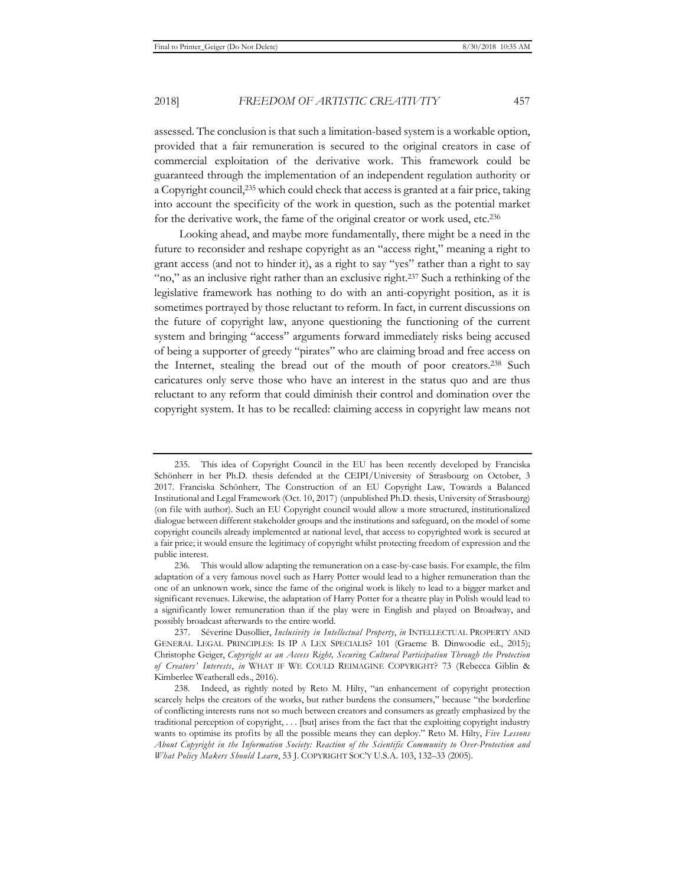assessed. The conclusion is that such a limitation-based system is a workable option, provided that a fair remuneration is secured to the original creators in case of commercial exploitation of the derivative work. This framework could be guaranteed through the implementation of an independent regulation authority or a Copyright council,[235] which could check that access is granted at a fair price, taking into account the specificity of the work in question, such as the potential market for the derivative work, the fame of the original creator or work used, etc.[236]

Looking ahead, and maybe more fundamentally, there might be a need in the future to reconsider and reshape copyright as an "access right," meaning a right to grant access (and not to hinder it), as a right to say "yes" rather than a right to say "no," as an inclusive right rather than an exclusive right.[237] Such a rethinking of the legislative framework has nothing to do with an anti-copyright position, as it is sometimes portrayed by those reluctant to reform. In fact, in current discussions on the future of copyright law, anyone questioning the functioning of the current system and bringing "access" arguments forward immediately risks being accused of being a supporter of greedy "pirates" who are claiming broad and free access on the Internet, stealing the bread out of the mouth of poor creators.[238] Such caricatures only serve those who have an interest in the status quo and are thus reluctant to any reform that could diminish their control and domination over the copyright system. It has to be recalled: claiming access in copyright law means not

---

235. This idea of Copyright Council in the EU has been recently developed by Franciska Schönherr in her Ph.D. thesis defended at the CEIPI/University of Strasbourg on October, 3 2017. Franciska Schönherr, The Construction of an EU Copyright Law, Towards a Balanced Institutional and Legal Framework (Oct. 10, 2017) (unpublished Ph.D. thesis, University of Strasbourg) (on file with author). Such an EU Copyright council would allow a more structured, institutionalized dialogue between different stakeholder groups and the institutions and safeguard, on the model of some copyright councils already implemented at national level, that access to copyrighted work is secured at a fair price; it would ensure the legitimacy of copyright whilst protecting freedom of expression and the public interest.

236. This would allow adapting the remuneration on a case-by-case basis. For example, the film adaptation of a very famous novel such as Harry Potter would lead to a higher remuneration than the one of an unknown work, since the fame of the original work is likely to lead to a bigger market and significant revenues. Likewise, the adaptation of Harry Potter for a theatre play in Polish would lead to a significantly lower remuneration than if the play were in English and played on Broadway, and possibly broadcast afterwards to the entire world.

237. Séverine Dusollier, *Inclusivity in Intellectual Property*, *in* INTELLECTUAL PROPERTY AND GENERAL LEGAL PRINCIPLES: IS IP A LEX SPECIALIS? 101 (Graeme B. Dinwoodie ed., 2015); Christophe Geiger, *Copyright as an Access Right, Securing Cultural Participation Through the Protection of Creators' Interests*, *in* WHAT IF WE COULD REIMAGINE COPYRIGHT? 73 (Rebecca Giblin & Kimberlee Weatherall eds., 2016).

238. Indeed, as rightly noted by Reto M. Hilty, "an enhancement of copyright protection scarcely helps the creators of the works, but rather burdens the consumers," because "the borderline of conflicting interests runs not so much between creators and consumers as greatly emphasized by the traditional perception of copyright, . . . [but] arises from the fact that the exploiting copyright industry wants to optimise its profits by all the possible means they can deploy." Reto M. Hilty, *Five Lessons About Copyright in the Information Society: Reaction of the Scientific Community to Over-Protection and What Policy Makers Should Learn*, 53 J. COPYRIGHT SOC'Y U.S.A. 103, 132–33 (2005).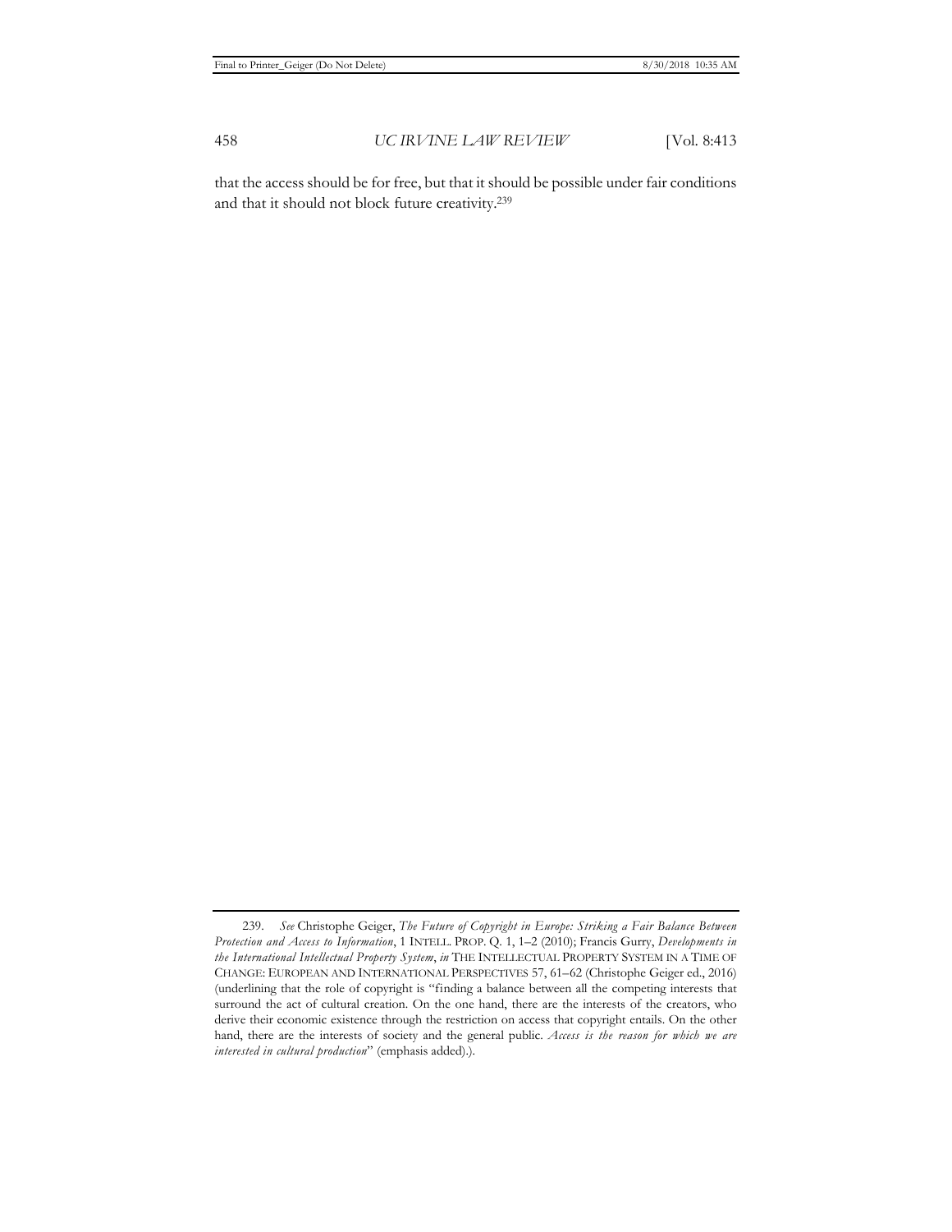that the access should be for free, but that it should be possible under fair conditions and that it should not block future creativity.[239]

---

239. *See* Christophe Geiger, *The Future of Copyright in Europe: Striking a Fair Balance Between Protection and Access to Information*, 1 INTELL. PROP. Q. 1, 1–2 (2010); Francis Gurry, *Developments in the International Intellectual Property System*, *in* THE INTELLECTUAL PROPERTY SYSTEM IN A TIME OF CHANGE: EUROPEAN AND INTERNATIONAL PERSPECTIVES 57, 61–62 (Christophe Geiger ed., 2016) (underlining that the role of copyright is "finding a balance between all the competing interests that surround the act of cultural creation. On the one hand, there are the interests of the creators, who derive their economic existence through the restriction on access that copyright entails. On the other hand, there are the interests of society and the general public. *Access is the reason for which we are interested in cultural production*" (emphasis added).).